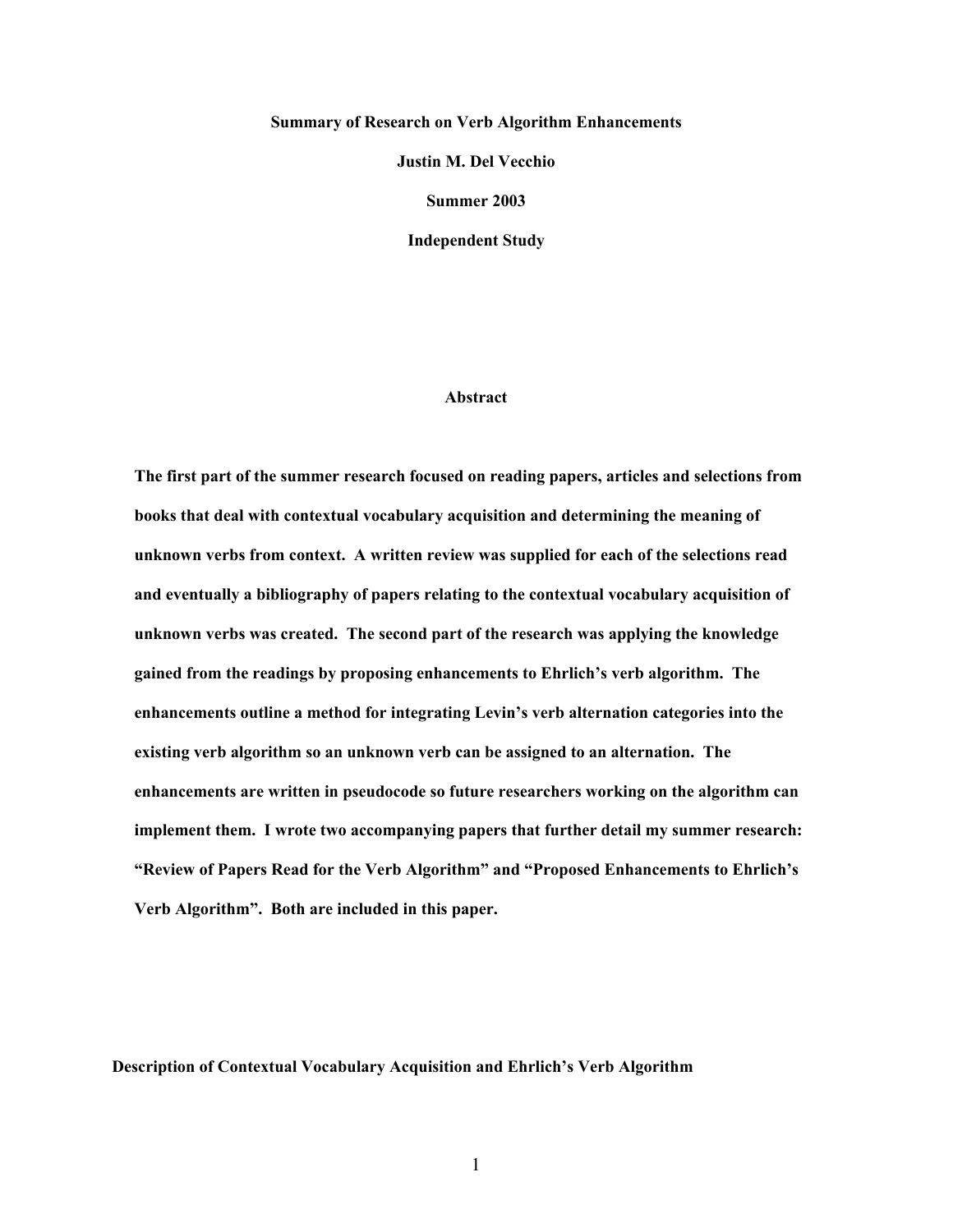**Summary of Research on Verb Algorithm Enhancements**

**Justin M. Del Vecchio**

**Summer 2003**

**Independent Study**

## Abstract

**The first part of the summer research focused on reading papers, articles and selections from books that deal with contextual vocabulary acquisition and determining the meaning of unknown verbs from context. A written review was supplied for each of the selections read and eventually a bibliography of papers relating to the contextual vocabulary acquisition of unknown verbs was created. The second part of the research was applying the knowledge gained from the readings by proposing enhancements to Ehrlich's verb algorithm. The enhancements outline a method for integrating Levin's verb alternation categories into the existing verb algorithm so an unknown verb can be assigned to an alternation. The enhancements are written in pseudocode so future researchers working on the algorithm can implement them. I wrote two accompanying papers that further detail my summer research: "Review of Papers Read for the Verb Algorithm" and "Proposed Enhancements to Ehrlich's Verb Algorithm". Both are included in this paper.**

## Description of Contextual Vocabulary Acquisition and Ehrlich's Verb Algorithm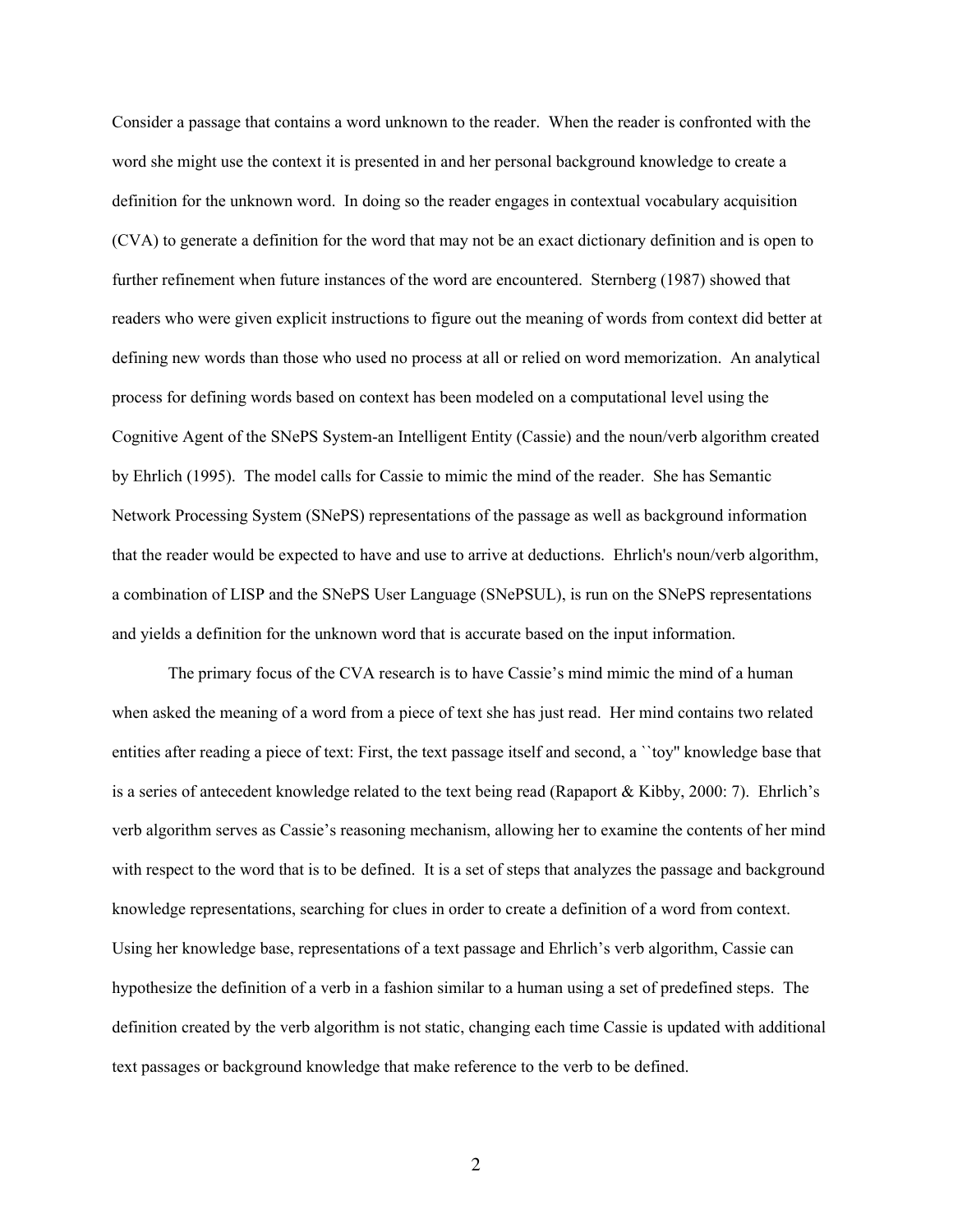Consider a passage that contains a word unknown to the reader. When the reader is confronted with the word she might use the context it is presented in and her personal background knowledge to create a definition for the unknown word. In doing so the reader engages in contextual vocabulary acquisition (CVA) to generate a definition for the word that may not be an exact dictionary definition and is open to further refinement when future instances of the word are encountered. Sternberg (1987) showed that readers who were given explicit instructions to figure out the meaning of words from context did better at defining new words than those who used no process at all or relied on word memorization. An analytical process for defining words based on context has been modeled on a computational level using the Cognitive Agent of the SNePS System-an Intelligent Entity (Cassie) and the noun/verb algorithm created by Ehrlich (1995). The model calls for Cassie to mimic the mind of the reader. She has Semantic Network Processing System (SNePS) representations of the passage as well as background information that the reader would be expected to have and use to arrive at deductions. Ehrlich's noun/verb algorithm, a combination of LISP and the SNePS User Language (SNePSUL), is run on the SNePS representations and yields a definition for the unknown word that is accurate based on the input information.

The primary focus of the CVA research is to have Cassie's mind mimic the mind of a human when asked the meaning of a word from a piece of text she has just read. Her mind contains two related entities after reading a piece of text: First, the text passage itself and second, a ``toy'' knowledge base that is a series of antecedent knowledge related to the text being read (Rapaport & Kibby, 2000: 7). Ehrlich's verb algorithm serves as Cassie's reasoning mechanism, allowing her to examine the contents of her mind with respect to the word that is to be defined. It is a set of steps that analyzes the passage and background knowledge representations, searching for clues in order to create a definition of a word from context. Using her knowledge base, representations of a text passage and Ehrlich's verb algorithm, Cassie can hypothesize the definition of a verb in a fashion similar to a human using a set of predefined steps. The definition created by the verb algorithm is not static, changing each time Cassie is updated with additional text passages or background knowledge that make reference to the verb to be defined.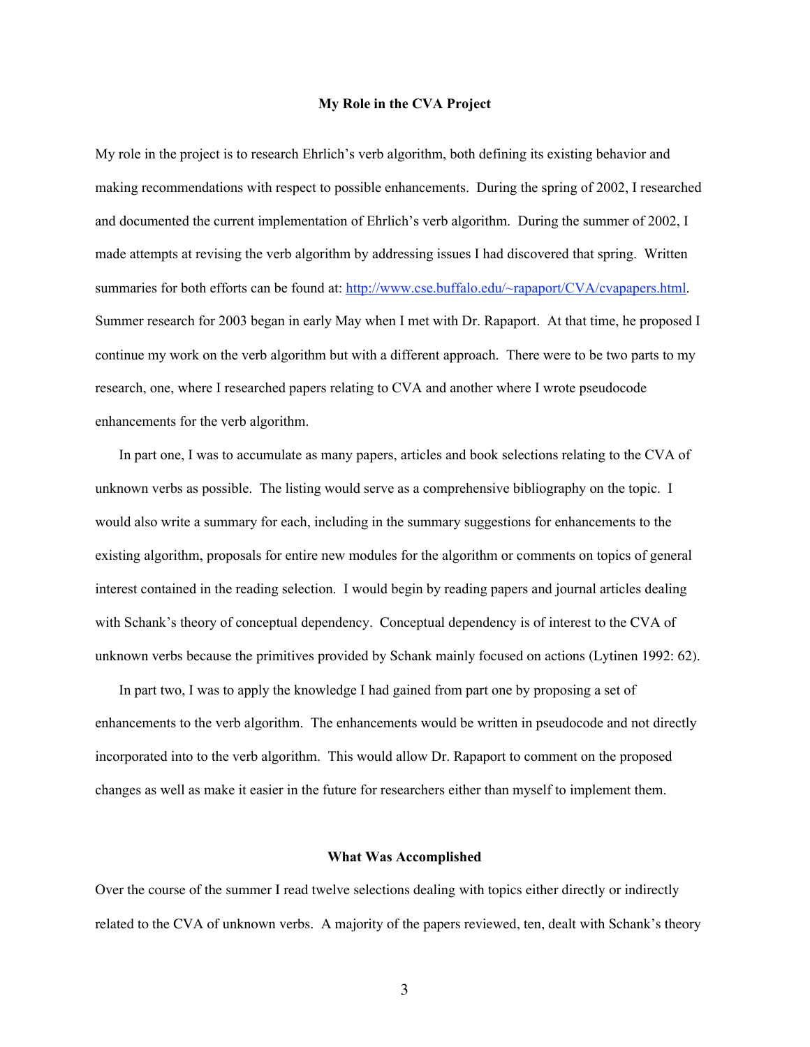## My Role in the CVA Project

My role in the project is to research Ehrlich's verb algorithm, both defining its existing behavior and making recommendations with respect to possible enhancements. During the spring of 2002, I researched and documented the current implementation of Ehrlich's verb algorithm. During the summer of 2002, I made attempts at revising the verb algorithm by addressing issues I had discovered that spring. Written summaries for both efforts can be found at: [http://www.cse.buffalo.edu/~rapaport/CVA/cvapapers.html](http://www.cse.buffalo.edu/~rapaport/CVA/cvapapers.html). Summer research for 2003 began in early May when I met with Dr. Rapaport. At that time, he proposed I continue my work on the verb algorithm but with a different approach. There were to be two parts to my research, one, where I researched papers relating to CVA and another where I wrote pseudocode enhancements for the verb algorithm.

In part one, I was to accumulate as many papers, articles and book selections relating to the CVA of unknown verbs as possible. The listing would serve as a comprehensive bibliography on the topic. I would also write a summary for each, including in the summary suggestions for enhancements to the existing algorithm, proposals for entire new modules for the algorithm or comments on topics of general interest contained in the reading selection. I would begin by reading papers and journal articles dealing with Schank's theory of conceptual dependency. Conceptual dependency is of interest to the CVA of unknown verbs because the primitives provided by Schank mainly focused on actions (Lytinen 1992: 62).

In part two, I was to apply the knowledge I had gained from part one by proposing a set of enhancements to the verb algorithm. The enhancements would be written in pseudocode and not directly incorporated into to the verb algorithm. This would allow Dr. Rapaport to comment on the proposed changes as well as make it easier in the future for researchers either than myself to implement them.

## What Was Accomplished

Over the course of the summer I read twelve selections dealing with topics either directly or indirectly related to the CVA of unknown verbs. A majority of the papers reviewed, ten, dealt with Schank's theory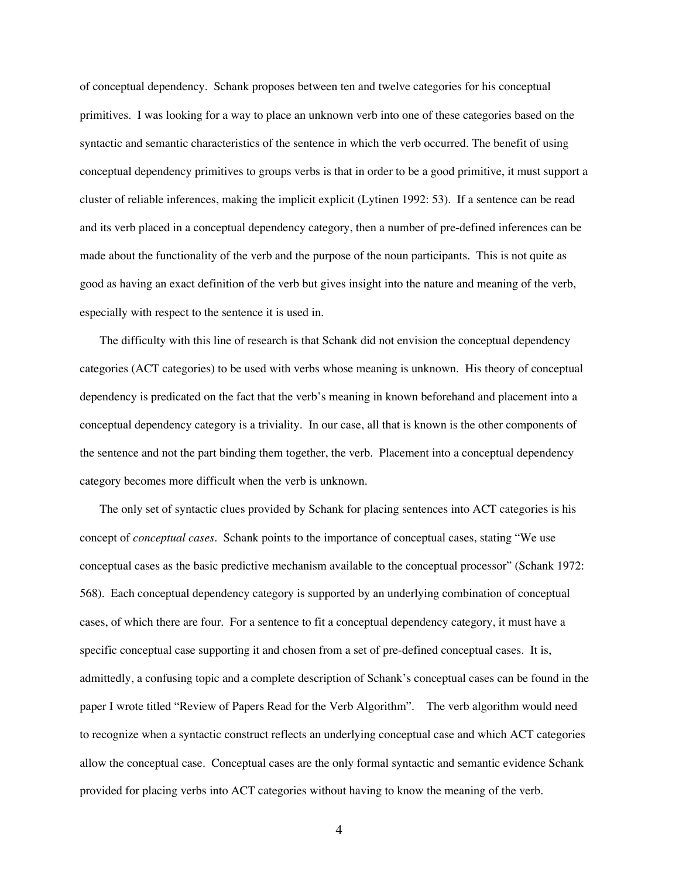of conceptual dependency. Schank proposes between ten and twelve categories for his conceptual primitives. I was looking for a way to place an unknown verb into one of these categories based on the syntactic and semantic characteristics of the sentence in which the verb occurred. The benefit of using conceptual dependency primitives to groups verbs is that in order to be a good primitive, it must support a cluster of reliable inferences, making the implicit explicit (Lytinen 1992: 53). If a sentence can be read and its verb placed in a conceptual dependency category, then a number of pre-defined inferences can be made about the functionality of the verb and the purpose of the noun participants. This is not quite as good as having an exact definition of the verb but gives insight into the nature and meaning of the verb, especially with respect to the sentence it is used in.

The difficulty with this line of research is that Schank did not envision the conceptual dependency categories (ACT categories) to be used with verbs whose meaning is unknown. His theory of conceptual dependency is predicated on the fact that the verb's meaning in known beforehand and placement into a conceptual dependency category is a triviality. In our case, all that is known is the other components of the sentence and not the part binding them together, the verb. Placement into a conceptual dependency category becomes more difficult when the verb is unknown.

The only set of syntactic clues provided by Schank for placing sentences into ACT categories is his concept of *conceptual cases*. Schank points to the importance of conceptual cases, stating "We use conceptual cases as the basic predictive mechanism available to the conceptual processor" (Schank 1972: 568). Each conceptual dependency category is supported by an underlying combination of conceptual cases, of which there are four. For a sentence to fit a conceptual dependency category, it must have a specific conceptual case supporting it and chosen from a set of pre-defined conceptual cases. It is, admittedly, a confusing topic and a complete description of Schank's conceptual cases can be found in the paper I wrote titled "Review of Papers Read for the Verb Algorithm". The verb algorithm would need to recognize when a syntactic construct reflects an underlying conceptual case and which ACT categories allow the conceptual case. Conceptual cases are the only formal syntactic and semantic evidence Schank provided for placing verbs into ACT categories without having to know the meaning of the verb.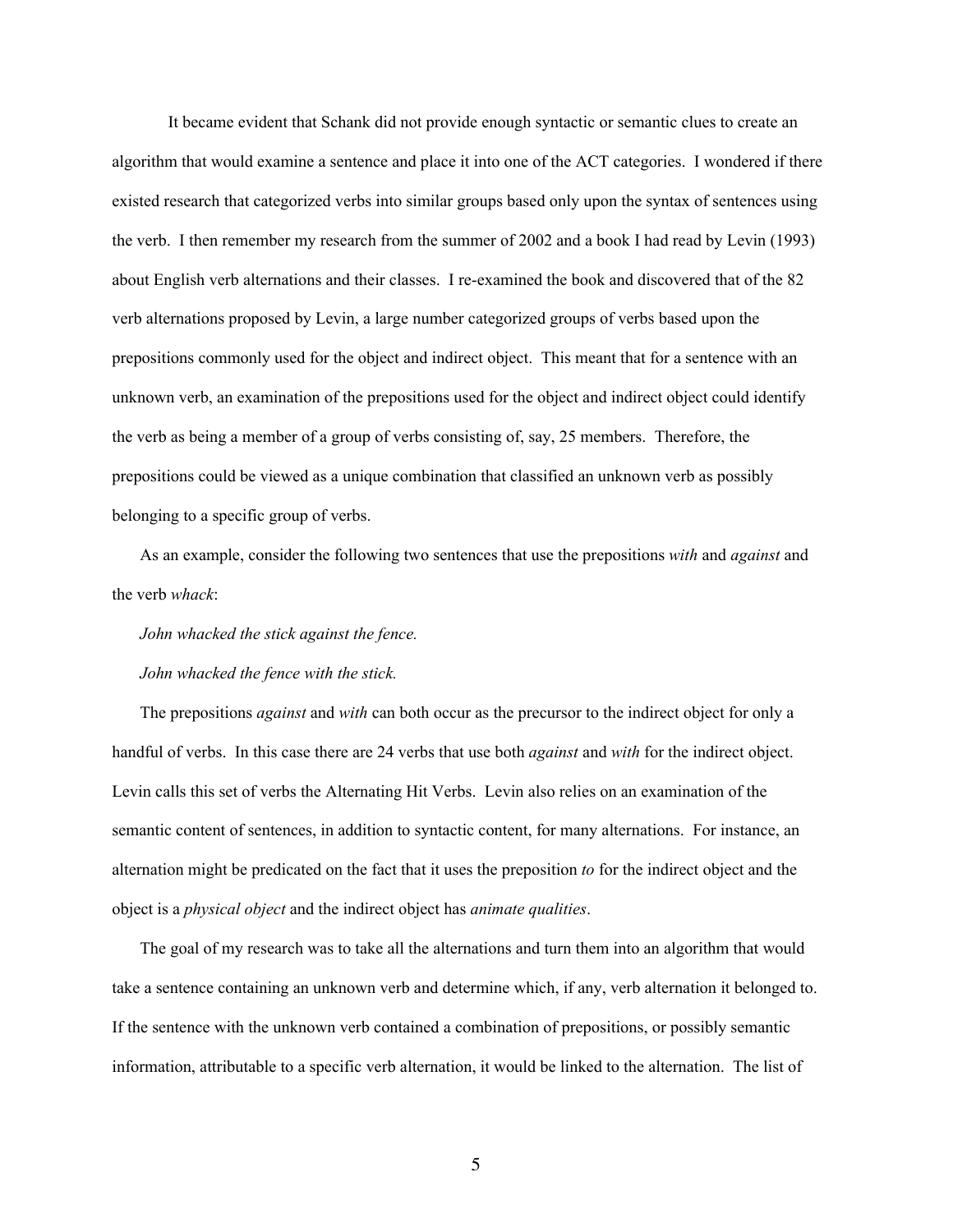It became evident that Schank did not provide enough syntactic or semantic clues to create an algorithm that would examine a sentence and place it into one of the ACT categories. I wondered if there existed research that categorized verbs into similar groups based only upon the syntax of sentences using the verb. I then remember my research from the summer of 2002 and a book I had read by Levin (1993) about English verb alternations and their classes. I re-examined the book and discovered that of the 82 verb alternations proposed by Levin, a large number categorized groups of verbs based upon the prepositions commonly used for the object and indirect object. This meant that for a sentence with an unknown verb, an examination of the prepositions used for the object and indirect object could identify the verb as being a member of a group of verbs consisting of, say, 25 members. Therefore, the prepositions could be viewed as a unique combination that classified an unknown verb as possibly belonging to a specific group of verbs.

As an example, consider the following two sentences that use the prepositions *with* and *against* and the verb *whack*:

*John whacked the stick against the fence.*

*John whacked the fence with the stick.*

The prepositions *against* and *with* can both occur as the precursor to the indirect object for only a handful of verbs. In this case there are 24 verbs that use both *against* and *with* for the indirect object. Levin calls this set of verbs the Alternating Hit Verbs. Levin also relies on an examination of the semantic content of sentences, in addition to syntactic content, for many alternations. For instance, an alternation might be predicated on the fact that it uses the preposition *to* for the indirect object and the object is a *physical object* and the indirect object has *animate qualities*.

The goal of my research was to take all the alternations and turn them into an algorithm that would take a sentence containing an unknown verb and determine which, if any, verb alternation it belonged to. If the sentence with the unknown verb contained a combination of prepositions, or possibly semantic information, attributable to a specific verb alternation, it would be linked to the alternation. The list of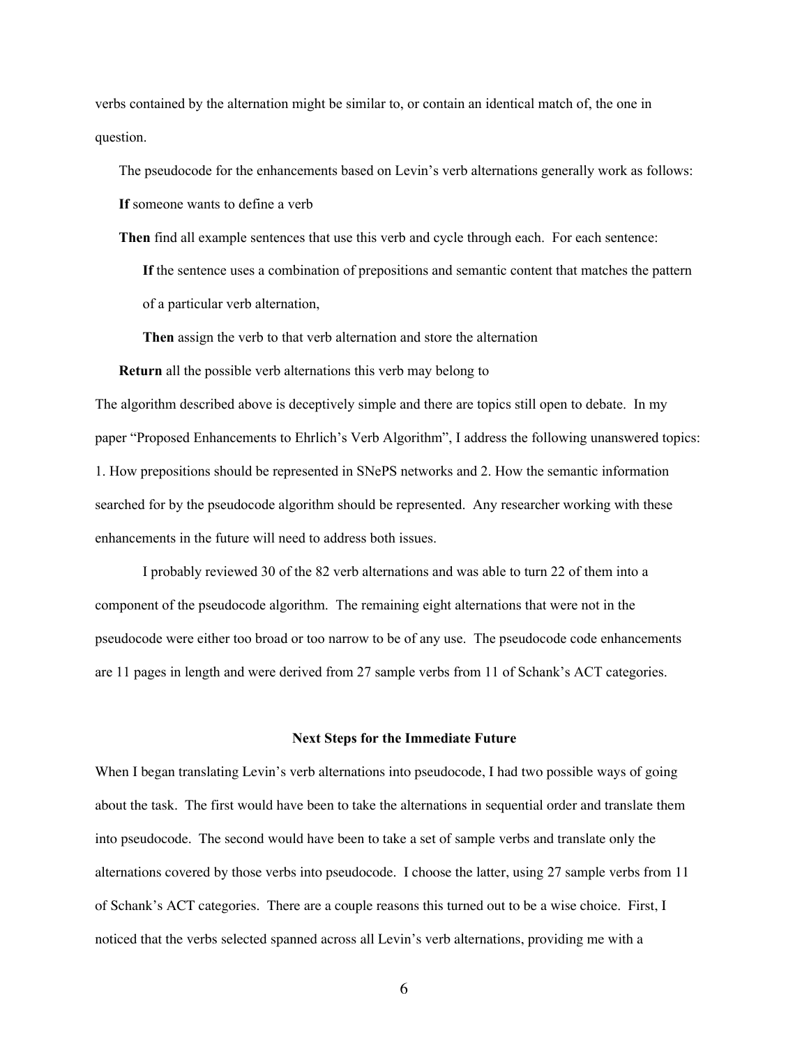verbs contained by the alternation might be similar to, or contain an identical match of, the one in question.

The pseudocode for the enhancements based on Levin's verb alternations generally work as follows:

**If** someone wants to define a verb

**Then** find all example sentences that use this verb and cycle through each. For each sentence:

> **If** the sentence uses a combination of prepositions and semantic content that matches the pattern of a particular verb alternation,
>
> **Then** assign the verb to that verb alternation and store the alternation

**Return** all the possible verb alternations this verb may belong to

The algorithm described above is deceptively simple and there are topics still open to debate. In my paper "Proposed Enhancements to Ehrlich's Verb Algorithm", I address the following unanswered topics: 1. How prepositions should be represented in SNePS networks and 2. How the semantic information searched for by the pseudocode algorithm should be represented. Any researcher working with these enhancements in the future will need to address both issues.

I probably reviewed 30 of the 82 verb alternations and was able to turn 22 of them into a component of the pseudocode algorithm. The remaining eight alternations that were not in the pseudocode were either too broad or too narrow to be of any use. The pseudocode code enhancements are 11 pages in length and were derived from 27 sample verbs from 11 of Schank's ACT categories.

## Next Steps for the Immediate Future

When I began translating Levin's verb alternations into pseudocode, I had two possible ways of going about the task. The first would have been to take the alternations in sequential order and translate them into pseudocode. The second would have been to take a set of sample verbs and translate only the alternations covered by those verbs into pseudocode. I choose the latter, using 27 sample verbs from 11 of Schank's ACT categories. There are a couple reasons this turned out to be a wise choice. First, I noticed that the verbs selected spanned across all Levin's verb alternations, providing me with a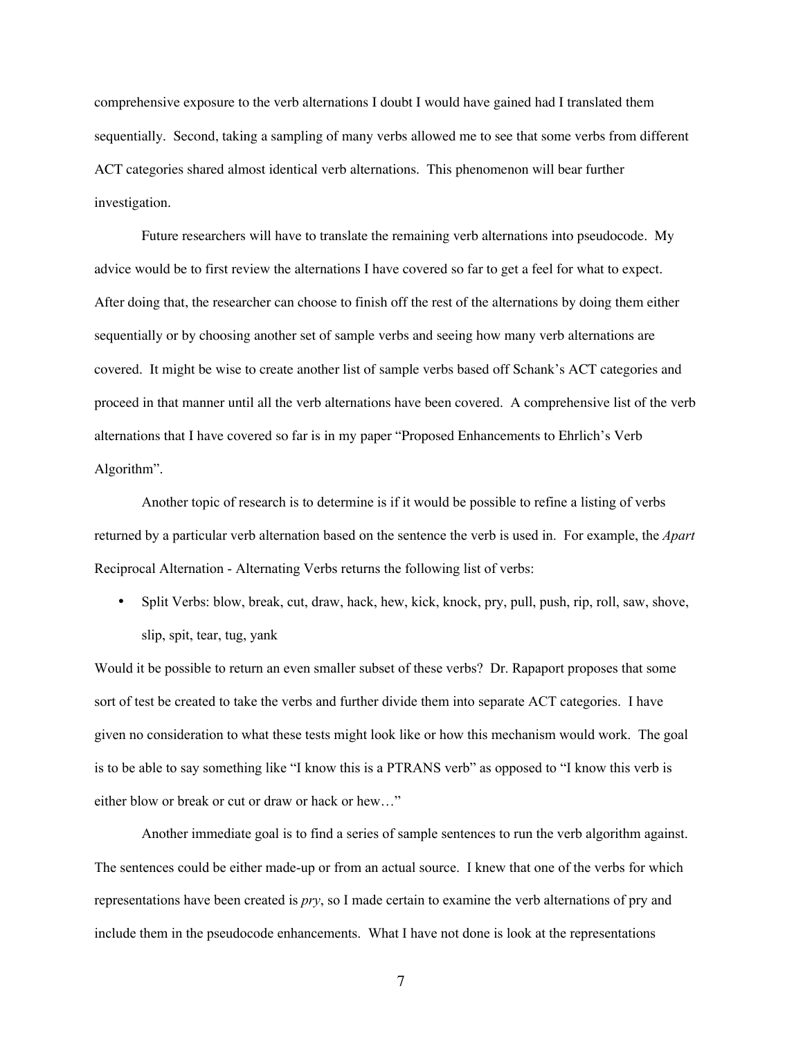comprehensive exposure to the verb alternations I doubt I would have gained had I translated them sequentially. Second, taking a sampling of many verbs allowed me to see that some verbs from different ACT categories shared almost identical verb alternations. This phenomenon will bear further investigation.

Future researchers will have to translate the remaining verb alternations into pseudocode. My advice would be to first review the alternations I have covered so far to get a feel for what to expect. After doing that, the researcher can choose to finish off the rest of the alternations by doing them either sequentially or by choosing another set of sample verbs and seeing how many verb alternations are covered. It might be wise to create another list of sample verbs based off Schank's ACT categories and proceed in that manner until all the verb alternations have been covered. A comprehensive list of the verb alternations that I have covered so far is in my paper "Proposed Enhancements to Ehrlich's Verb Algorithm".

Another topic of research is to determine is if it would be possible to refine a listing of verbs returned by a particular verb alternation based on the sentence the verb is used in. For example, the *Apart* Reciprocal Alternation - Alternating Verbs returns the following list of verbs:

- Split Verbs: blow, break, cut, draw, hack, hew, kick, knock, pry, pull, push, rip, roll, saw, shove, slip, spit, tear, tug, yank

Would it be possible to return an even smaller subset of these verbs? Dr. Rapaport proposes that some sort of test be created to take the verbs and further divide them into separate ACT categories. I have given no consideration to what these tests might look like or how this mechanism would work. The goal is to be able to say something like "I know this is a PTRANS verb" as opposed to "I know this verb is either blow or break or cut or draw or hack or hew…"

Another immediate goal is to find a series of sample sentences to run the verb algorithm against. The sentences could be either made-up or from an actual source. I knew that one of the verbs for which representations have been created is *pry*, so I made certain to examine the verb alternations of pry and include them in the pseudocode enhancements. What I have not done is look at the representations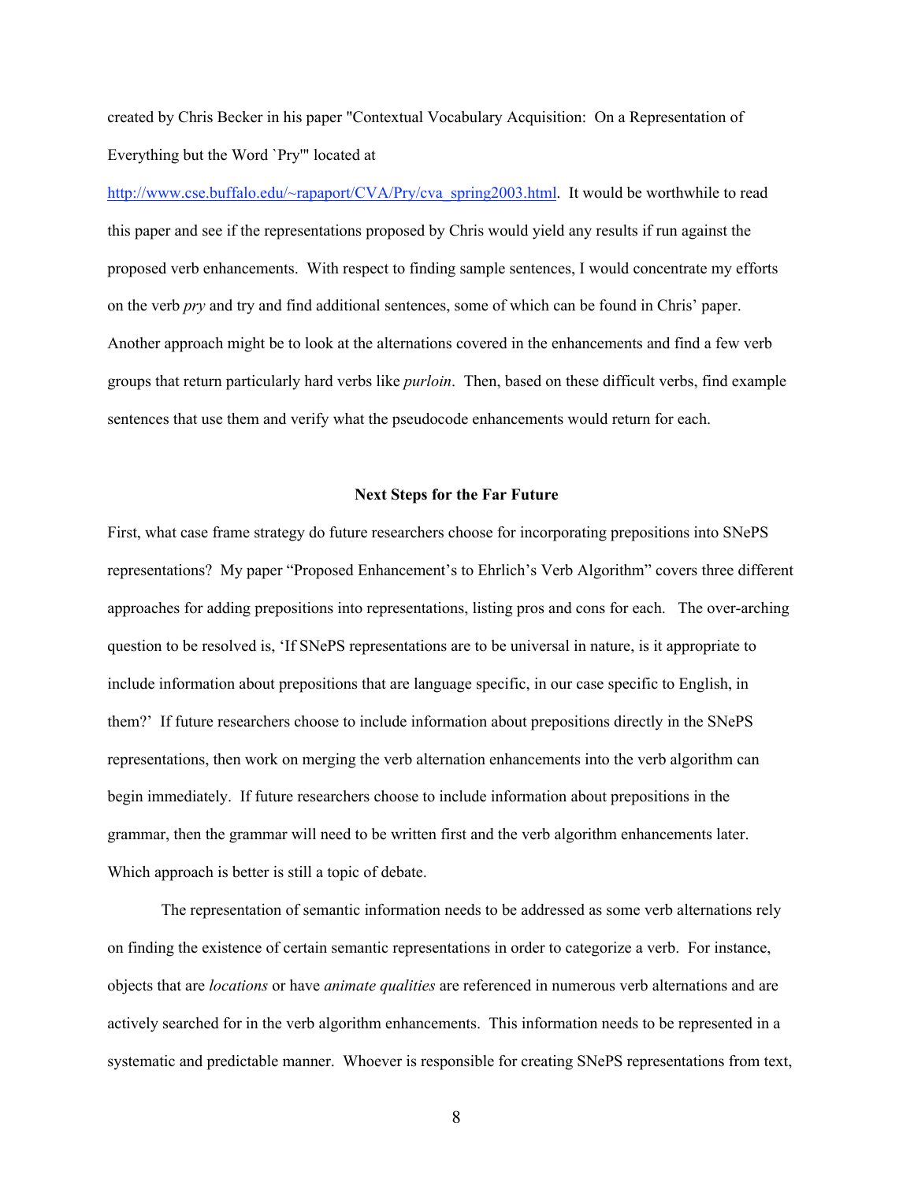created by Chris Becker in his paper "Contextual Vocabulary Acquisition: On a Representation of Everything but the Word `Pry'" located at [http://www.cse.buffalo.edu/~rapaport/CVA/Pry/cva_spring2003.html](http://www.cse.buffalo.edu/~rapaport/CVA/Pry/cva_spring2003.html). It would be worthwhile to read this paper and see if the representations proposed by Chris would yield any results if run against the proposed verb enhancements. With respect to finding sample sentences, I would concentrate my efforts on the verb *pry* and try and find additional sentences, some of which can be found in Chris' paper. Another approach might be to look at the alternations covered in the enhancements and find a few verb groups that return particularly hard verbs like *purloin*. Then, based on these difficult verbs, find example sentences that use them and verify what the pseudocode enhancements would return for each.

## Next Steps for the Far Future

First, what case frame strategy do future researchers choose for incorporating prepositions into SNePS representations? My paper "Proposed Enhancement's to Ehrlich's Verb Algorithm" covers three different approaches for adding prepositions into representations, listing pros and cons for each. The over-arching question to be resolved is, 'If SNePS representations are to be universal in nature, is it appropriate to include information about prepositions that are language specific, in our case specific to English, in them?' If future researchers choose to include information about prepositions directly in the SNePS representations, then work on merging the verb alternation enhancements into the verb algorithm can begin immediately. If future researchers choose to include information about prepositions in the grammar, then the grammar will need to be written first and the verb algorithm enhancements later. Which approach is better is still a topic of debate.

The representation of semantic information needs to be addressed as some verb alternations rely on finding the existence of certain semantic representations in order to categorize a verb. For instance, objects that are *locations* or have *animate qualities* are referenced in numerous verb alternations and are actively searched for in the verb algorithm enhancements. This information needs to be represented in a systematic and predictable manner. Whoever is responsible for creating SNePS representations from text,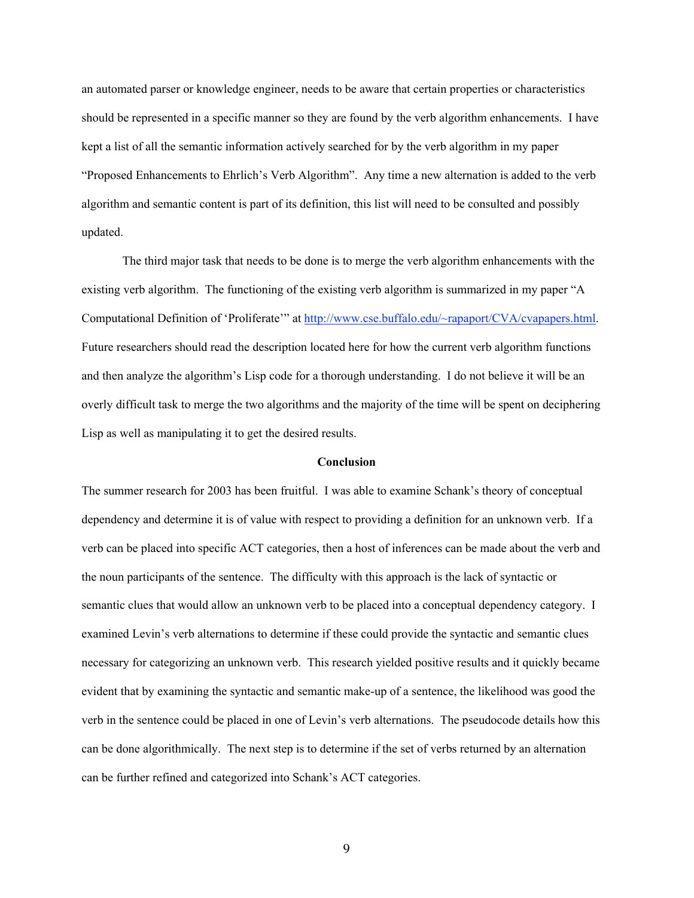an automated parser or knowledge engineer, needs to be aware that certain properties or characteristics should be represented in a specific manner so they are found by the verb algorithm enhancements. I have kept a list of all the semantic information actively searched for by the verb algorithm in my paper "Proposed Enhancements to Ehrlich's Verb Algorithm". Any time a new alternation is added to the verb algorithm and semantic content is part of its definition, this list will need to be consulted and possibly updated.

The third major task that needs to be done is to merge the verb algorithm enhancements with the existing verb algorithm. The functioning of the existing verb algorithm is summarized in my paper "A Computational Definition of 'Proliferate'" at [http://www.cse.buffalo.edu/~rapaport/CVA/cvapapers.html](http://www.cse.buffalo.edu/~rapaport/CVA/cvapapers.html). Future researchers should read the description located here for how the current verb algorithm functions and then analyze the algorithm's Lisp code for a thorough understanding. I do not believe it will be an overly difficult task to merge the two algorithms and the majority of the time will be spent on deciphering Lisp as well as manipulating it to get the desired results.

## Conclusion

The summer research for 2003 has been fruitful. I was able to examine Schank's theory of conceptual dependency and determine it is of value with respect to providing a definition for an unknown verb. If a verb can be placed into specific ACT categories, then a host of inferences can be made about the verb and the noun participants of the sentence. The difficulty with this approach is the lack of syntactic or semantic clues that would allow an unknown verb to be placed into a conceptual dependency category. I examined Levin's verb alternations to determine if these could provide the syntactic and semantic clues necessary for categorizing an unknown verb. This research yielded positive results and it quickly became evident that by examining the syntactic and semantic make-up of a sentence, the likelihood was good the verb in the sentence could be placed in one of Levin's verb alternations. The pseudocode details how this can be done algorithmically. The next step is to determine if the set of verbs returned by an alternation can be further refined and categorized into Schank's ACT categories.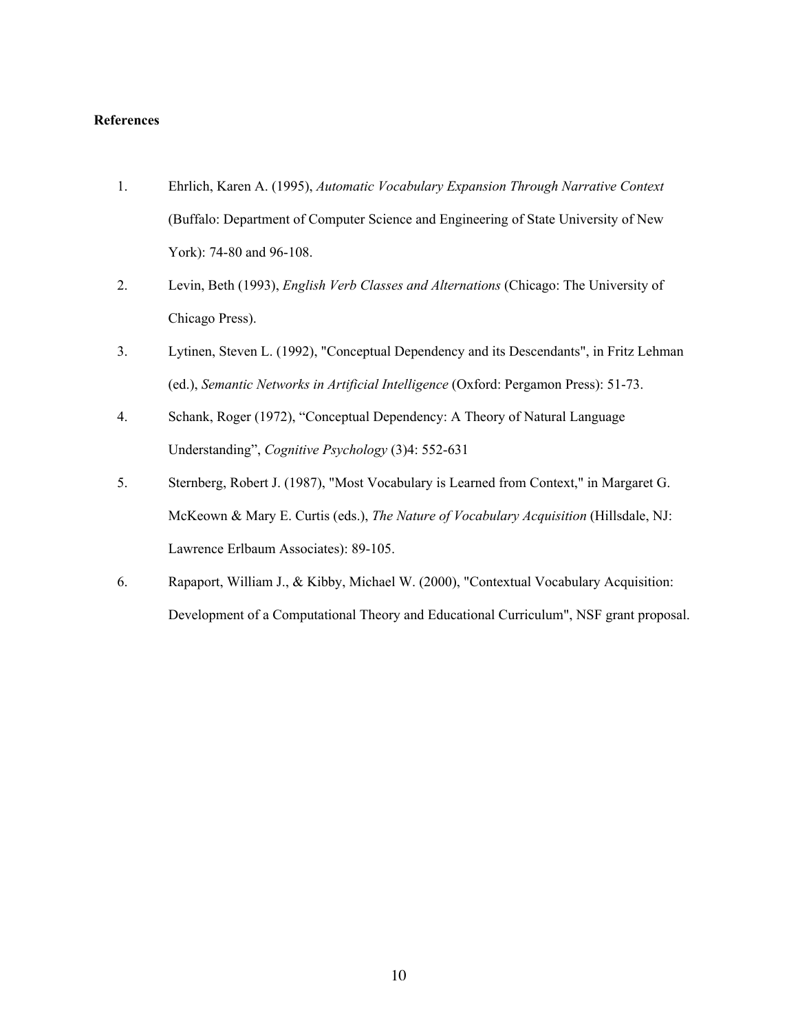**References**

1. Ehrlich, Karen A. (1995), *Automatic Vocabulary Expansion Through Narrative Context* (Buffalo: Department of Computer Science and Engineering of State University of New York): 74-80 and 96-108.
2. Levin, Beth (1993), *English Verb Classes and Alternations* (Chicago: The University of Chicago Press).
3. Lytinen, Steven L. (1992), "Conceptual Dependency and its Descendants", in Fritz Lehman (ed.), *Semantic Networks in Artificial Intelligence* (Oxford: Pergamon Press): 51-73.
4. Schank, Roger (1972), "Conceptual Dependency: A Theory of Natural Language Understanding", *Cognitive Psychology* (3)4: 552-631
5. Sternberg, Robert J. (1987), "Most Vocabulary is Learned from Context," in Margaret G. McKeown & Mary E. Curtis (eds.), *The Nature of Vocabulary Acquisition* (Hillsdale, NJ: Lawrence Erlbaum Associates): 89-105.
6. Rapaport, William J., & Kibby, Michael W. (2000), "Contextual Vocabulary Acquisition: Development of a Computational Theory and Educational Curriculum", NSF grant proposal.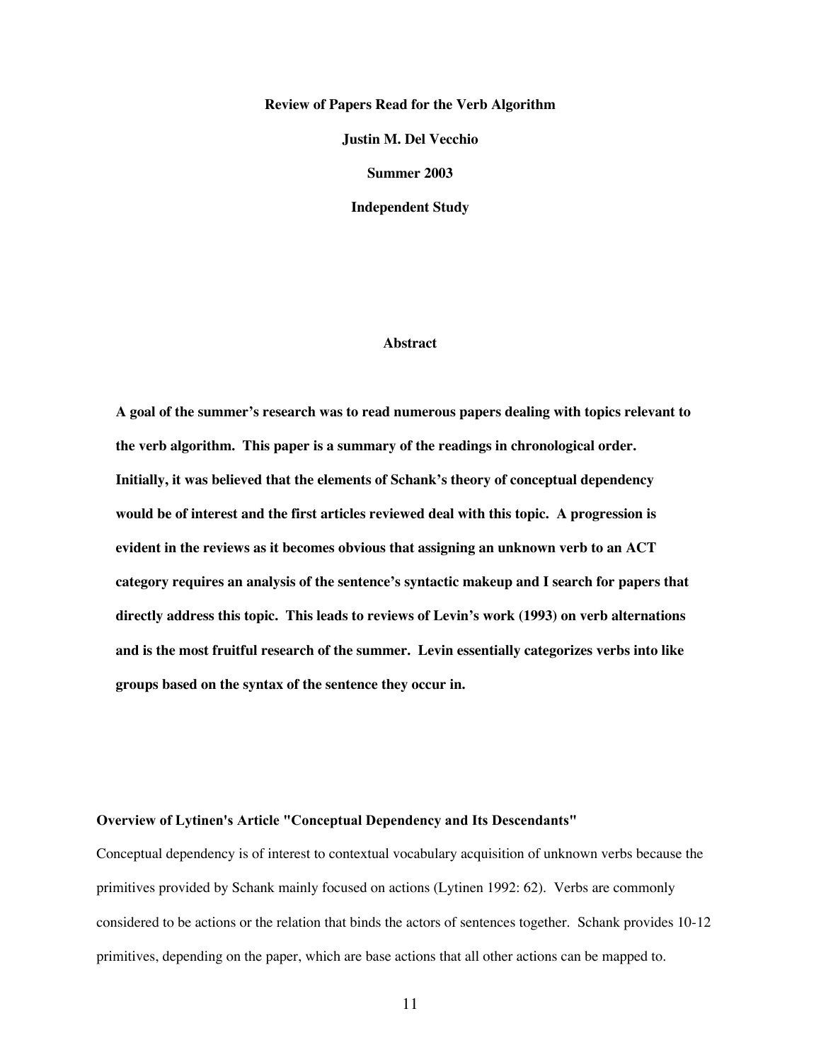**Review of Papers Read for the Verb Algorithm**

**Justin M. Del Vecchio**

**Summer 2003**

**Independent Study**

## Abstract

**A goal of the summer's research was to read numerous papers dealing with topics relevant to the verb algorithm. This paper is a summary of the readings in chronological order. Initially, it was believed that the elements of Schank's theory of conceptual dependency would be of interest and the first articles reviewed deal with this topic. A progression is evident in the reviews as it becomes obvious that assigning an unknown verb to an ACT category requires an analysis of the sentence's syntactic makeup and I search for papers that directly address this topic. This leads to reviews of Levin's work (1993) on verb alternations and is the most fruitful research of the summer. Levin essentially categorizes verbs into like groups based on the syntax of the sentence they occur in.**

### Overview of Lytinen's Article "Conceptual Dependency and Its Descendants"

Conceptual dependency is of interest to contextual vocabulary acquisition of unknown verbs because the primitives provided by Schank mainly focused on actions (Lytinen 1992: 62). Verbs are commonly considered to be actions or the relation that binds the actors of sentences together. Schank provides 10-12 primitives, depending on the paper, which are base actions that all other actions can be mapped to.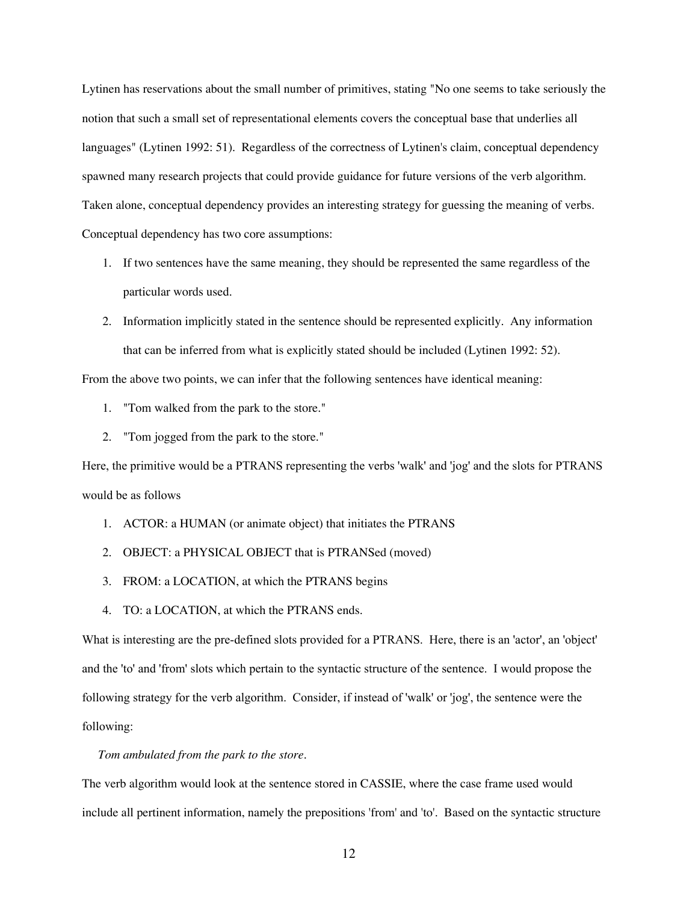Lytinen has reservations about the small number of primitives, stating "No one seems to take seriously the notion that such a small set of representational elements covers the conceptual base that underlies all languages" (Lytinen 1992: 51). Regardless of the correctness of Lytinen's claim, conceptual dependency spawned many research projects that could provide guidance for future versions of the verb algorithm. Taken alone, conceptual dependency provides an interesting strategy for guessing the meaning of verbs. Conceptual dependency has two core assumptions:

1. If two sentences have the same meaning, they should be represented the same regardless of the particular words used.
2. Information implicitly stated in the sentence should be represented explicitly. Any information that can be inferred from what is explicitly stated should be included (Lytinen 1992: 52).

From the above two points, we can infer that the following sentences have identical meaning:

1. "Tom walked from the park to the store."
2. "Tom jogged from the park to the store."

Here, the primitive would be a PTRANS representing the verbs 'walk' and 'jog' and the slots for PTRANS would be as follows

1. ACTOR: a HUMAN (or animate object) that initiates the PTRANS
2. OBJECT: a PHYSICAL OBJECT that is PTRANSed (moved)
3. FROM: a LOCATION, at which the PTRANS begins
4. TO: a LOCATION, at which the PTRANS ends.

What is interesting are the pre-defined slots provided for a PTRANS. Here, there is an 'actor', an 'object' and the 'to' and 'from' slots which pertain to the syntactic structure of the sentence. I would propose the following strategy for the verb algorithm. Consider, if instead of 'walk' or 'jog', the sentence were the following:

*Tom ambulated from the park to the store*.

The verb algorithm would look at the sentence stored in CASSIE, where the case frame used would include all pertinent information, namely the prepositions 'from' and 'to'. Based on the syntactic structure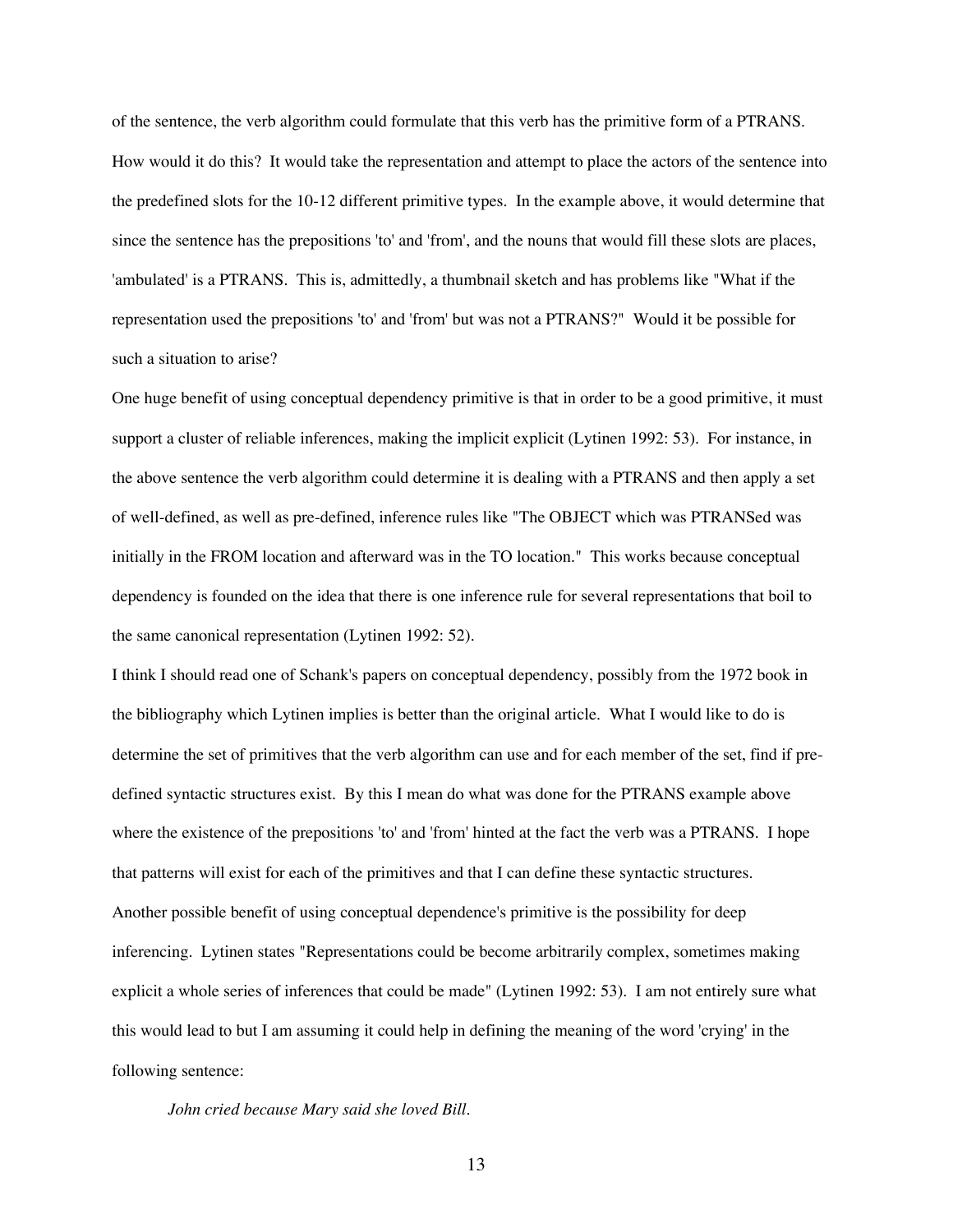of the sentence, the verb algorithm could formulate that this verb has the primitive form of a PTRANS. How would it do this? It would take the representation and attempt to place the actors of the sentence into the predefined slots for the 10-12 different primitive types. In the example above, it would determine that since the sentence has the prepositions 'to' and 'from', and the nouns that would fill these slots are places, 'ambulated' is a PTRANS. This is, admittedly, a thumbnail sketch and has problems like "What if the representation used the prepositions 'to' and 'from' but was not a PTRANS?" Would it be possible for such a situation to arise?

One huge benefit of using conceptual dependency primitive is that in order to be a good primitive, it must support a cluster of reliable inferences, making the implicit explicit (Lytinen 1992: 53). For instance, in the above sentence the verb algorithm could determine it is dealing with a PTRANS and then apply a set of well-defined, as well as pre-defined, inference rules like "The OBJECT which was PTRANSed was initially in the FROM location and afterward was in the TO location." This works because conceptual dependency is founded on the idea that there is one inference rule for several representations that boil to the same canonical representation (Lytinen 1992: 52).

I think I should read one of Schank's papers on conceptual dependency, possibly from the 1972 book in the bibliography which Lytinen implies is better than the original article. What I would like to do is determine the set of primitives that the verb algorithm can use and for each member of the set, find if pre-defined syntactic structures exist. By this I mean do what was done for the PTRANS example above where the existence of the prepositions 'to' and 'from' hinted at the fact the verb was a PTRANS. I hope that patterns will exist for each of the primitives and that I can define these syntactic structures.

Another possible benefit of using conceptual dependence's primitive is the possibility for deep inferencing. Lytinen states "Representations could be become arbitrarily complex, sometimes making explicit a whole series of inferences that could be made" (Lytinen 1992: 53). I am not entirely sure what this would lead to but I am assuming it could help in defining the meaning of the word 'crying' in the following sentence:

*John cried because Mary said she loved Bill.*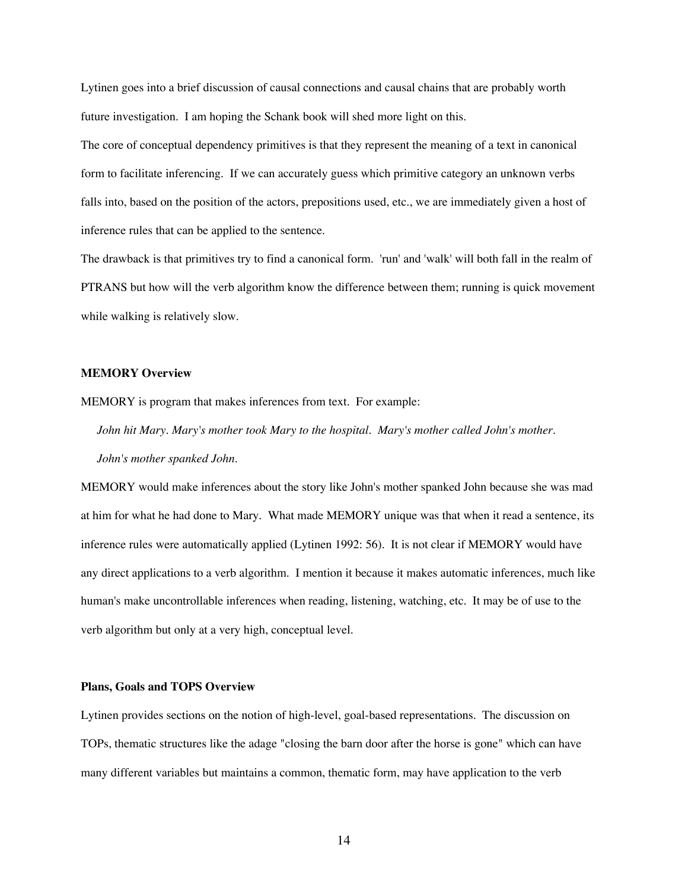Lytinen goes into a brief discussion of causal connections and causal chains that are probably worth future investigation. I am hoping the Schank book will shed more light on this.

The core of conceptual dependency primitives is that they represent the meaning of a text in canonical form to facilitate inferencing. If we can accurately guess which primitive category an unknown verbs falls into, based on the position of the actors, prepositions used, etc., we are immediately given a host of inference rules that can be applied to the sentence.

The drawback is that primitives try to find a canonical form. 'run' and 'walk' will both fall in the realm of PTRANS but how will the verb algorithm know the difference between them; running is quick movement while walking is relatively slow.

**MEMORY Overview**

MEMORY is program that makes inferences from text. For example:

> *John hit Mary. Mary's mother took Mary to the hospital. Mary's mother called John's mother. John's mother spanked John.*

MEMORY would make inferences about the story like John's mother spanked John because she was mad at him for what he had done to Mary. What made MEMORY unique was that when it read a sentence, its inference rules were automatically applied (Lytinen 1992: 56). It is not clear if MEMORY would have any direct applications to a verb algorithm. I mention it because it makes automatic inferences, much like human's make uncontrollable inferences when reading, listening, watching, etc. It may be of use to the verb algorithm but only at a very high, conceptual level.

**Plans, Goals and TOPS Overview**

Lytinen provides sections on the notion of high-level, goal-based representations. The discussion on TOPs, thematic structures like the adage "closing the barn door after the horse is gone" which can have many different variables but maintains a common, thematic form, may have application to the verb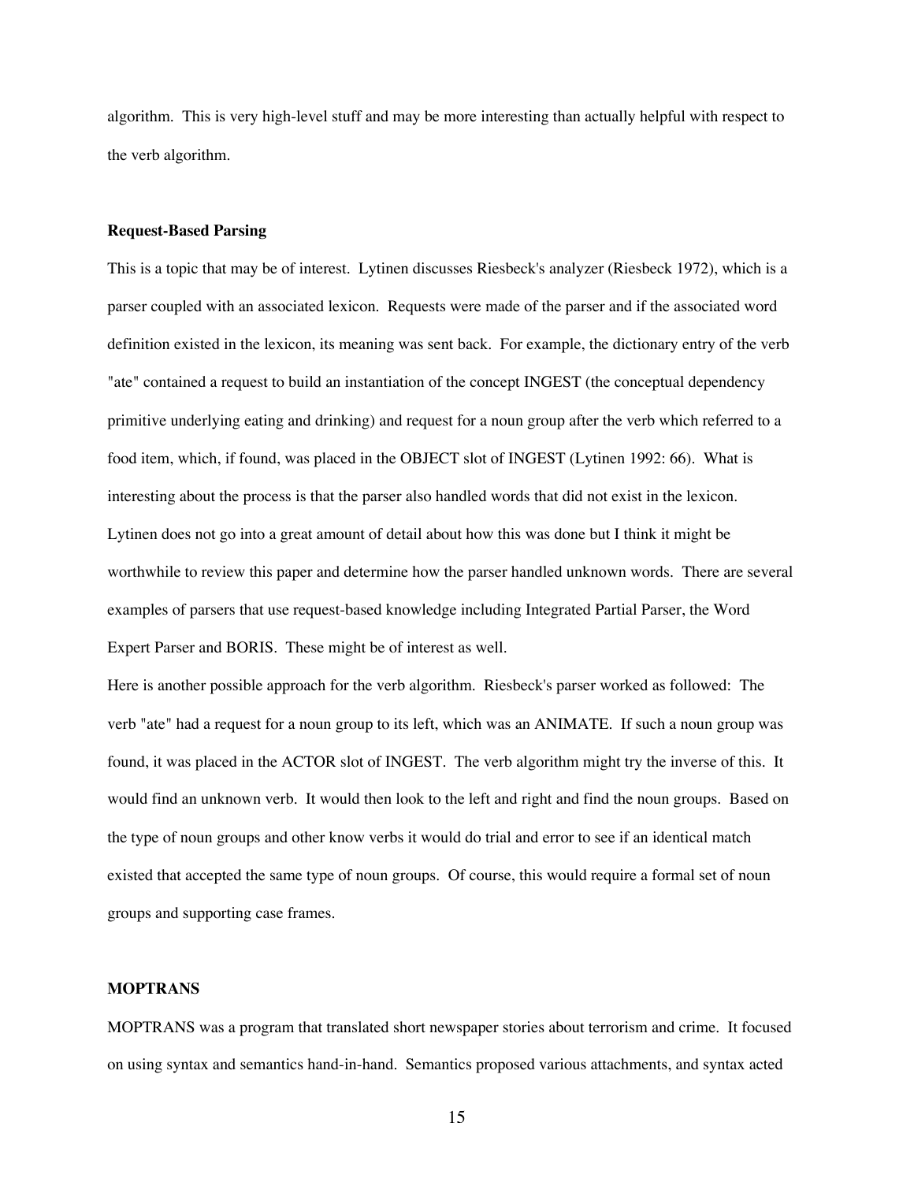algorithm. This is very high-level stuff and may be more interesting than actually helpful with respect to the verb algorithm.

**Request-Based Parsing**

This is a topic that may be of interest. Lytinen discusses Riesbeck's analyzer (Riesbeck 1972), which is a parser coupled with an associated lexicon. Requests were made of the parser and if the associated word definition existed in the lexicon, its meaning was sent back. For example, the dictionary entry of the verb "ate" contained a request to build an instantiation of the concept INGEST (the conceptual dependency primitive underlying eating and drinking) and request for a noun group after the verb which referred to a food item, which, if found, was placed in the OBJECT slot of INGEST (Lytinen 1992: 66). What is interesting about the process is that the parser also handled words that did not exist in the lexicon. Lytinen does not go into a great amount of detail about how this was done but I think it might be worthwhile to review this paper and determine how the parser handled unknown words. There are several examples of parsers that use request-based knowledge including Integrated Partial Parser, the Word Expert Parser and BORIS. These might be of interest as well.

Here is another possible approach for the verb algorithm. Riesbeck's parser worked as followed: The verb "ate" had a request for a noun group to its left, which was an ANIMATE. If such a noun group was found, it was placed in the ACTOR slot of INGEST. The verb algorithm might try the inverse of this. It would find an unknown verb. It would then look to the left and right and find the noun groups. Based on the type of noun groups and other know verbs it would do trial and error to see if an identical match existed that accepted the same type of noun groups. Of course, this would require a formal set of noun groups and supporting case frames.

**MOPTRANS**

MOPTRANS was a program that translated short newspaper stories about terrorism and crime. It focused on using syntax and semantics hand-in-hand. Semantics proposed various attachments, and syntax acted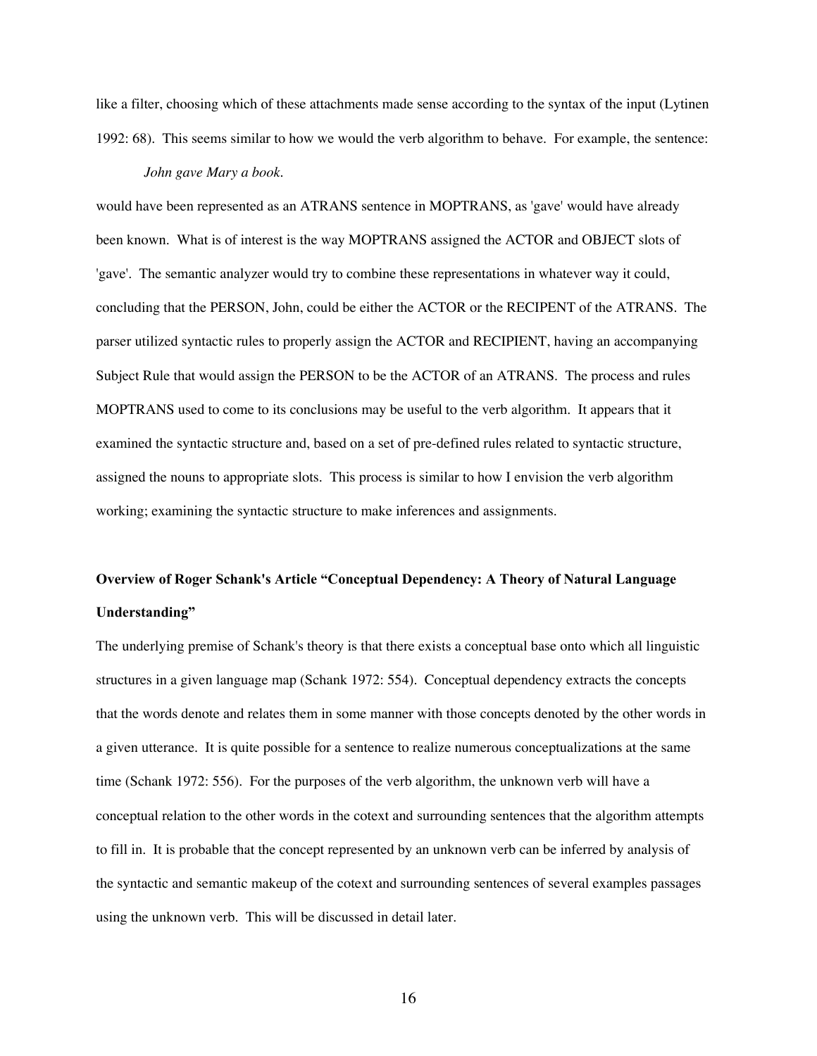like a filter, choosing which of these attachments made sense according to the syntax of the input (Lytinen 1992: 68). This seems similar to how we would the verb algorithm to behave. For example, the sentence:

*John gave Mary a book.*

would have been represented as an ATRANS sentence in MOPTRANS, as 'gave' would have already been known. What is of interest is the way MOPTRANS assigned the ACTOR and OBJECT slots of 'gave'. The semantic analyzer would try to combine these representations in whatever way it could, concluding that the PERSON, John, could be either the ACTOR or the RECIPENT of the ATRANS. The parser utilized syntactic rules to properly assign the ACTOR and RECIPIENT, having an accompanying Subject Rule that would assign the PERSON to be the ACTOR of an ATRANS. The process and rules MOPTRANS used to come to its conclusions may be useful to the verb algorithm. It appears that it examined the syntactic structure and, based on a set of pre-defined rules related to syntactic structure, assigned the nouns to appropriate slots. This process is similar to how I envision the verb algorithm working; examining the syntactic structure to make inferences and assignments.

**Overview of Roger Schank's Article "Conceptual Dependency: A Theory of Natural Language Understanding"**

The underlying premise of Schank's theory is that there exists a conceptual base onto which all linguistic structures in a given language map (Schank 1972: 554). Conceptual dependency extracts the concepts that the words denote and relates them in some manner with those concepts denoted by the other words in a given utterance. It is quite possible for a sentence to realize numerous conceptualizations at the same time (Schank 1972: 556). For the purposes of the verb algorithm, the unknown verb will have a conceptual relation to the other words in the cotext and surrounding sentences that the algorithm attempts to fill in. It is probable that the concept represented by an unknown verb can be inferred by analysis of the syntactic and semantic makeup of the cotext and surrounding sentences of several examples passages using the unknown verb. This will be discussed in detail later.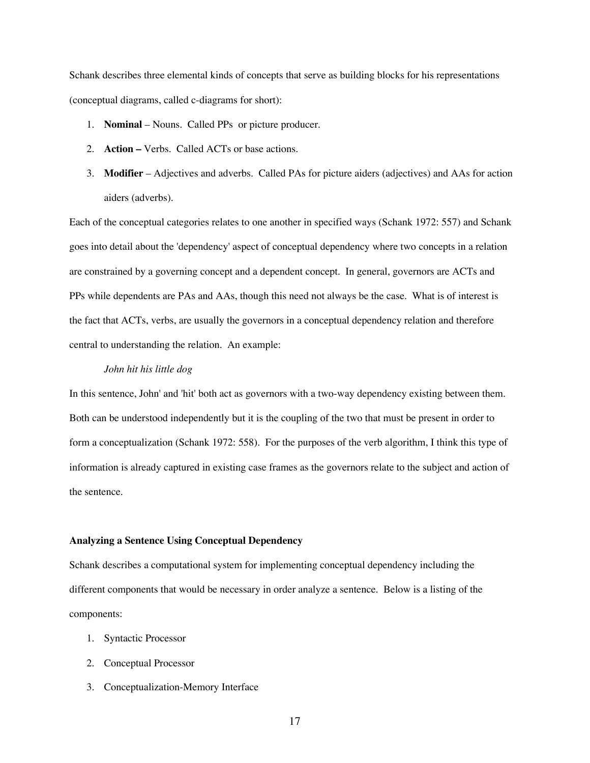Schank describes three elemental kinds of concepts that serve as building blocks for his representations (conceptual diagrams, called c-diagrams for short):

1. **Nominal** – Nouns. Called PPs or picture producer.
2. **Action –** Verbs. Called ACTs or base actions.
3. **Modifier** – Adjectives and adverbs. Called PAs for picture aiders (adjectives) and AAs for action aiders (adverbs).

Each of the conceptual categories relates to one another in specified ways (Schank 1972: 557) and Schank goes into detail about the 'dependency' aspect of conceptual dependency where two concepts in a relation are constrained by a governing concept and a dependent concept. In general, governors are ACTs and PPs while dependents are PAs and AAs, though this need not always be the case. What is of interest is the fact that ACTs, verbs, are usually the governors in a conceptual dependency relation and therefore central to understanding the relation. An example:

*John hit his little dog*

In this sentence, John' and 'hit' both act as governors with a two-way dependency existing between them. Both can be understood independently but it is the coupling of the two that must be present in order to form a conceptualization (Schank 1972: 558). For the purposes of the verb algorithm, I think this type of information is already captured in existing case frames as the governors relate to the subject and action of the sentence.

**Analyzing a Sentence Using Conceptual Dependency**

Schank describes a computational system for implementing conceptual dependency including the different components that would be necessary in order analyze a sentence. Below is a listing of the components:

1. Syntactic Processor
2. Conceptual Processor
3. Conceptualization-Memory Interface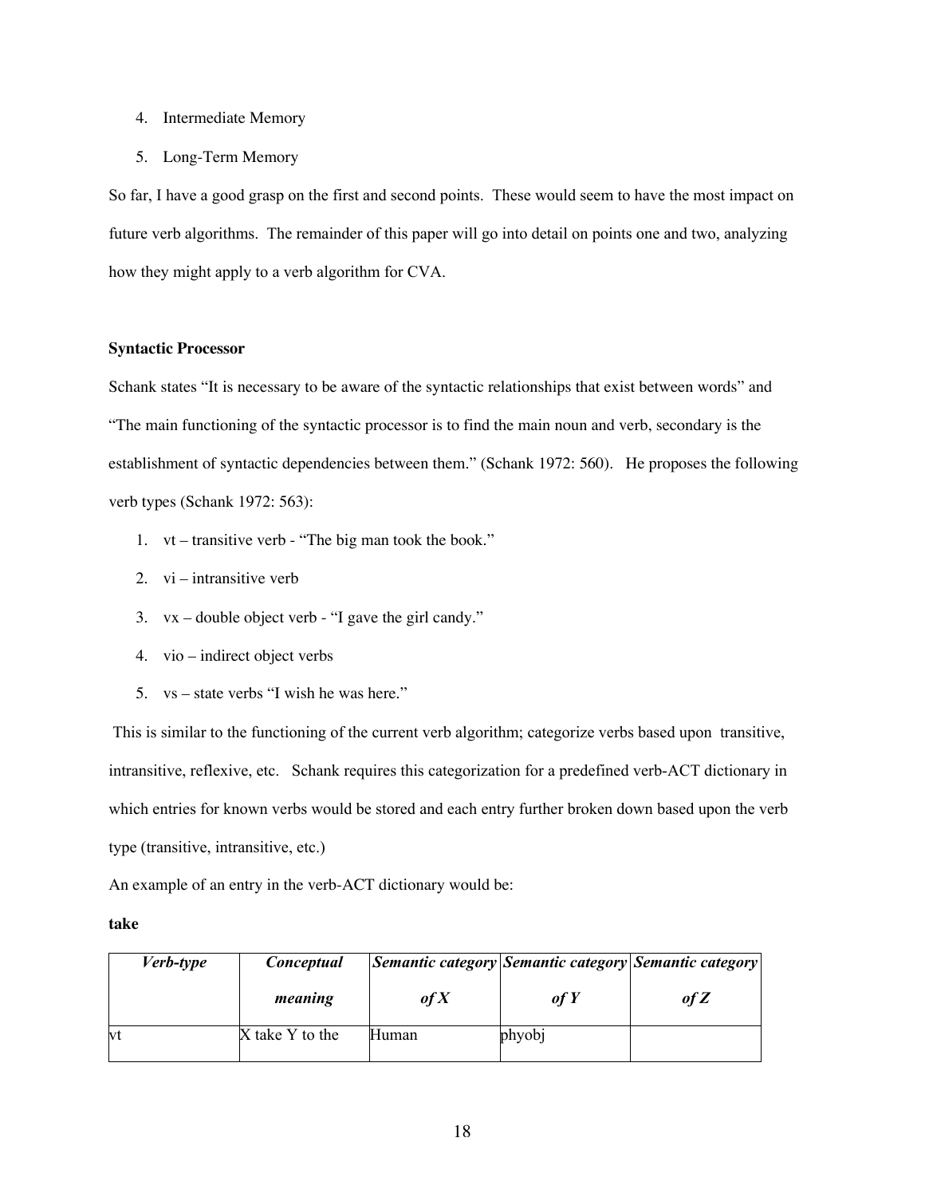4. Intermediate Memory
5. Long-Term Memory

So far, I have a good grasp on the first and second points. These would seem to have the most impact on future verb algorithms. The remainder of this paper will go into detail on points one and two, analyzing how they might apply to a verb algorithm for CVA.

**Syntactic Processor**

Schank states "It is necessary to be aware of the syntactic relationships that exist between words" and "The main functioning of the syntactic processor is to find the main noun and verb, secondary is the establishment of syntactic dependencies between them." (Schank 1972: 560). He proposes the following verb types (Schank 1972: 563):

1. vt – transitive verb - "The big man took the book."
2. vi – intransitive verb
3. vx – double object verb - "I gave the girl candy."
4. vio – indirect object verbs
5. vs – state verbs "I wish he was here."

This is similar to the functioning of the current verb algorithm; categorize verbs based upon transitive, intransitive, reflexive, etc. Schank requires this categorization for a predefined verb-ACT dictionary in which entries for known verbs would be stored and each entry further broken down based upon the verb type (transitive, intransitive, etc.)

An example of an entry in the verb-ACT dictionary would be:

**take**

| ***Verb-type*** | ***Conceptual meaning*** | ***Semantic category of X*** | ***Semantic category of Y*** | ***Semantic category of Z*** |
|---|---|---|---|---|
| vt | X take Y to the | Human | phyobj | |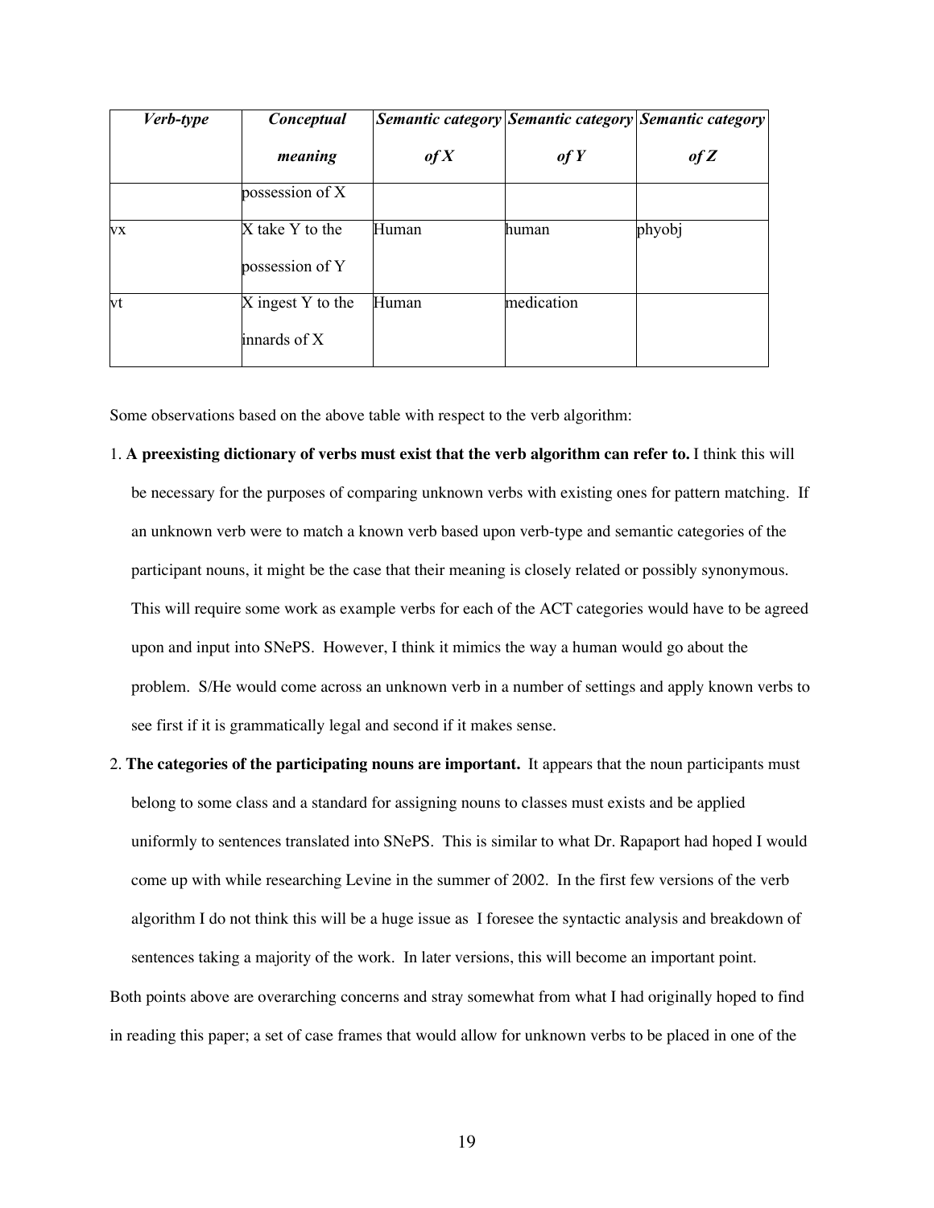| *Verb-type* | *Conceptual meaning* | *Semantic category of X* | *Semantic category of Y* | *Semantic category of Z* |
|---|---|---|---|---|
| | possession of X | | | |
| vx | X take Y to the possession of Y | Human | human | phyobj |
| vt | X ingest Y to the innards of X | Human | medication | |

Some observations based on the above table with respect to the verb algorithm:

1. **A preexisting dictionary of verbs must exist that the verb algorithm can refer to.** I think this will be necessary for the purposes of comparing unknown verbs with existing ones for pattern matching. If an unknown verb were to match a known verb based upon verb-type and semantic categories of the participant nouns, it might be the case that their meaning is closely related or possibly synonymous. This will require some work as example verbs for each of the ACT categories would have to be agreed upon and input into SNePS. However, I think it mimics the way a human would go about the problem. S/He would come across an unknown verb in a number of settings and apply known verbs to see first if it is grammatically legal and second if it makes sense.
2. **The categories of the participating nouns are important.** It appears that the noun participants must belong to some class and a standard for assigning nouns to classes must exists and be applied uniformly to sentences translated into SNePS. This is similar to what Dr. Rapaport had hoped I would come up with while researching Levine in the summer of 2002. In the first few versions of the verb algorithm I do not think this will be a huge issue as I foresee the syntactic analysis and breakdown of sentences taking a majority of the work. In later versions, this will become an important point.

Both points above are overarching concerns and stray somewhat from what I had originally hoped to find in reading this paper; a set of case frames that would allow for unknown verbs to be placed in one of the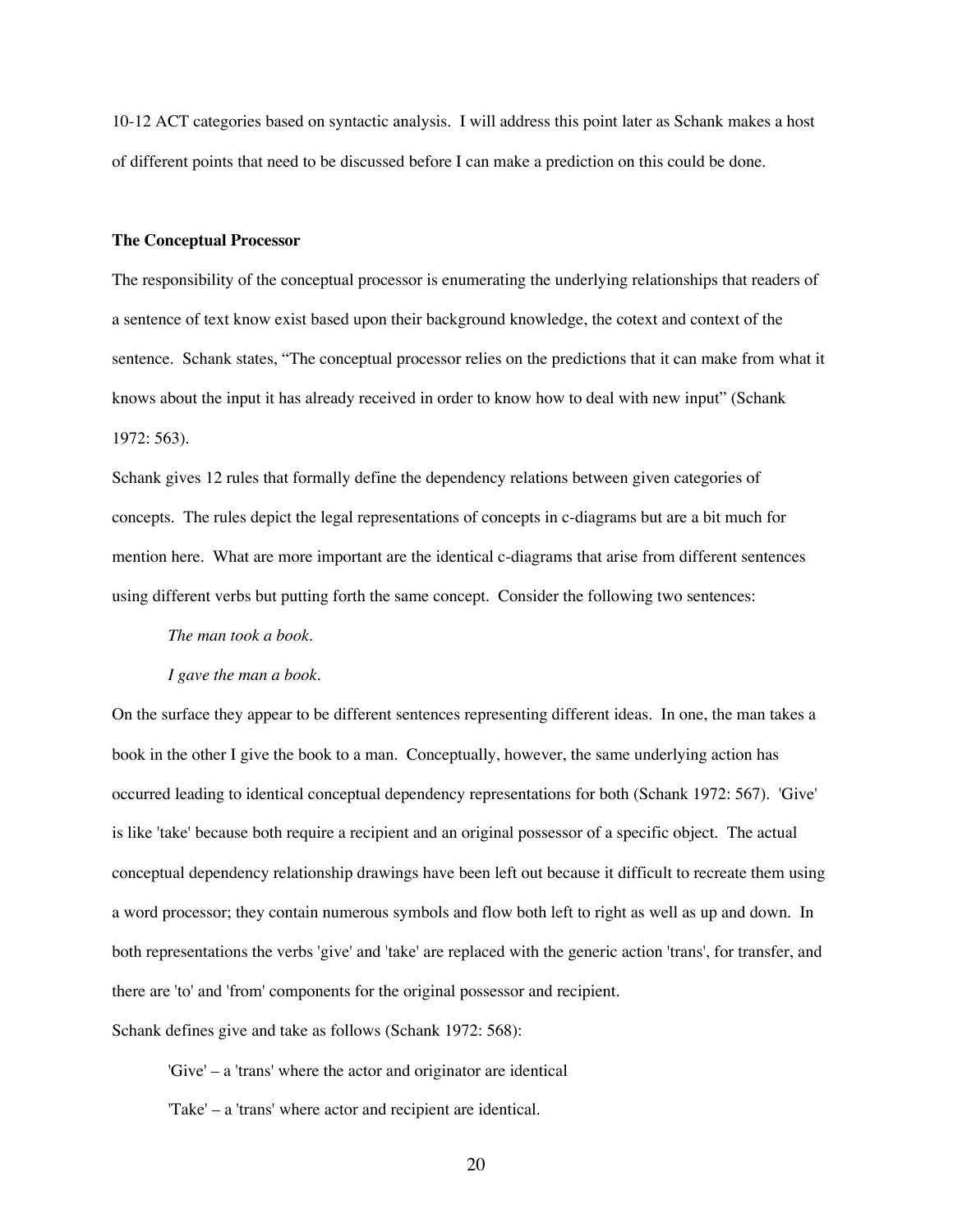10-12 ACT categories based on syntactic analysis. I will address this point later as Schank makes a host of different points that need to be discussed before I can make a prediction on this could be done.

**The Conceptual Processor**

The responsibility of the conceptual processor is enumerating the underlying relationships that readers of a sentence of text know exist based upon their background knowledge, the cotext and context of the sentence. Schank states, "The conceptual processor relies on the predictions that it can make from what it knows about the input it has already received in order to know how to deal with new input" (Schank 1972: 563).

Schank gives 12 rules that formally define the dependency relations between given categories of concepts. The rules depict the legal representations of concepts in c-diagrams but are a bit much for mention here. What are more important are the identical c-diagrams that arise from different sentences using different verbs but putting forth the same concept. Consider the following two sentences:

*The man took a book.*

*I gave the man a book.*

On the surface they appear to be different sentences representing different ideas. In one, the man takes a book in the other I give the book to a man. Conceptually, however, the same underlying action has occurred leading to identical conceptual dependency representations for both (Schank 1972: 567). 'Give' is like 'take' because both require a recipient and an original possessor of a specific object. The actual conceptual dependency relationship drawings have been left out because it difficult to recreate them using a word processor; they contain numerous symbols and flow both left to right as well as up and down. In both representations the verbs 'give' and 'take' are replaced with the generic action 'trans', for transfer, and there are 'to' and 'from' components for the original possessor and recipient.

Schank defines give and take as follows (Schank 1972: 568):

'Give' – a 'trans' where the actor and originator are identical

'Take' – a 'trans' where actor and recipient are identical.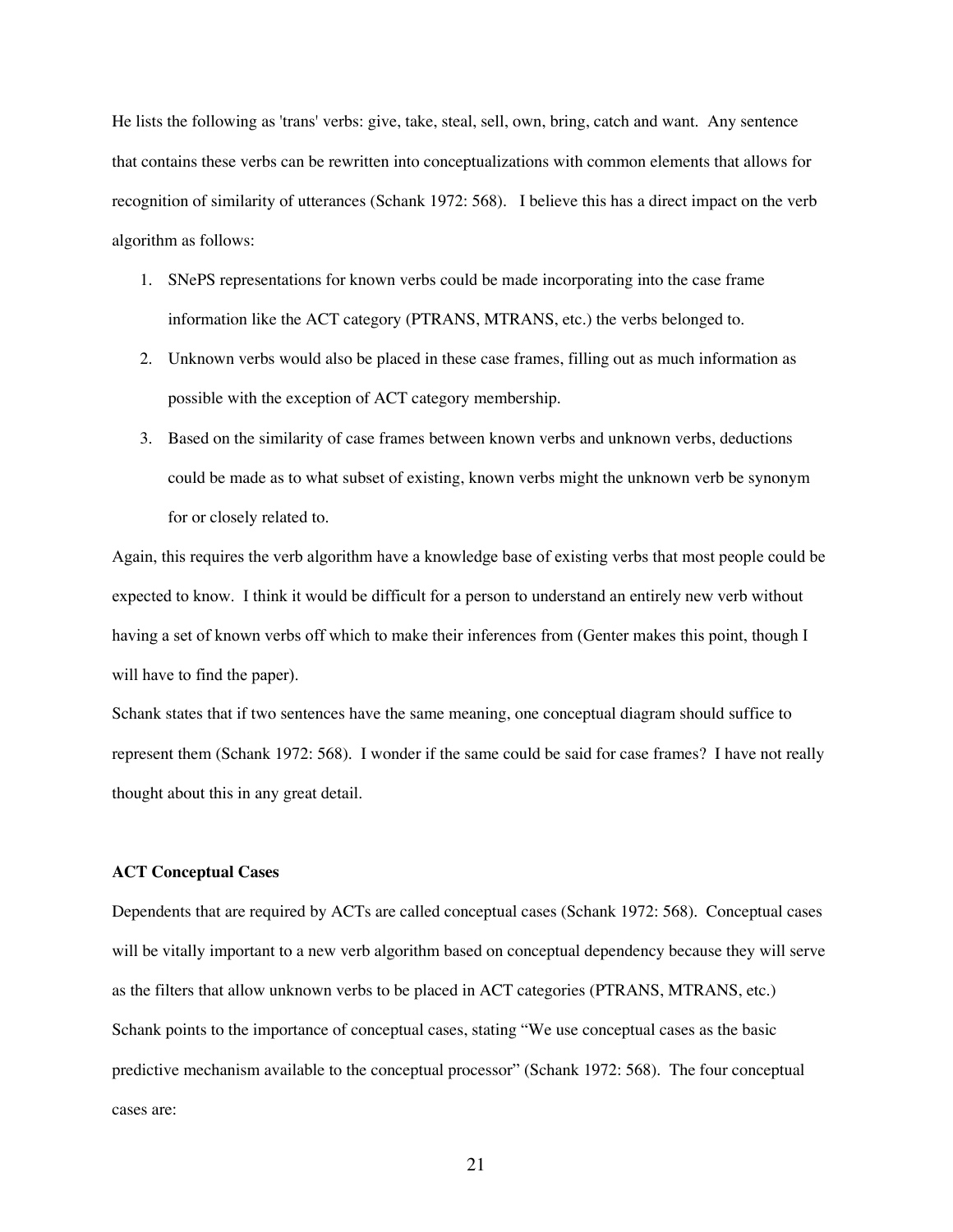He lists the following as 'trans' verbs: give, take, steal, sell, own, bring, catch and want. Any sentence that contains these verbs can be rewritten into conceptualizations with common elements that allows for recognition of similarity of utterances (Schank 1972: 568). I believe this has a direct impact on the verb algorithm as follows:

1. SNePS representations for known verbs could be made incorporating into the case frame information like the ACT category (PTRANS, MTRANS, etc.) the verbs belonged to.
2. Unknown verbs would also be placed in these case frames, filling out as much information as possible with the exception of ACT category membership.
3. Based on the similarity of case frames between known verbs and unknown verbs, deductions could be made as to what subset of existing, known verbs might the unknown verb be synonym for or closely related to.

Again, this requires the verb algorithm have a knowledge base of existing verbs that most people could be expected to know. I think it would be difficult for a person to understand an entirely new verb without having a set of known verbs off which to make their inferences from (Genter makes this point, though I will have to find the paper).

Schank states that if two sentences have the same meaning, one conceptual diagram should suffice to represent them (Schank 1972: 568). I wonder if the same could be said for case frames? I have not really thought about this in any great detail.

**ACT Conceptual Cases**

Dependents that are required by ACTs are called conceptual cases (Schank 1972: 568). Conceptual cases will be vitally important to a new verb algorithm based on conceptual dependency because they will serve as the filters that allow unknown verbs to be placed in ACT categories (PTRANS, MTRANS, etc.) Schank points to the importance of conceptual cases, stating "We use conceptual cases as the basic predictive mechanism available to the conceptual processor" (Schank 1972: 568). The four conceptual cases are: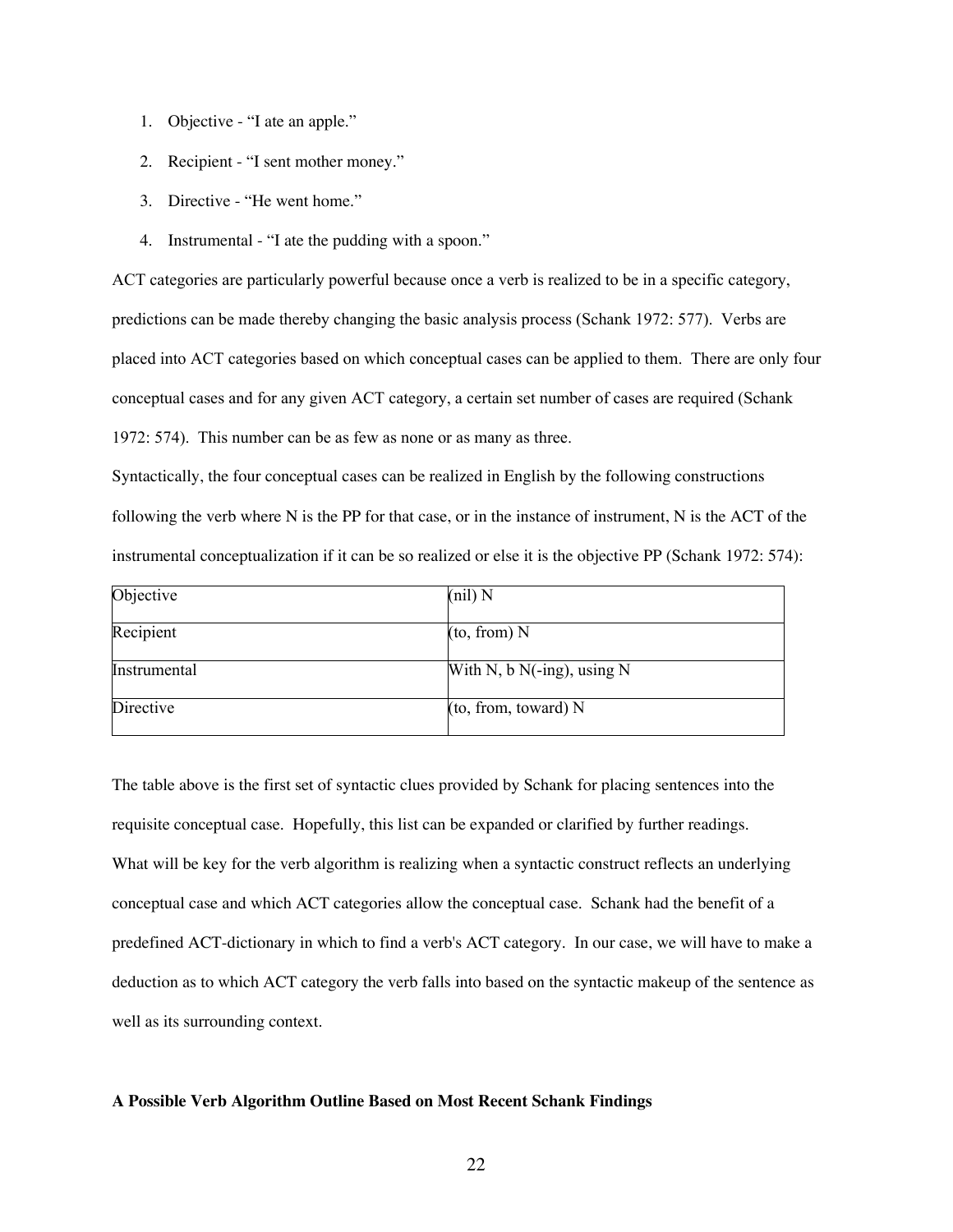1. Objective - "I ate an apple."
2. Recipient - "I sent mother money."
3. Directive - "He went home."
4. Instrumental - "I ate the pudding with a spoon."

ACT categories are particularly powerful because once a verb is realized to be in a specific category, predictions can be made thereby changing the basic analysis process (Schank 1972: 577). Verbs are placed into ACT categories based on which conceptual cases can be applied to them. There are only four conceptual cases and for any given ACT category, a certain set number of cases are required (Schank 1972: 574). This number can be as few as none or as many as three.

Syntactically, the four conceptual cases can be realized in English by the following constructions following the verb where N is the PP for that case, or in the instance of instrument, N is the ACT of the instrumental conceptualization if it can be so realized or else it is the objective PP (Schank 1972: 574):

| Objective | (nil) N |
|---|---|
| Recipient | (to, from) N |
| Instrumental | With N, b N(-ing), using N |
| Directive | (to, from, toward) N |

The table above is the first set of syntactic clues provided by Schank for placing sentences into the requisite conceptual case. Hopefully, this list can be expanded or clarified by further readings.

What will be key for the verb algorithm is realizing when a syntactic construct reflects an underlying conceptual case and which ACT categories allow the conceptual case. Schank had the benefit of a predefined ACT-dictionary in which to find a verb's ACT category. In our case, we will have to make a deduction as to which ACT category the verb falls into based on the syntactic makeup of the sentence as well as its surrounding context.

**A Possible Verb Algorithm Outline Based on Most Recent Schank Findings**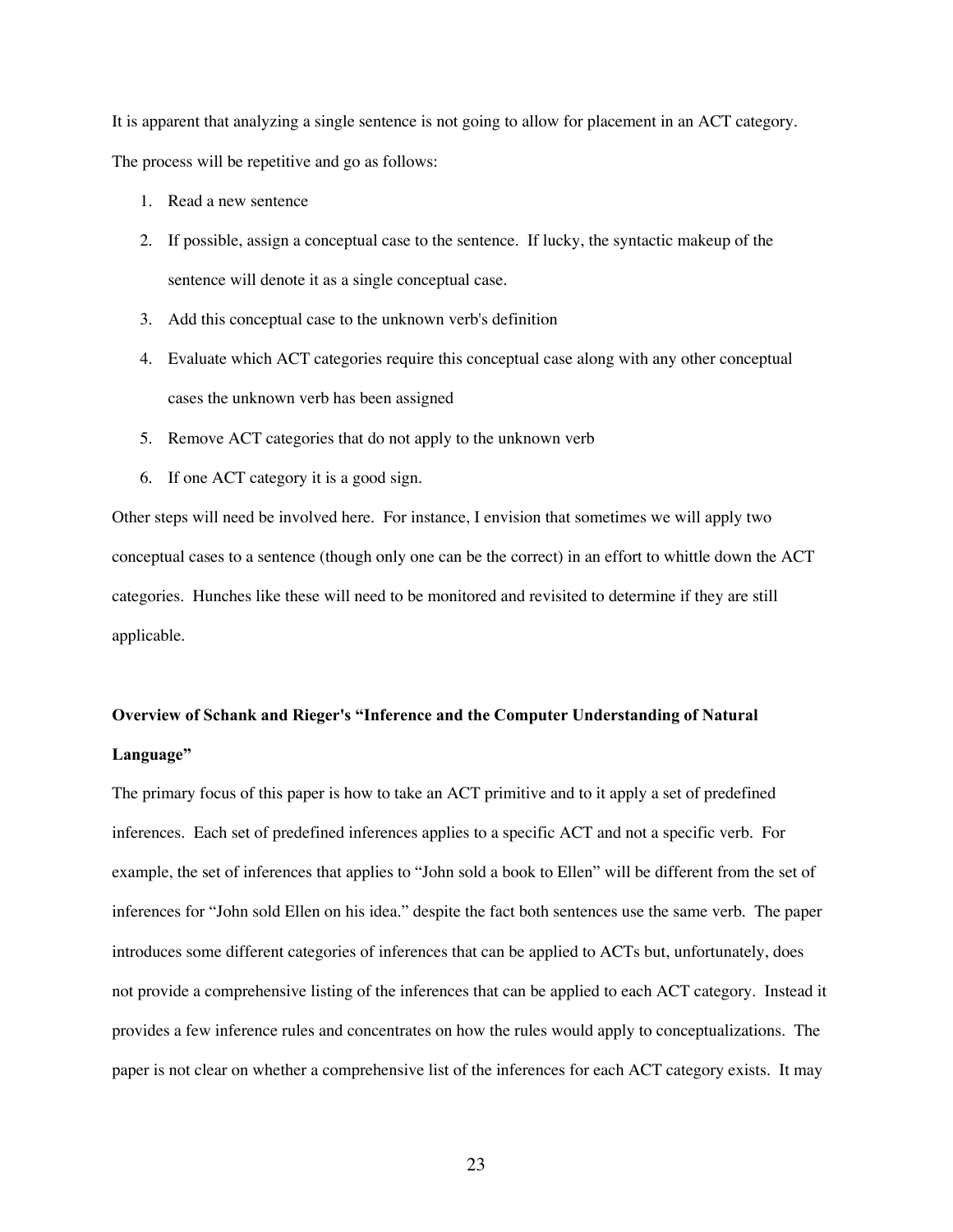It is apparent that analyzing a single sentence is not going to allow for placement in an ACT category. The process will be repetitive and go as follows:

1. Read a new sentence
2. If possible, assign a conceptual case to the sentence. If lucky, the syntactic makeup of the sentence will denote it as a single conceptual case.
3. Add this conceptual case to the unknown verb's definition
4. Evaluate which ACT categories require this conceptual case along with any other conceptual cases the unknown verb has been assigned
5. Remove ACT categories that do not apply to the unknown verb
6. If one ACT category it is a good sign.

Other steps will need be involved here. For instance, I envision that sometimes we will apply two conceptual cases to a sentence (though only one can be the correct) in an effort to whittle down the ACT categories. Hunches like these will need to be monitored and revisited to determine if they are still applicable.

**Overview of Schank and Rieger's "Inference and the Computer Understanding of Natural Language"**

The primary focus of this paper is how to take an ACT primitive and to it apply a set of predefined inferences. Each set of predefined inferences applies to a specific ACT and not a specific verb. For example, the set of inferences that applies to "John sold a book to Ellen" will be different from the set of inferences for "John sold Ellen on his idea." despite the fact both sentences use the same verb. The paper introduces some different categories of inferences that can be applied to ACTs but, unfortunately, does not provide a comprehensive listing of the inferences that can be applied to each ACT category. Instead it provides a few inference rules and concentrates on how the rules would apply to conceptualizations. The paper is not clear on whether a comprehensive list of the inferences for each ACT category exists. It may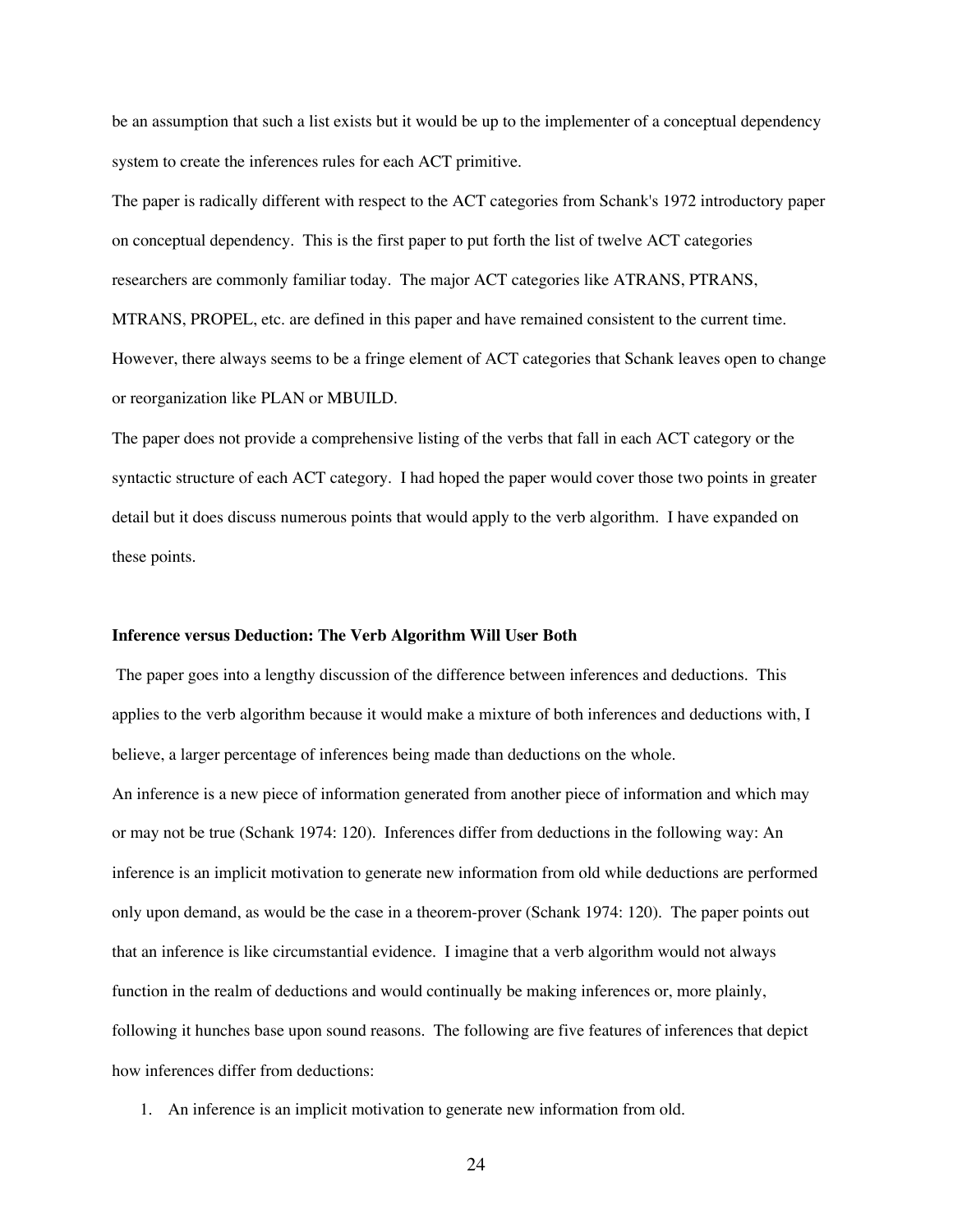be an assumption that such a list exists but it would be up to the implementer of a conceptual dependency system to create the inferences rules for each ACT primitive.

The paper is radically different with respect to the ACT categories from Schank's 1972 introductory paper on conceptual dependency. This is the first paper to put forth the list of twelve ACT categories researchers are commonly familiar today. The major ACT categories like ATRANS, PTRANS, MTRANS, PROPEL, etc. are defined in this paper and have remained consistent to the current time. However, there always seems to be a fringe element of ACT categories that Schank leaves open to change or reorganization like PLAN or MBUILD.

The paper does not provide a comprehensive listing of the verbs that fall in each ACT category or the syntactic structure of each ACT category. I had hoped the paper would cover those two points in greater detail but it does discuss numerous points that would apply to the verb algorithm. I have expanded on these points.

**Inference versus Deduction: The Verb Algorithm Will User Both**

The paper goes into a lengthy discussion of the difference between inferences and deductions. This applies to the verb algorithm because it would make a mixture of both inferences and deductions with, I believe, a larger percentage of inferences being made than deductions on the whole.

An inference is a new piece of information generated from another piece of information and which may or may not be true (Schank 1974: 120). Inferences differ from deductions in the following way: An inference is an implicit motivation to generate new information from old while deductions are performed only upon demand, as would be the case in a theorem-prover (Schank 1974: 120). The paper points out that an inference is like circumstantial evidence. I imagine that a verb algorithm would not always function in the realm of deductions and would continually be making inferences or, more plainly, following it hunches base upon sound reasons. The following are five features of inferences that depict how inferences differ from deductions:

1. An inference is an implicit motivation to generate new information from old.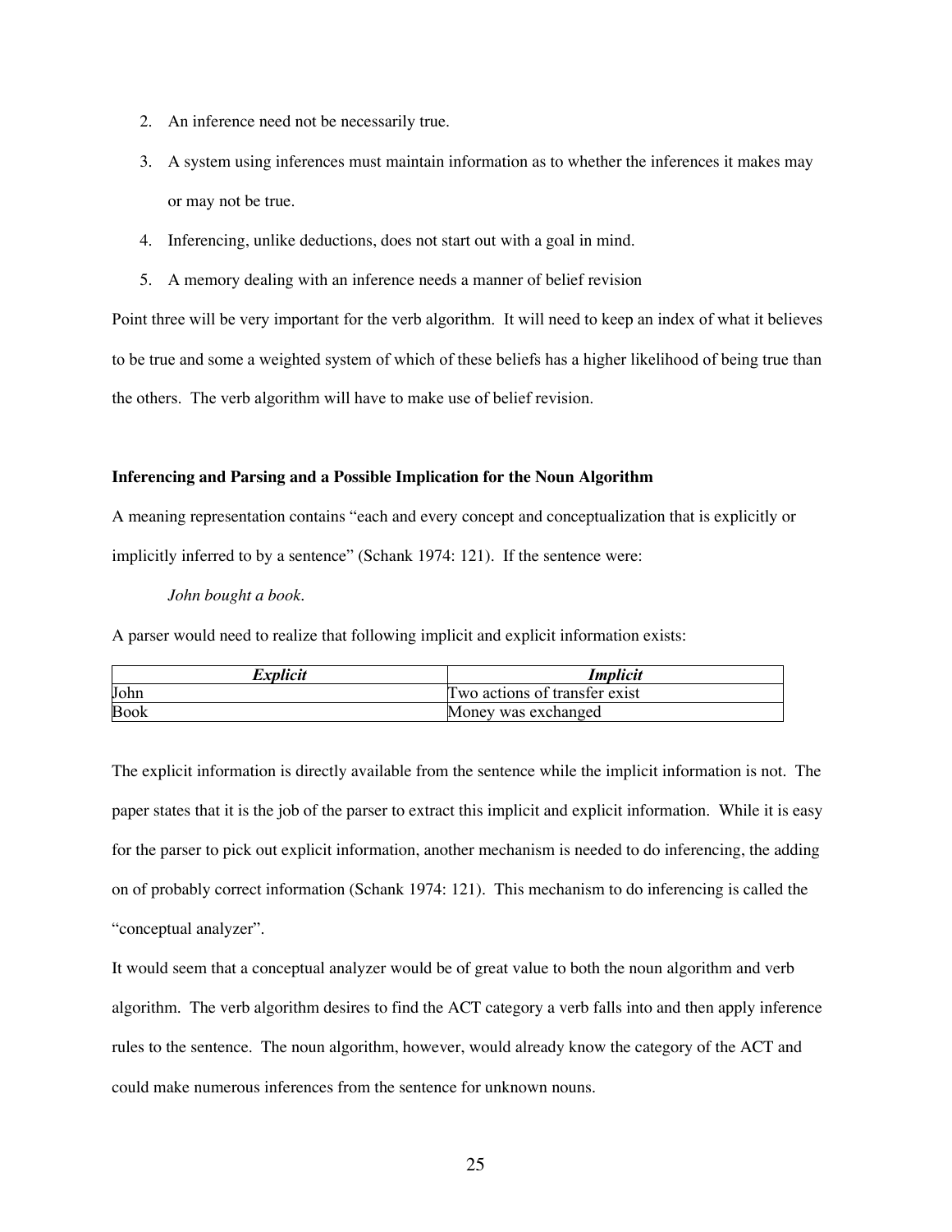2. An inference need not be necessarily true.
3. A system using inferences must maintain information as to whether the inferences it makes may or may not be true.
4. Inferencing, unlike deductions, does not start out with a goal in mind.
5. A memory dealing with an inference needs a manner of belief revision

Point three will be very important for the verb algorithm. It will need to keep an index of what it believes to be true and some a weighted system of which of these beliefs has a higher likelihood of being true than the others. The verb algorithm will have to make use of belief revision.

**Inferencing and Parsing and a Possible Implication for the Noun Algorithm**

A meaning representation contains "each and every concept and conceptualization that is explicitly or implicitly inferred to by a sentence" (Schank 1974: 121). If the sentence were:

*John bought a book.*

A parser would need to realize that following implicit and explicit information exists:

| ***Explicit*** | ***Implicit*** |
|---|---|
| John | Two actions of transfer exist |
| Book | Money was exchanged |

The explicit information is directly available from the sentence while the implicit information is not. The paper states that it is the job of the parser to extract this implicit and explicit information. While it is easy for the parser to pick out explicit information, another mechanism is needed to do inferencing, the adding on of probably correct information (Schank 1974: 121). This mechanism to do inferencing is called the "conceptual analyzer".

It would seem that a conceptual analyzer would be of great value to both the noun algorithm and verb algorithm. The verb algorithm desires to find the ACT category a verb falls into and then apply inference rules to the sentence. The noun algorithm, however, would already know the category of the ACT and could make numerous inferences from the sentence for unknown nouns.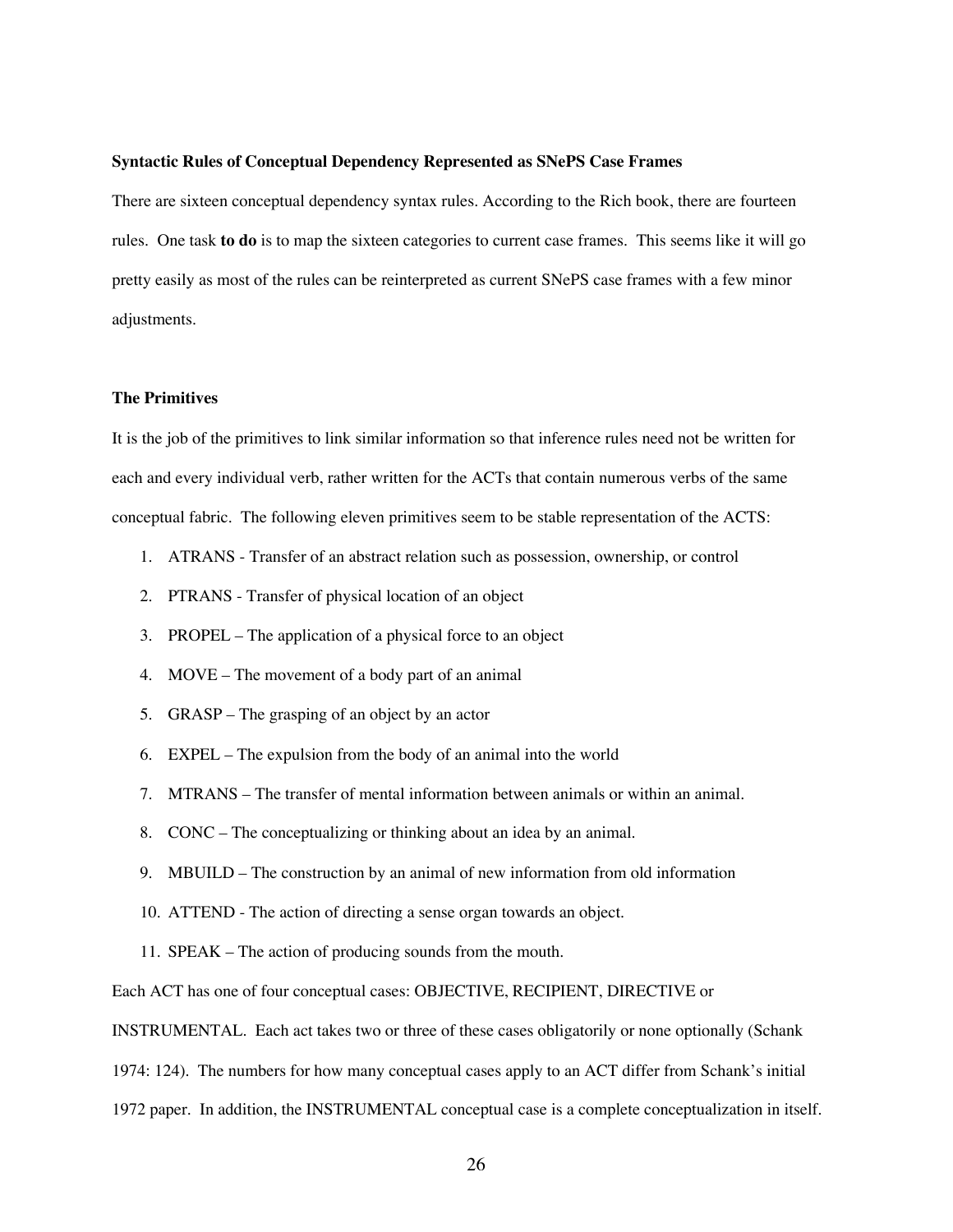**Syntactic Rules of Conceptual Dependency Represented as SNePS Case Frames**

There are sixteen conceptual dependency syntax rules. According to the Rich book, there are fourteen rules. One task **to do** is to map the sixteen categories to current case frames. This seems like it will go pretty easily as most of the rules can be reinterpreted as current SNePS case frames with a few minor adjustments.

**The Primitives**

It is the job of the primitives to link similar information so that inference rules need not be written for each and every individual verb, rather written for the ACTs that contain numerous verbs of the same conceptual fabric. The following eleven primitives seem to be stable representation of the ACTS:

1. ATRANS - Transfer of an abstract relation such as possession, ownership, or control
2. PTRANS - Transfer of physical location of an object
3. PROPEL – The application of a physical force to an object
4. MOVE – The movement of a body part of an animal
5. GRASP – The grasping of an object by an actor
6. EXPEL – The expulsion from the body of an animal into the world
7. MTRANS – The transfer of mental information between animals or within an animal.
8. CONC – The conceptualizing or thinking about an idea by an animal.
9. MBUILD – The construction by an animal of new information from old information
10. ATTEND - The action of directing a sense organ towards an object.
11. SPEAK – The action of producing sounds from the mouth.

Each ACT has one of four conceptual cases: OBJECTIVE, RECIPIENT, DIRECTIVE or INSTRUMENTAL. Each act takes two or three of these cases obligatorily or none optionally (Schank 1974: 124). The numbers for how many conceptual cases apply to an ACT differ from Schank's initial 1972 paper. In addition, the INSTRUMENTAL conceptual case is a complete conceptualization in itself.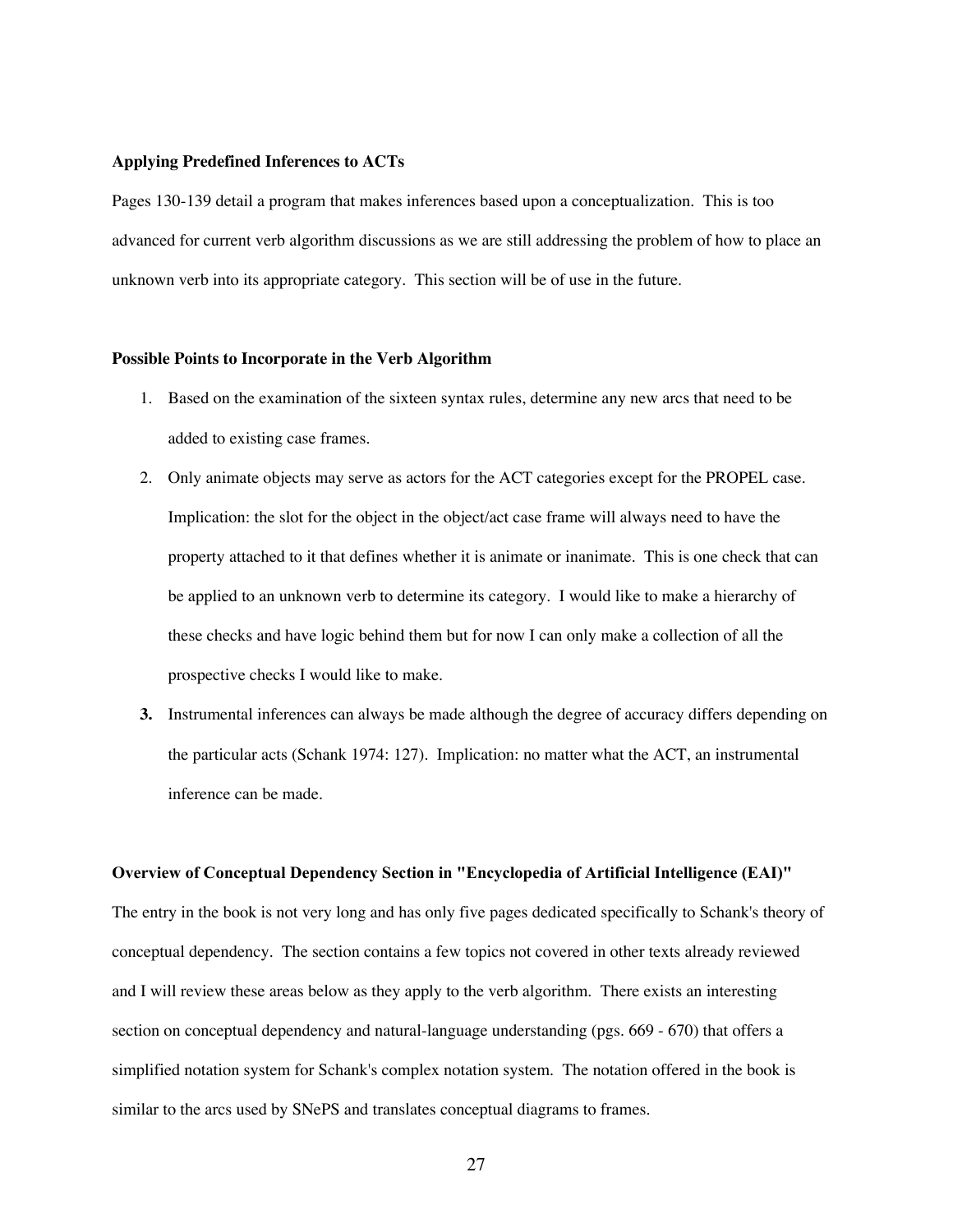**Applying Predefined Inferences to ACTs**

Pages 130-139 detail a program that makes inferences based upon a conceptualization. This is too advanced for current verb algorithm discussions as we are still addressing the problem of how to place an unknown verb into its appropriate category. This section will be of use in the future.

**Possible Points to Incorporate in the Verb Algorithm**

1. Based on the examination of the sixteen syntax rules, determine any new arcs that need to be added to existing case frames.
2. Only animate objects may serve as actors for the ACT categories except for the PROPEL case. Implication: the slot for the object in the object/act case frame will always need to have the property attached to it that defines whether it is animate or inanimate. This is one check that can be applied to an unknown verb to determine its category. I would like to make a hierarchy of these checks and have logic behind them but for now I can only make a collection of all the prospective checks I would like to make.
3. Instrumental inferences can always be made although the degree of accuracy differs depending on the particular acts (Schank 1974: 127). Implication: no matter what the ACT, an instrumental inference can be made.

**Overview of Conceptual Dependency Section in "Encyclopedia of Artificial Intelligence (EAI)"**

The entry in the book is not very long and has only five pages dedicated specifically to Schank's theory of conceptual dependency. The section contains a few topics not covered in other texts already reviewed and I will review these areas below as they apply to the verb algorithm. There exists an interesting section on conceptual dependency and natural-language understanding (pgs. 669 - 670) that offers a simplified notation system for Schank's complex notation system. The notation offered in the book is similar to the arcs used by SNePS and translates conceptual diagrams to frames.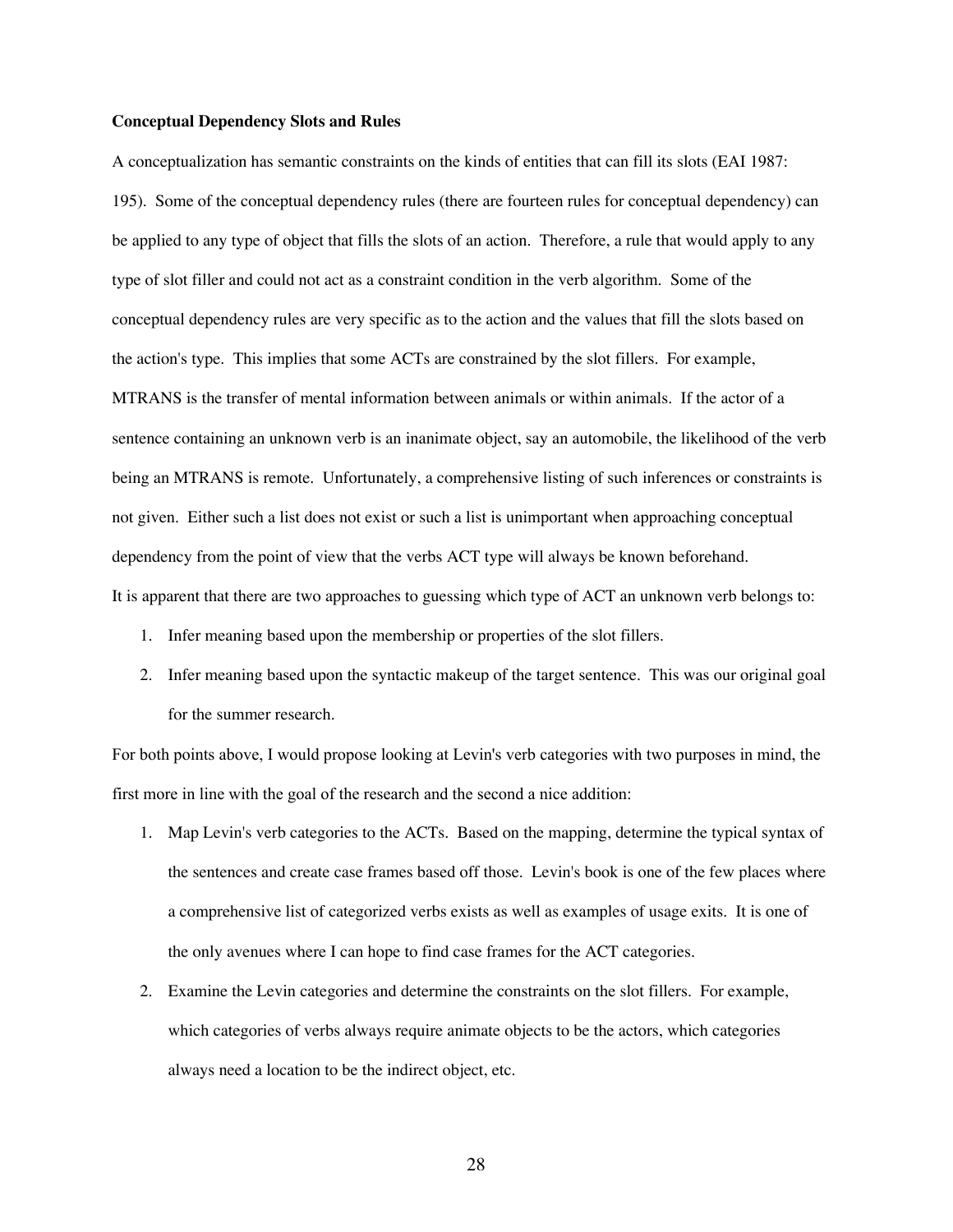**Conceptual Dependency Slots and Rules**

A conceptualization has semantic constraints on the kinds of entities that can fill its slots (EAI 1987: 195). Some of the conceptual dependency rules (there are fourteen rules for conceptual dependency) can be applied to any type of object that fills the slots of an action. Therefore, a rule that would apply to any type of slot filler and could not act as a constraint condition in the verb algorithm. Some of the conceptual dependency rules are very specific as to the action and the values that fill the slots based on the action's type. This implies that some ACTs are constrained by the slot fillers. For example, MTRANS is the transfer of mental information between animals or within animals. If the actor of a sentence containing an unknown verb is an inanimate object, say an automobile, the likelihood of the verb being an MTRANS is remote. Unfortunately, a comprehensive listing of such inferences or constraints is not given. Either such a list does not exist or such a list is unimportant when approaching conceptual dependency from the point of view that the verbs ACT type will always be known beforehand.

It is apparent that there are two approaches to guessing which type of ACT an unknown verb belongs to:

1. Infer meaning based upon the membership or properties of the slot fillers.
2. Infer meaning based upon the syntactic makeup of the target sentence. This was our original goal for the summer research.

For both points above, I would propose looking at Levin's verb categories with two purposes in mind, the first more in line with the goal of the research and the second a nice addition:

1. Map Levin's verb categories to the ACTs. Based on the mapping, determine the typical syntax of the sentences and create case frames based off those. Levin's book is one of the few places where a comprehensive list of categorized verbs exists as well as examples of usage exits. It is one of the only avenues where I can hope to find case frames for the ACT categories.
2. Examine the Levin categories and determine the constraints on the slot fillers. For example, which categories of verbs always require animate objects to be the actors, which categories always need a location to be the indirect object, etc.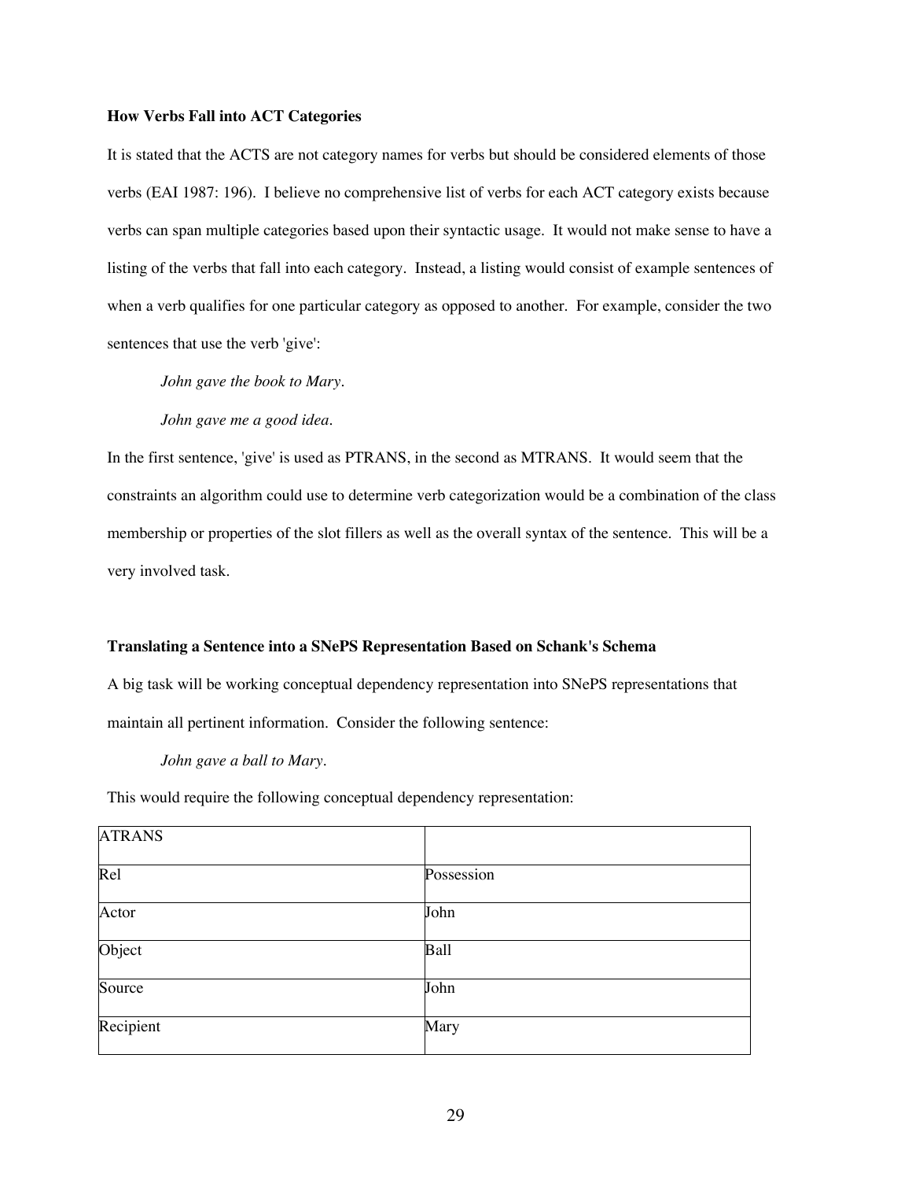**How Verbs Fall into ACT Categories**

It is stated that the ACTS are not category names for verbs but should be considered elements of those verbs (EAI 1987: 196). I believe no comprehensive list of verbs for each ACT category exists because verbs can span multiple categories based upon their syntactic usage. It would not make sense to have a listing of the verbs that fall into each category. Instead, a listing would consist of example sentences of when a verb qualifies for one particular category as opposed to another. For example, consider the two sentences that use the verb 'give':

*John gave the book to Mary.*

*John gave me a good idea.*

In the first sentence, 'give' is used as PTRANS, in the second as MTRANS. It would seem that the constraints an algorithm could use to determine verb categorization would be a combination of the class membership or properties of the slot fillers as well as the overall syntax of the sentence. This will be a very involved task.

**Translating a Sentence into a SNePS Representation Based on Schank's Schema**

A big task will be working conceptual dependency representation into SNePS representations that maintain all pertinent information. Consider the following sentence:

*John gave a ball to Mary.*

This would require the following conceptual dependency representation:

| ATRANS | |
|---|---|
| Rel | Possession |
| Actor | John |
| Object | Ball |
| Source | John |
| Recipient | Mary |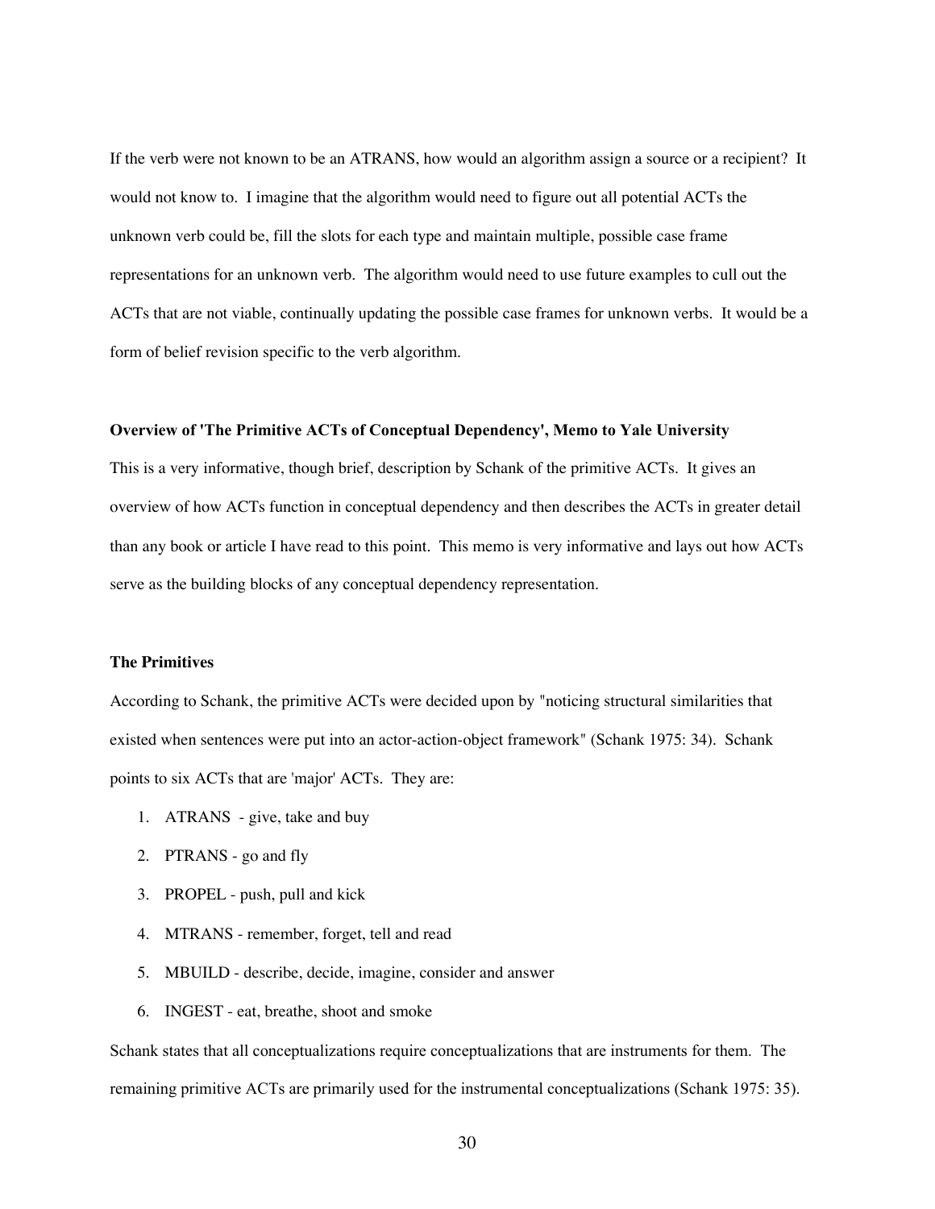If the verb were not known to be an ATRANS, how would an algorithm assign a source or a recipient? It would not know to. I imagine that the algorithm would need to figure out all potential ACTs the unknown verb could be, fill the slots for each type and maintain multiple, possible case frame representations for an unknown verb. The algorithm would need to use future examples to cull out the ACTs that are not viable, continually updating the possible case frames for unknown verbs. It would be a form of belief revision specific to the verb algorithm.

**Overview of 'The Primitive ACTs of Conceptual Dependency', Memo to Yale University**

This is a very informative, though brief, description by Schank of the primitive ACTs. It gives an overview of how ACTs function in conceptual dependency and then describes the ACTs in greater detail than any book or article I have read to this point. This memo is very informative and lays out how ACTs serve as the building blocks of any conceptual dependency representation.

**The Primitives**

According to Schank, the primitive ACTs were decided upon by "noticing structural similarities that existed when sentences were put into an actor-action-object framework" (Schank 1975: 34). Schank points to six ACTs that are 'major' ACTs. They are:

1. ATRANS - give, take and buy
2. PTRANS - go and fly
3. PROPEL - push, pull and kick
4. MTRANS - remember, forget, tell and read
5. MBUILD - describe, decide, imagine, consider and answer
6. INGEST - eat, breathe, shoot and smoke

Schank states that all conceptualizations require conceptualizations that are instruments for them. The remaining primitive ACTs are primarily used for the instrumental conceptualizations (Schank 1975: 35).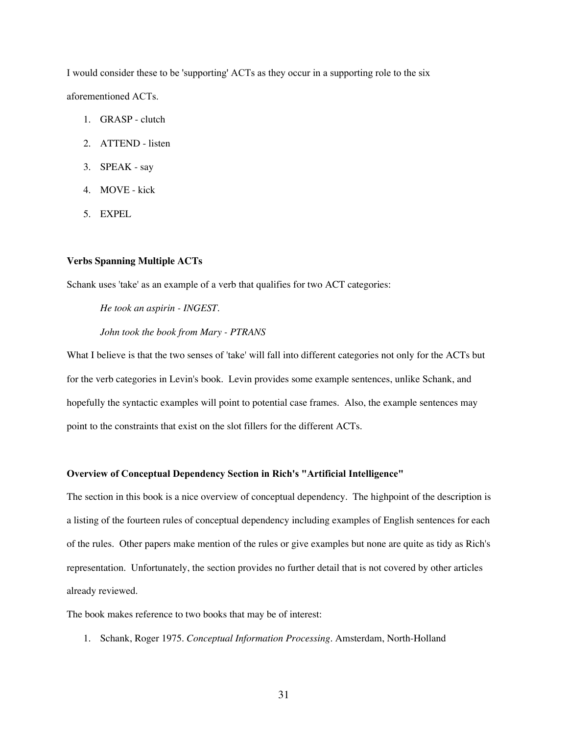I would consider these to be 'supporting' ACTs as they occur in a supporting role to the six aforementioned ACTs.

1. GRASP - clutch
2. ATTEND - listen
3. SPEAK - say
4. MOVE - kick
5. EXPEL

**Verbs Spanning Multiple ACTs**

Schank uses 'take' as an example of a verb that qualifies for two ACT categories:

> *He took an aspirin - INGEST.*
>
> *John took the book from Mary - PTRANS*

What I believe is that the two senses of 'take' will fall into different categories not only for the ACTs but for the verb categories in Levin's book. Levin provides some example sentences, unlike Schank, and hopefully the syntactic examples will point to potential case frames. Also, the example sentences may point to the constraints that exist on the slot fillers for the different ACTs.

**Overview of Conceptual Dependency Section in Rich's "Artificial Intelligence"**

The section in this book is a nice overview of conceptual dependency. The highpoint of the description is a listing of the fourteen rules of conceptual dependency including examples of English sentences for each of the rules. Other papers make mention of the rules or give examples but none are quite as tidy as Rich's representation. Unfortunately, the section provides no further detail that is not covered by other articles already reviewed.

The book makes reference to two books that may be of interest:

1. Schank, Roger 1975. *Conceptual Information Processing*. Amsterdam, North-Holland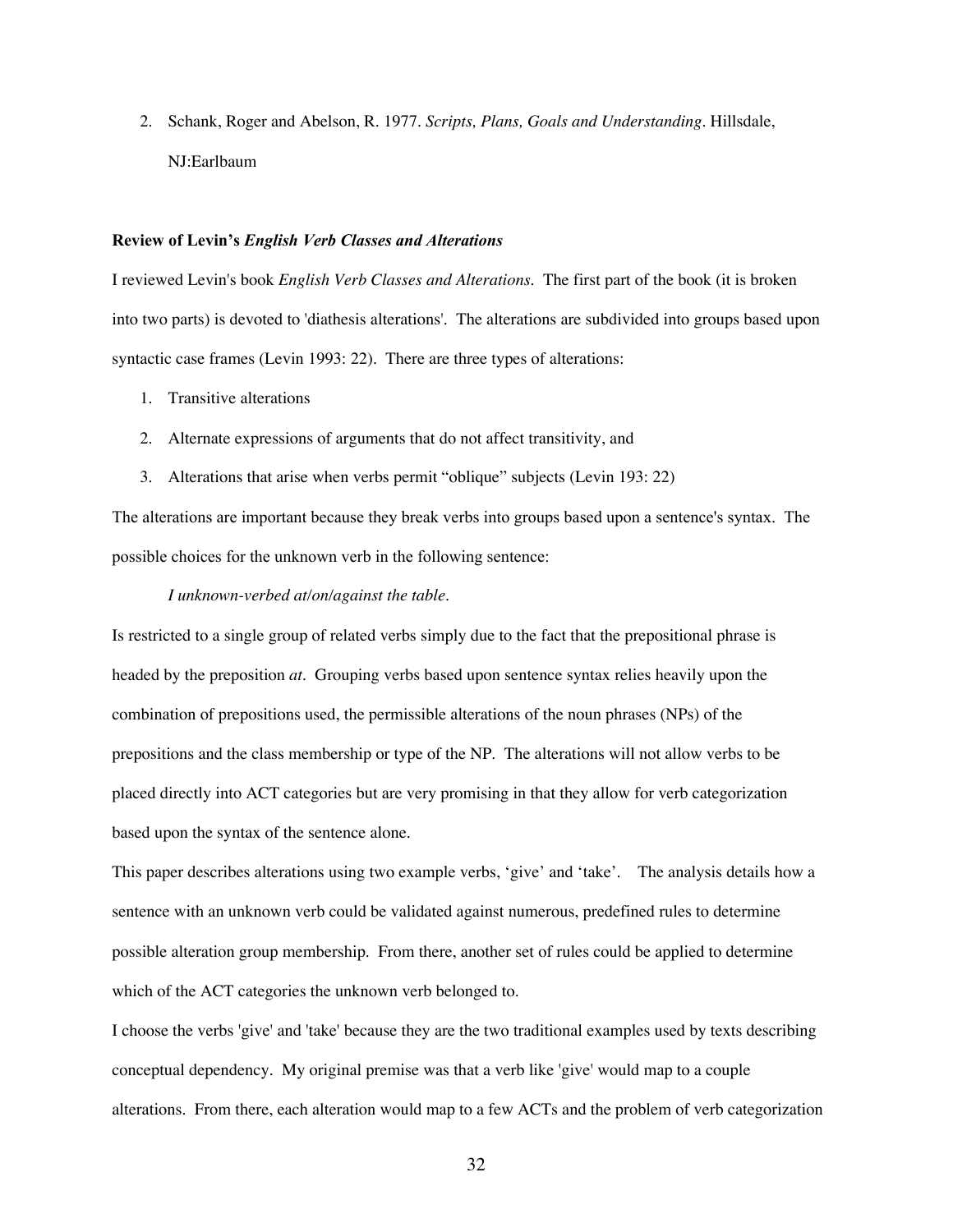2. Schank, Roger and Abelson, R. 1977. *Scripts, Plans, Goals and Understanding*. Hillsdale, NJ:Earlbaum

**Review of Levin's *English Verb Classes and Alterations***

I reviewed Levin's book *English Verb Classes and Alterations*. The first part of the book (it is broken into two parts) is devoted to 'diathesis alterations'. The alterations are subdivided into groups based upon syntactic case frames (Levin 1993: 22). There are three types of alterations:

1. Transitive alterations
2. Alternate expressions of arguments that do not affect transitivity, and
3. Alterations that arise when verbs permit "oblique" subjects (Levin 193: 22)

The alterations are important because they break verbs into groups based upon a sentence's syntax. The possible choices for the unknown verb in the following sentence:

*I unknown-verbed at/on/against the table.*

Is restricted to a single group of related verbs simply due to the fact that the prepositional phrase is headed by the preposition *at*. Grouping verbs based upon sentence syntax relies heavily upon the combination of prepositions used, the permissible alterations of the noun phrases (NPs) of the prepositions and the class membership or type of the NP. The alterations will not allow verbs to be placed directly into ACT categories but are very promising in that they allow for verb categorization based upon the syntax of the sentence alone.

This paper describes alterations using two example verbs, 'give' and 'take'. The analysis details how a sentence with an unknown verb could be validated against numerous, predefined rules to determine possible alteration group membership. From there, another set of rules could be applied to determine which of the ACT categories the unknown verb belonged to.

I choose the verbs 'give' and 'take' because they are the two traditional examples used by texts describing conceptual dependency. My original premise was that a verb like 'give' would map to a couple alterations. From there, each alteration would map to a few ACTs and the problem of verb categorization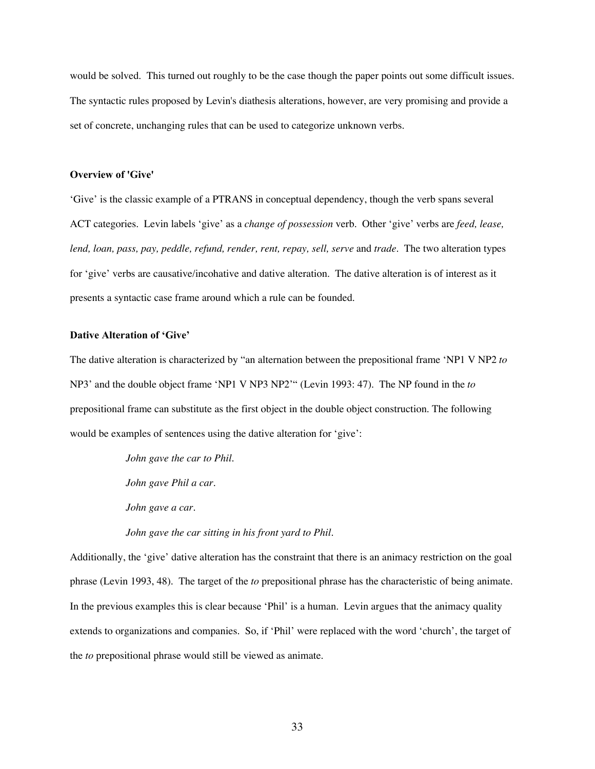would be solved. This turned out roughly to be the case though the paper points out some difficult issues. The syntactic rules proposed by Levin's diathesis alterations, however, are very promising and provide a set of concrete, unchanging rules that can be used to categorize unknown verbs.

### Overview of 'Give'

'Give' is the classic example of a PTRANS in conceptual dependency, though the verb spans several ACT categories. Levin labels 'give' as a *change of possession* verb. Other 'give' verbs are *feed, lease, lend, loan, pass, pay, peddle, refund, render, rent, repay, sell, serve* and *trade*. The two alteration types for 'give' verbs are causative/incohative and dative alteration. The dative alteration is of interest as it presents a syntactic case frame around which a rule can be founded.

### Dative Alteration of 'Give'

The dative alteration is characterized by "an alternation between the prepositional frame 'NP1 V NP2 *to* NP3' and the double object frame 'NP1 V NP3 NP2'" (Levin 1993: 47). The NP found in the *to* prepositional frame can substitute as the first object in the double object construction. The following would be examples of sentences using the dative alteration for 'give':

> *John gave the car to Phil.*
>
> *John gave Phil a car.*
>
> *John gave a car.*
>
> *John gave the car sitting in his front yard to Phil.*

Additionally, the 'give' dative alteration has the constraint that there is an animacy restriction on the goal phrase (Levin 1993, 48). The target of the *to* prepositional phrase has the characteristic of being animate. In the previous examples this is clear because 'Phil' is a human. Levin argues that the animacy quality extends to organizations and companies. So, if 'Phil' were replaced with the word 'church', the target of the *to* prepositional phrase would still be viewed as animate.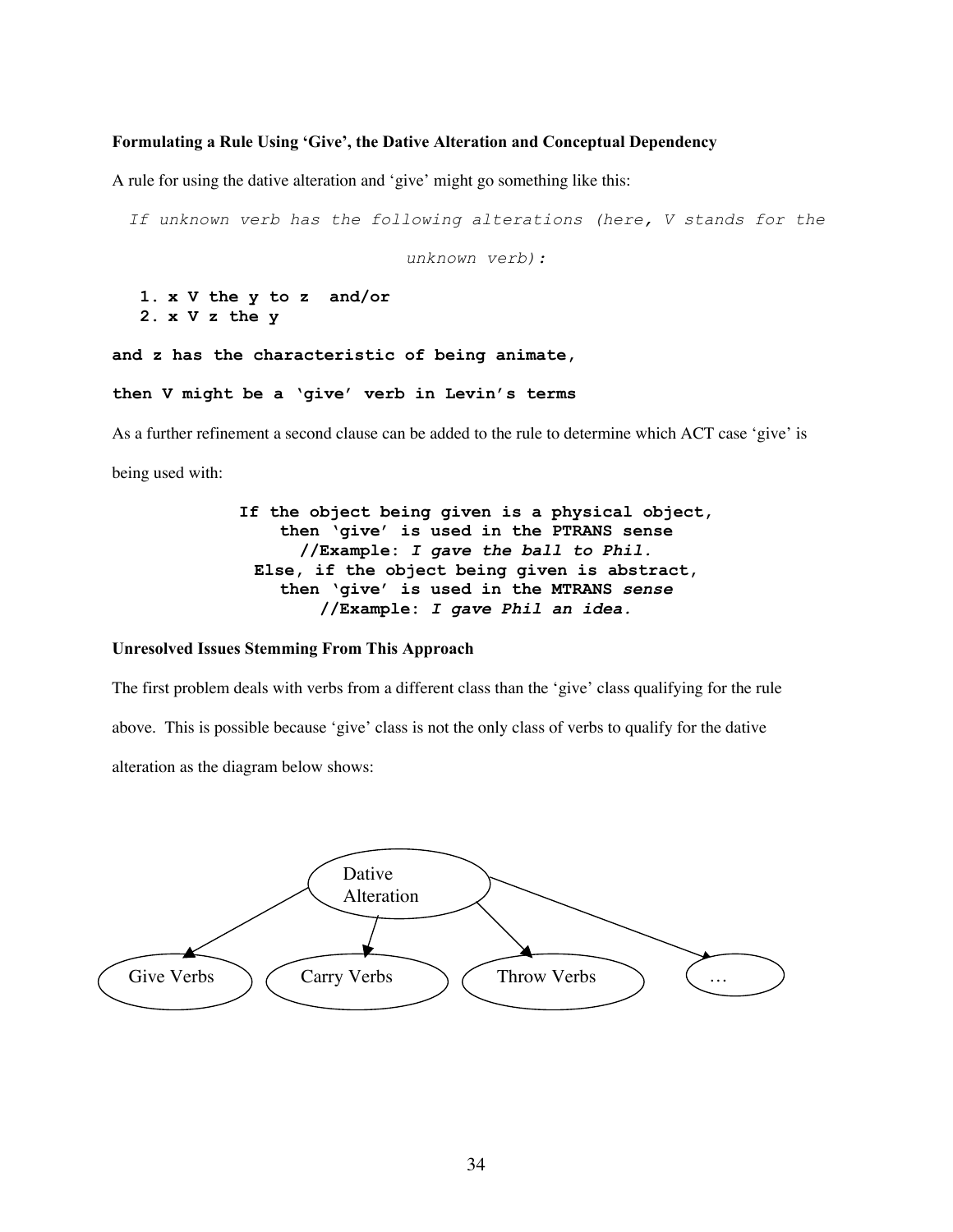### Formulating a Rule Using 'Give', the Dative Alteration and Conceptual Dependency

A rule for using the dative alteration and 'give' might go something like this:

*If unknown verb has the following alterations (here, V stands for the unknown verb):*

```
1. x V the y to z  and/or
2. x V z the y

and z has the characteristic of being animate,

then V might be a 'give' verb in Levin's terms
```

As a further refinement a second clause can be added to the rule to determine which ACT case 'give' is being used with:

```
If the object being given is a physical object,
    then 'give' is used in the PTRANS sense
        //Example: I gave the ball to Phil.
Else, if the object being given is abstract,
    then 'give' is used in the MTRANS sense
        //Example: I gave Phil an idea.
```

### Unresolved Issues Stemming From This Approach

The first problem deals with verbs from a different class than the 'give' class qualifying for the rule above. This is possible because 'give' class is not the only class of verbs to qualify for the dative alteration as the diagram below shows:

```
                    Dative Alteration
        /           |            \            \
   Give Verbs   Carry Verbs   Throw Verbs     …
```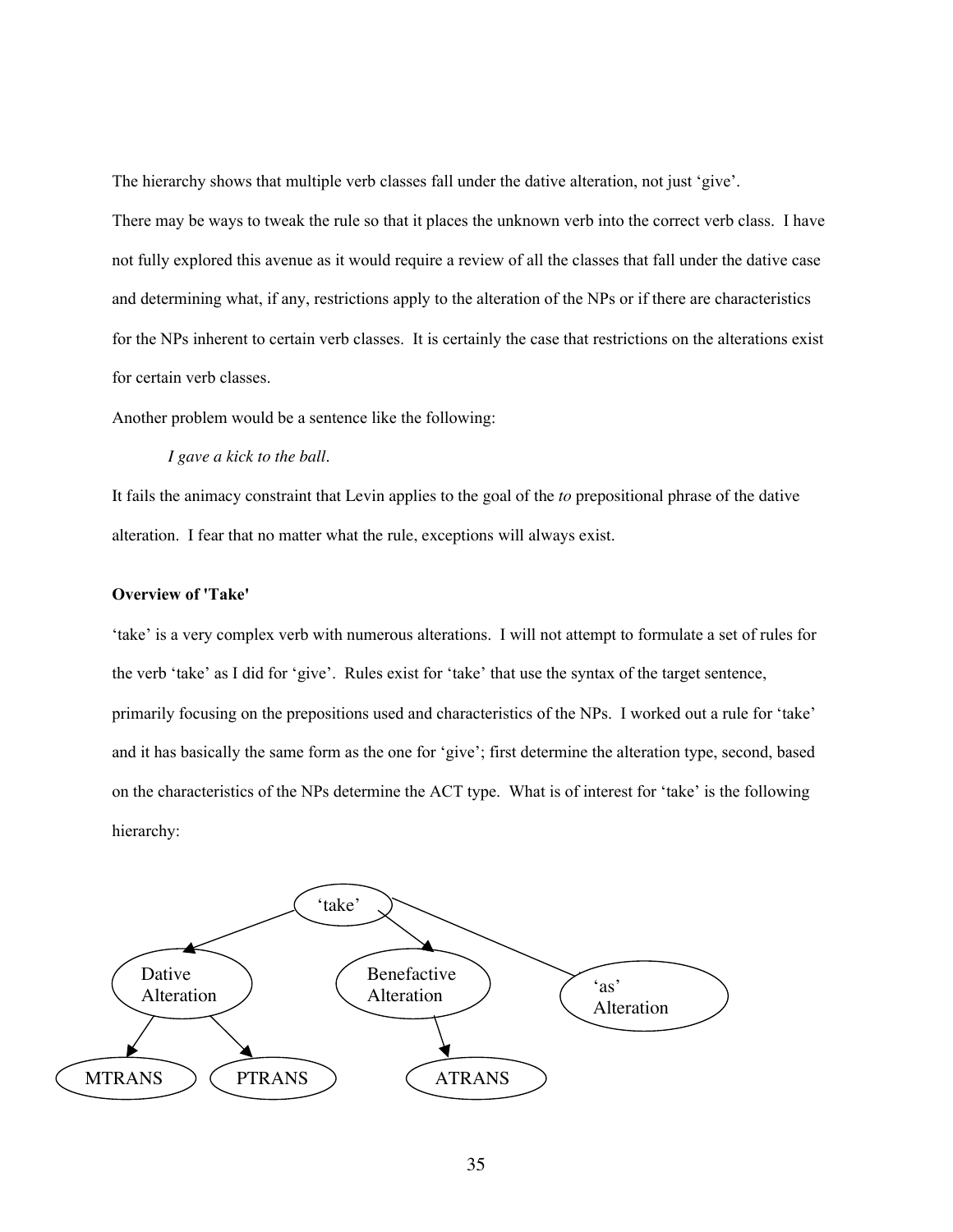The hierarchy shows that multiple verb classes fall under the dative alteration, not just 'give'.

There may be ways to tweak the rule so that it places the unknown verb into the correct verb class. I have not fully explored this avenue as it would require a review of all the classes that fall under the dative case and determining what, if any, restrictions apply to the alteration of the NPs or if there are characteristics for the NPs inherent to certain verb classes. It is certainly the case that restrictions on the alterations exist for certain verb classes.

Another problem would be a sentence like the following:

*I gave a kick to the ball*.

It fails the animacy constraint that Levin applies to the goal of the *to* prepositional phrase of the dative alteration. I fear that no matter what the rule, exceptions will always exist.

**Overview of 'Take'**

'take' is a very complex verb with numerous alterations. I will not attempt to formulate a set of rules for the verb 'take' as I did for 'give'. Rules exist for 'take' that use the syntax of the target sentence, primarily focusing on the prepositions used and characteristics of the NPs. I worked out a rule for 'take' and it has basically the same form as the one for 'give'; first determine the alteration type, second, based on the characteristics of the NPs determine the ACT type. What is of interest for 'take' is the following hierarchy:

```
'take'
├── Dative Alteration
│   ├── MTRANS
│   └── PTRANS
├── Benefactive Alteration
│   └── ATRANS
└── 'as' Alteration
```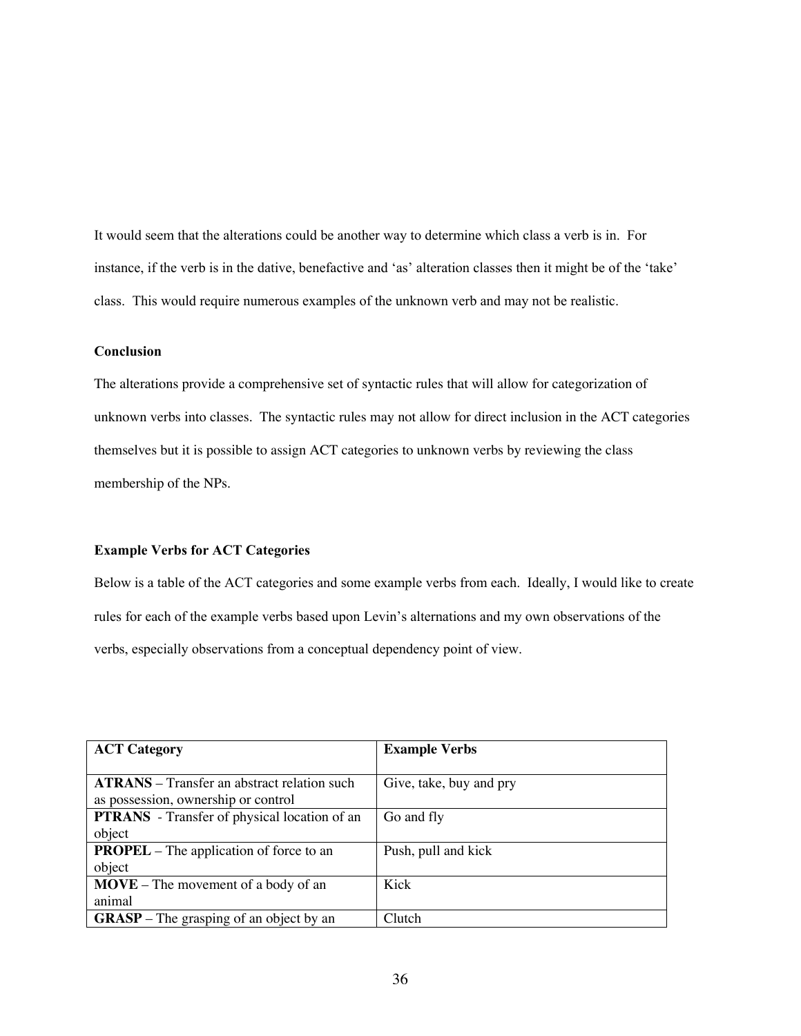It would seem that the alterations could be another way to determine which class a verb is in. For instance, if the verb is in the dative, benefactive and 'as' alteration classes then it might be of the 'take' class. This would require numerous examples of the unknown verb and may not be realistic.

**Conclusion**

The alterations provide a comprehensive set of syntactic rules that will allow for categorization of unknown verbs into classes. The syntactic rules may not allow for direct inclusion in the ACT categories themselves but it is possible to assign ACT categories to unknown verbs by reviewing the class membership of the NPs.

**Example Verbs for ACT Categories**

Below is a table of the ACT categories and some example verbs from each. Ideally, I would like to create rules for each of the example verbs based upon Levin's alternations and my own observations of the verbs, especially observations from a conceptual dependency point of view.

| **ACT Category** | **Example Verbs** |
|---|---|
| **ATRANS** – Transfer an abstract relation such as possession, ownership or control | Give, take, buy and pry |
| **PTRANS** - Transfer of physical location of an object | Go and fly |
| **PROPEL** – The application of force to an object | Push, pull and kick |
| **MOVE** – The movement of a body of an animal | Kick |
| **GRASP** – The grasping of an object by an | Clutch |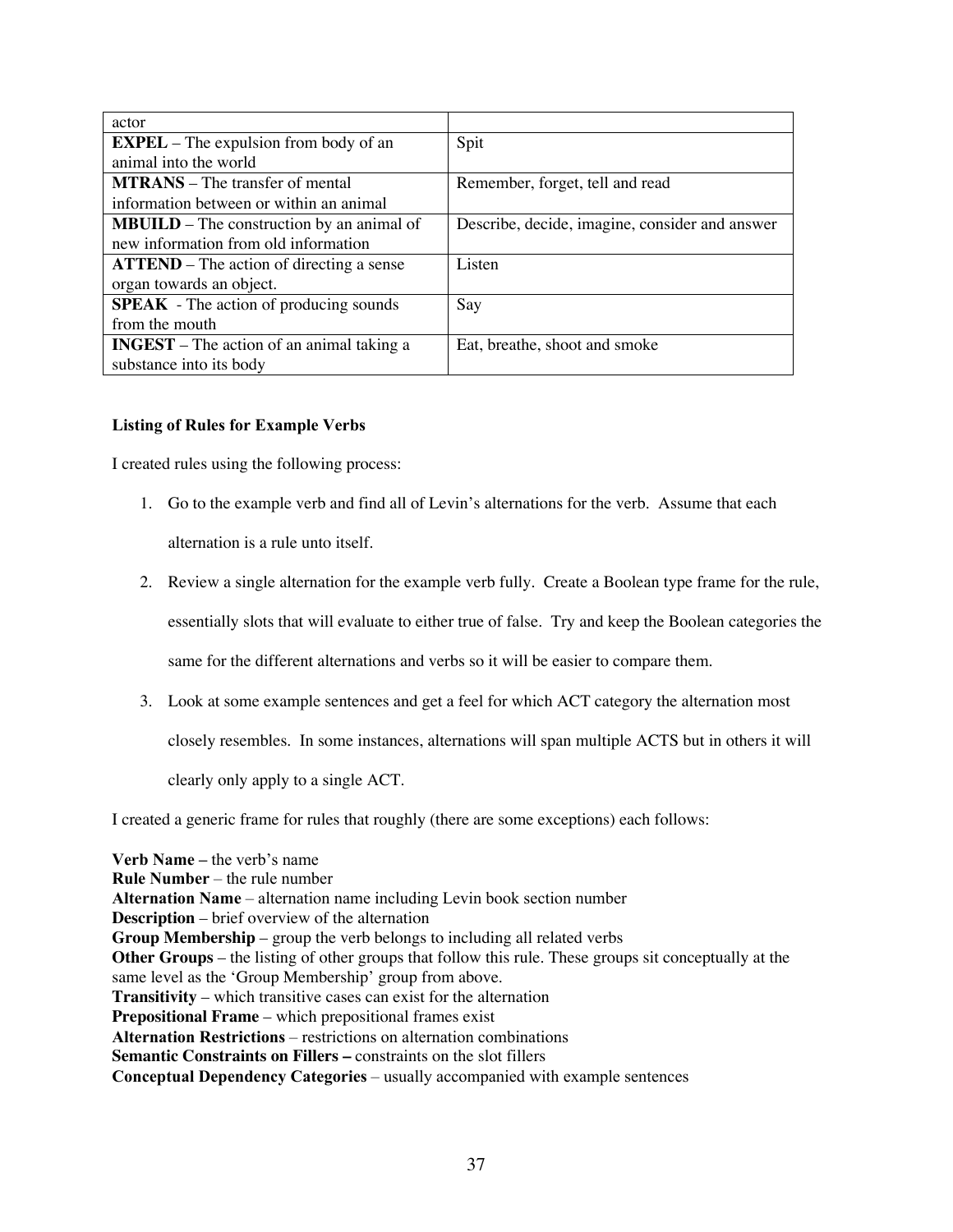| | |
|---|---|
| actor | |
| **EXPEL** – The expulsion from body of an animal into the world | Spit |
| **MTRANS** – The transfer of mental information between or within an animal | Remember, forget, tell and read |
| **MBUILD** – The construction by an animal of new information from old information | Describe, decide, imagine, consider and answer |
| **ATTEND** – The action of directing a sense organ towards an object. | Listen |
| **SPEAK** - The action of producing sounds from the mouth | Say |
| **INGEST** – The action of an animal taking a substance into its body | Eat, breathe, shoot and smoke |

**Listing of Rules for Example Verbs**

I created rules using the following process:

1. Go to the example verb and find all of Levin's alternations for the verb. Assume that each alternation is a rule unto itself.
2. Review a single alternation for the example verb fully. Create a Boolean type frame for the rule, essentially slots that will evaluate to either true of false. Try and keep the Boolean categories the same for the different alternations and verbs so it will be easier to compare them.
3. Look at some example sentences and get a feel for which ACT category the alternation most closely resembles. In some instances, alternations will span multiple ACTS but in others it will clearly only apply to a single ACT.

I created a generic frame for rules that roughly (there are some exceptions) each follows:

**Verb Name –** the verb's name
**Rule Number** – the rule number
**Alternation Name** – alternation name including Levin book section number
**Description** – brief overview of the alternation
**Group Membership** – group the verb belongs to including all related verbs
**Other Groups** – the listing of other groups that follow this rule. These groups sit conceptually at the same level as the 'Group Membership' group from above.
**Transitivity** – which transitive cases can exist for the alternation
**Prepositional Frame** – which prepositional frames exist
**Alternation Restrictions** – restrictions on alternation combinations
**Semantic Constraints on Fillers –** constraints on the slot fillers
**Conceptual Dependency Categories** – usually accompanied with example sentences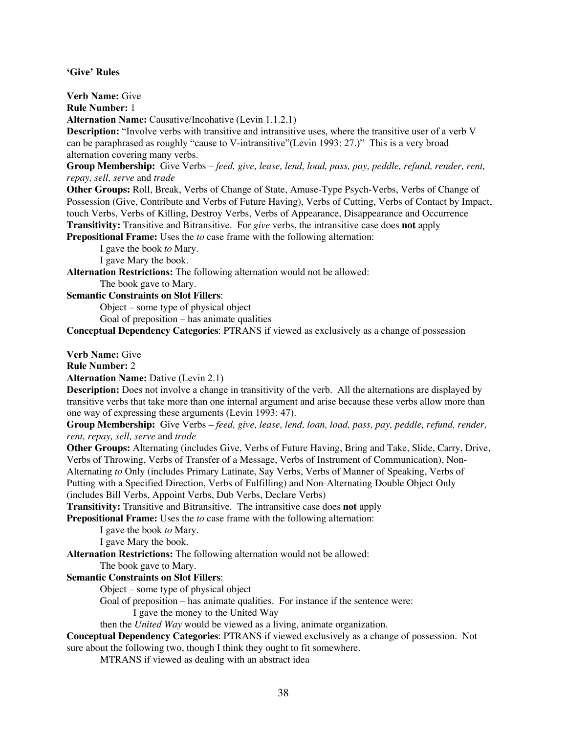**'Give' Rules**

**Verb Name:** Give
**Rule Number:** 1
**Alternation Name:** Causative/Incohative (Levin 1.1.2.1)
**Description:** "Involve verbs with transitive and intransitive uses, where the transitive user of a verb V can be paraphrased as roughly "cause to V-intransitive"(Levin 1993: 27.)" This is a very broad alternation covering many verbs.
**Group Membership:** Give Verbs – *feed, give, lease, lend, load, pass, pay, peddle, refund, render, rent, repay, sell, serve* and *trade*
**Other Groups:** Roll, Break, Verbs of Change of State, Amuse-Type Psych-Verbs, Verbs of Change of Possession (Give, Contribute and Verbs of Future Having), Verbs of Cutting, Verbs of Contact by Impact, touch Verbs, Verbs of Killing, Destroy Verbs, Verbs of Appearance, Disappearance and Occurrence
**Transitivity:** Transitive and Bitransitive. For *give* verbs, the intransitive case does **not** apply
**Prepositional Frame:** Uses the *to* case frame with the following alternation:

> I gave the book *to* Mary.
> I gave Mary the book.

**Alternation Restrictions:** The following alternation would not be allowed:

> The book gave to Mary.

**Semantic Constraints on Slot Fillers**:

> Object – some type of physical object
> Goal of preposition – has animate qualities

**Conceptual Dependency Categories**: PTRANS if viewed as exclusively as a change of possession

**Verb Name:** Give
**Rule Number:** 2
**Alternation Name:** Dative (Levin 2.1)
**Description:** Does not involve a change in transitivity of the verb. All the alternations are displayed by transitive verbs that take more than one internal argument and arise because these verbs allow more than one way of expressing these arguments (Levin 1993: 47).
**Group Membership:** Give Verbs – *feed, give, lease, lend, loan, load, pass, pay, peddle, refund, render, rent, repay, sell, serve* and *trade*
**Other Groups:** Alternating (includes Give, Verbs of Future Having, Bring and Take, Slide, Carry, Drive, Verbs of Throwing, Verbs of Transfer of a Message, Verbs of Instrument of Communication), Non-Alternating *to* Only (includes Primary Latinate, Say Verbs, Verbs of Manner of Speaking, Verbs of Putting with a Specified Direction, Verbs of Fulfilling) and Non-Alternating Double Object Only (includes Bill Verbs, Appoint Verbs, Dub Verbs, Declare Verbs)
**Transitivity:** Transitive and Bitransitive. The intransitive case does **not** apply
**Prepositional Frame:** Uses the *to* case frame with the following alternation:

> I gave the book *to* Mary.
> I gave Mary the book.

**Alternation Restrictions:** The following alternation would not be allowed:

> The book gave to Mary.

**Semantic Constraints on Slot Fillers**:

> Object – some type of physical object
> Goal of preposition – has animate qualities. For instance if the sentence were:
>
> > I gave the money to the United Way
>
> then the *United Way* would be viewed as a living, animate organization.

**Conceptual Dependency Categories**: PTRANS if viewed exclusively as a change of possession. Not sure about the following two, though I think they ought to fit somewhere.

> MTRANS if viewed as dealing with an abstract idea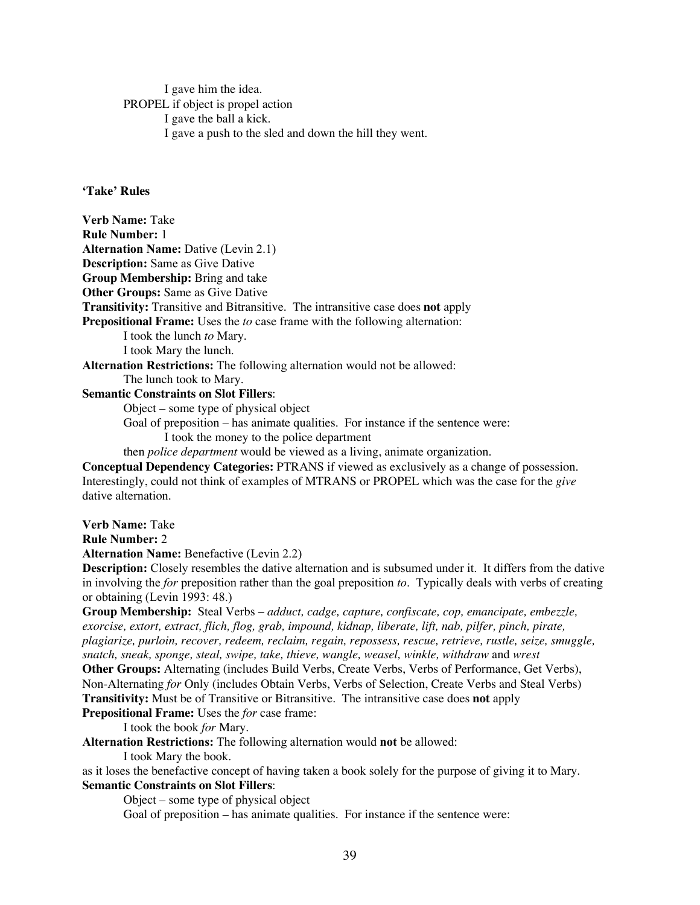I gave him the idea.

PROPEL if object is propel action

I gave the ball a kick.

I gave a push to the sled and down the hill they went.

**'Take' Rules**

**Verb Name:** Take
**Rule Number:** 1
**Alternation Name:** Dative (Levin 2.1)
**Description:** Same as Give Dative
**Group Membership:** Bring and take
**Other Groups:** Same as Give Dative
**Transitivity:** Transitive and Bitransitive. The intransitive case does **not** apply
**Prepositional Frame:** Uses the *to* case frame with the following alternation:

I took the lunch *to* Mary.

I took Mary the lunch.

**Alternation Restrictions:** The following alternation would not be allowed:

The lunch took to Mary.

**Semantic Constraints on Slot Fillers**:

Object – some type of physical object

Goal of preposition – has animate qualities. For instance if the sentence were:

I took the money to the police department

then *police department* would be viewed as a living, animate organization.

**Conceptual Dependency Categories:** PTRANS if viewed as exclusively as a change of possession. Interestingly, could not think of examples of MTRANS or PROPEL which was the case for the *give* dative alternation.

**Verb Name:** Take
**Rule Number:** 2
**Alternation Name:** Benefactive (Levin 2.2)
**Description:** Closely resembles the dative alternation and is subsumed under it. It differs from the dative in involving the *for* preposition rather than the goal preposition *to*. Typically deals with verbs of creating or obtaining (Levin 1993: 48.)
**Group Membership:** Steal Verbs – *adduct, cadge, capture, confiscate, cop, emancipate, embezzle, exorcise, extort, extract, flich, flog, grab, impound, kidnap, liberate, lift, nab, pilfer, pinch, pirate, plagiarize, purloin, recover, redeem, reclaim, regain, repossess, rescue, retrieve, rustle, seize, smuggle, snatch, sneak, sponge, steal, swipe, take, thieve, wangle, weasel, winkle, withdraw* and *wrest*
**Other Groups:** Alternating (includes Build Verbs, Create Verbs, Verbs of Performance, Get Verbs), Non-Alternating *for* Only (includes Obtain Verbs, Verbs of Selection, Create Verbs and Steal Verbs)
**Transitivity:** Must be of Transitive or Bitransitive. The intransitive case does **not** apply
**Prepositional Frame:** Uses the *for* case frame:

I took the book *for* Mary.

**Alternation Restrictions:** The following alternation would **not** be allowed:

I took Mary the book.

as it loses the benefactive concept of having taken a book solely for the purpose of giving it to Mary.
**Semantic Constraints on Slot Fillers**:

Object – some type of physical object

Goal of preposition – has animate qualities. For instance if the sentence were: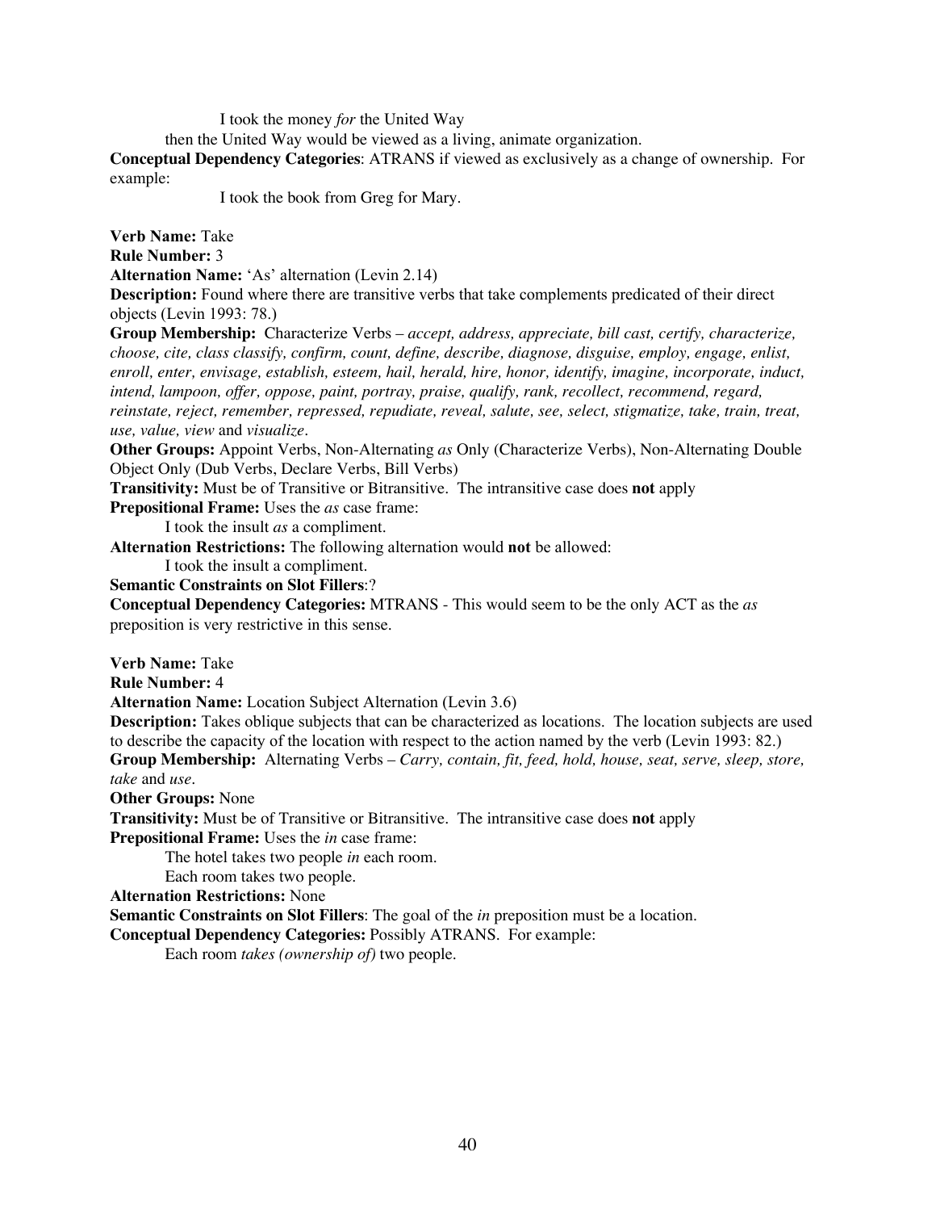I took the money *for* the United Way

then the United Way would be viewed as a living, animate organization.

**Conceptual Dependency Categories**: ATRANS if viewed as exclusively as a change of ownership. For example:

I took the book from Greg for Mary.

**Verb Name:** Take
**Rule Number:** 3
**Alternation Name:** 'As' alternation (Levin 2.14)
**Description:** Found where there are transitive verbs that take complements predicated of their direct objects (Levin 1993: 78.)
**Group Membership:** Characterize Verbs – *accept, address, appreciate, bill cast, certify, characterize, choose, cite, class classify, confirm, count, define, describe, diagnose, disguise, employ, engage, enlist, enroll, enter, envisage, establish, esteem, hail, herald, hire, honor, identify, imagine, incorporate, induct, intend, lampoon, offer, oppose, paint, portray, praise, qualify, rank, recollect, recommend, regard, reinstate, reject, remember, repressed, repudiate, reveal, salute, see, select, stigmatize, take, train, treat, use, value, view* and *visualize*.
**Other Groups:** Appoint Verbs, Non-Alternating *as* Only (Characterize Verbs), Non-Alternating Double Object Only (Dub Verbs, Declare Verbs, Bill Verbs)
**Transitivity:** Must be of Transitive or Bitransitive. The intransitive case does **not** apply
**Prepositional Frame:** Uses the *as* case frame:

I took the insult *as* a compliment.

**Alternation Restrictions:** The following alternation would **not** be allowed:

I took the insult a compliment.

**Semantic Constraints on Slot Fillers**:?
**Conceptual Dependency Categories:** MTRANS - This would seem to be the only ACT as the *as* preposition is very restrictive in this sense.

**Verb Name:** Take
**Rule Number:** 4
**Alternation Name:** Location Subject Alternation (Levin 3.6)
**Description:** Takes oblique subjects that can be characterized as locations. The location subjects are used to describe the capacity of the location with respect to the action named by the verb (Levin 1993: 82.)
**Group Membership:** Alternating Verbs – *Carry, contain, fit, feed, hold, house, seat, serve, sleep, store, take* and *use*.
**Other Groups:** None
**Transitivity:** Must be of Transitive or Bitransitive. The intransitive case does **not** apply
**Prepositional Frame:** Uses the *in* case frame:

The hotel takes two people *in* each room.

Each room takes two people.

**Alternation Restrictions:** None
**Semantic Constraints on Slot Fillers**: The goal of the *in* preposition must be a location.
**Conceptual Dependency Categories:** Possibly ATRANS. For example:

Each room *takes (ownership of)* two people.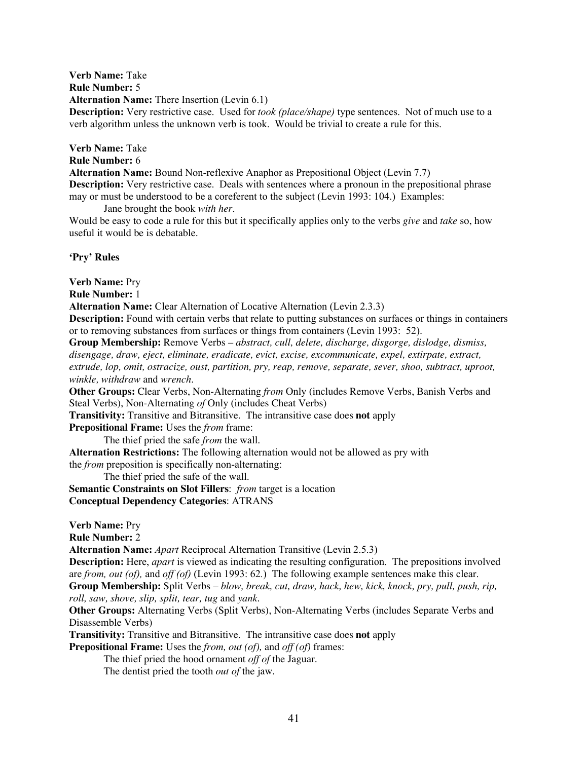**Verb Name:** Take
**Rule Number:** 5
**Alternation Name:** There Insertion (Levin 6.1)
**Description:** Very restrictive case. Used for *took (place/shape)* type sentences. Not of much use to a verb algorithm unless the unknown verb is took. Would be trivial to create a rule for this.

**Verb Name:** Take
**Rule Number:** 6
**Alternation Name:** Bound Non-reflexive Anaphor as Prepositional Object (Levin 7.7)
**Description:** Very restrictive case. Deals with sentences where a pronoun in the prepositional phrase may or must be understood to be a coreferent to the subject (Levin 1993: 104.) Examples:

  Jane brought the book *with her*.

Would be easy to code a rule for this but it specifically applies only to the verbs *give* and *take* so, how useful it would be is debatable.

**'Pry' Rules**

**Verb Name:** Pry
**Rule Number:** 1
**Alternation Name:** Clear Alternation of Locative Alternation (Levin 2.3.3)
**Description:** Found with certain verbs that relate to putting substances on surfaces or things in containers or to removing substances from surfaces or things from containers (Levin 1993: 52).
**Group Membership:** Remove Verbs – *abstract, cull, delete, discharge, disgorge, dislodge, dismiss, disengage, draw, eject, eliminate, eradicate, evict, excise, excommunicate, expel, extirpate, extract, extrude, lop, omit, ostracize, oust, partition, pry, reap, remove, separate, sever, shoo, subtract, uproot, winkle, withdraw* and *wrench*.
**Other Groups:** Clear Verbs, Non-Alternating *from* Only (includes Remove Verbs, Banish Verbs and Steal Verbs), Non-Alternating *of* Only (includes Cheat Verbs)
**Transitivity:** Transitive and Bitransitive. The intransitive case does **not** apply
**Prepositional Frame:** Uses the *from* frame:

  The thief pried the safe *from* the wall.

**Alternation Restrictions:** The following alternation would not be allowed as pry with the *from* preposition is specifically non-alternating:

  The thief pried the safe of the wall.

**Semantic Constraints on Slot Fillers**: *from* target is a location
**Conceptual Dependency Categories**: ATRANS

**Verb Name:** Pry
**Rule Number:** 2
**Alternation Name:** *Apart* Reciprocal Alternation Transitive (Levin 2.5.3)
**Description:** Here, *apart* is viewed as indicating the resulting configuration. The prepositions involved are *from, out (of),* and *off (of)* (Levin 1993: 62.) The following example sentences make this clear.
**Group Membership:** Split Verbs – *blow, break, cut, draw, hack, hew, kick, knock, pry, pull, push, rip, roll, saw, shove, slip, split, tear, tug* and *yank*.
**Other Groups:** Alternating Verbs (Split Verbs), Non-Alternating Verbs (includes Separate Verbs and Disassemble Verbs)
**Transitivity:** Transitive and Bitransitive. The intransitive case does **not** apply
**Prepositional Frame:** Uses the *from, out (of),* and *off (of)* frames:

  The thief pried the hood ornament *off of* the Jaguar.

  The dentist pried the tooth *out of* the jaw.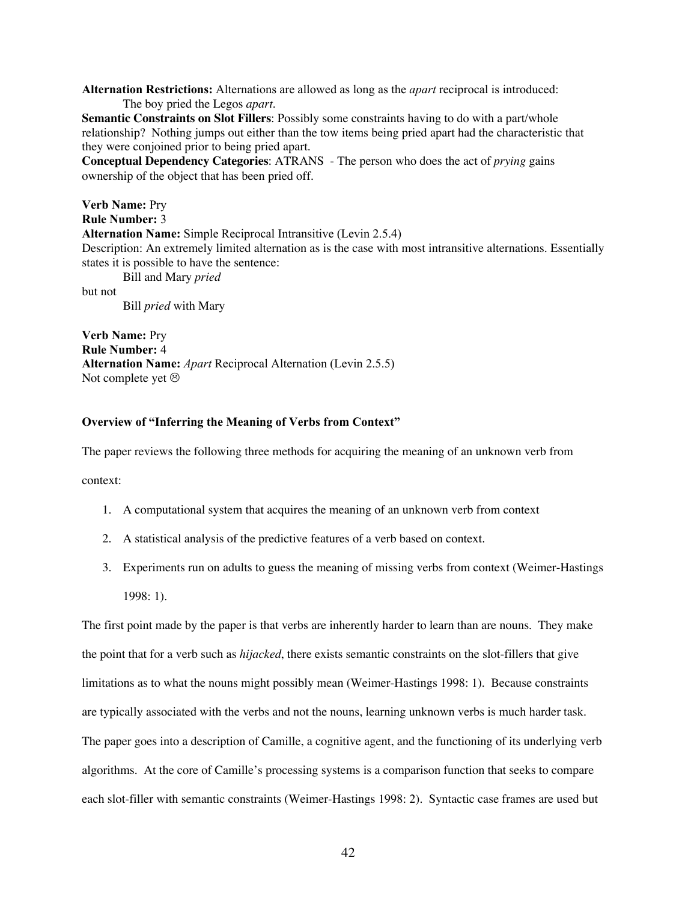**Alternation Restrictions:** Alternations are allowed as long as the *apart* reciprocal is introduced:

The boy pried the Legos *apart*.

**Semantic Constraints on Slot Fillers**: Possibly some constraints having to do with a part/whole relationship? Nothing jumps out either than the tow items being pried apart had the characteristic that they were conjoined prior to being pried apart.

**Conceptual Dependency Categories**: ATRANS - The person who does the act of *prying* gains ownership of the object that has been pried off.

**Verb Name:** Pry
**Rule Number:** 3
**Alternation Name:** Simple Reciprocal Intransitive (Levin 2.5.4)
Description: An extremely limited alternation as is the case with most intransitive alternations. Essentially states it is possible to have the sentence:

Bill and Mary *pried*

but not

Bill *pried* with Mary

**Verb Name:** Pry
**Rule Number:** 4
**Alternation Name:** *Apart* Reciprocal Alternation (Levin 2.5.5)
Not complete yet ☹

**Overview of "Inferring the Meaning of Verbs from Context"**

The paper reviews the following three methods for acquiring the meaning of an unknown verb from context:

1. A computational system that acquires the meaning of an unknown verb from context
2. A statistical analysis of the predictive features of a verb based on context.
3. Experiments run on adults to guess the meaning of missing verbs from context (Weimer-Hastings 1998: 1).

The first point made by the paper is that verbs are inherently harder to learn than are nouns. They make the point that for a verb such as *hijacked*, there exists semantic constraints on the slot-fillers that give limitations as to what the nouns might possibly mean (Weimer-Hastings 1998: 1). Because constraints are typically associated with the verbs and not the nouns, learning unknown verbs is much harder task. The paper goes into a description of Camille, a cognitive agent, and the functioning of its underlying verb algorithms. At the core of Camille's processing systems is a comparison function that seeks to compare each slot-filler with semantic constraints (Weimer-Hastings 1998: 2). Syntactic case frames are used but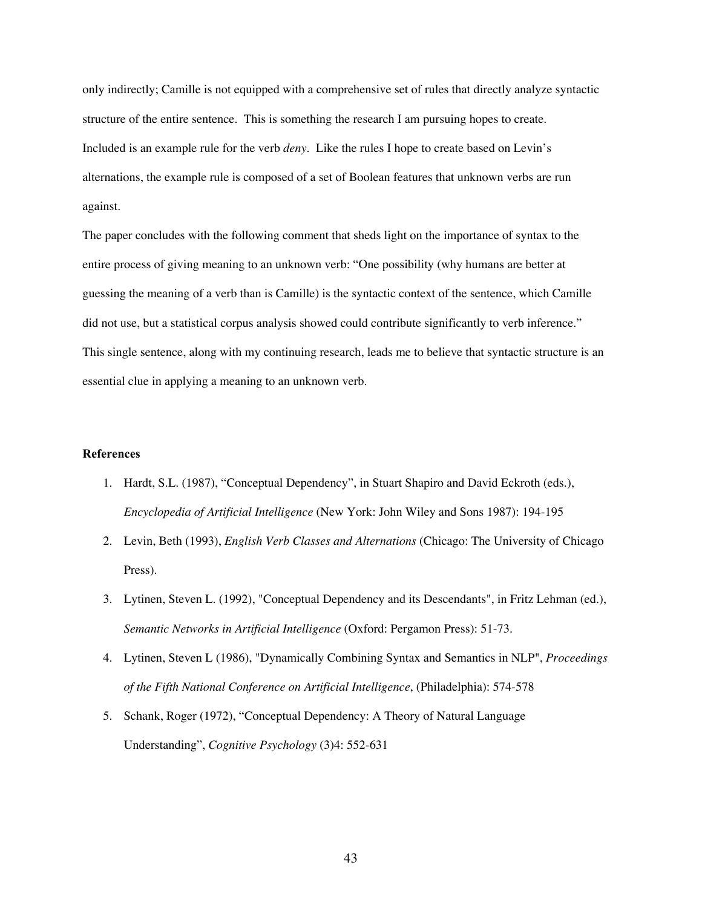only indirectly; Camille is not equipped with a comprehensive set of rules that directly analyze syntactic structure of the entire sentence. This is something the research I am pursuing hopes to create. Included is an example rule for the verb *deny*. Like the rules I hope to create based on Levin's alternations, the example rule is composed of a set of Boolean features that unknown verbs are run against.

The paper concludes with the following comment that sheds light on the importance of syntax to the entire process of giving meaning to an unknown verb: "One possibility (why humans are better at guessing the meaning of a verb than is Camille) is the syntactic context of the sentence, which Camille did not use, but a statistical corpus analysis showed could contribute significantly to verb inference." This single sentence, along with my continuing research, leads me to believe that syntactic structure is an essential clue in applying a meaning to an unknown verb.

**References**

1. Hardt, S.L. (1987), "Conceptual Dependency", in Stuart Shapiro and David Eckroth (eds.), *Encyclopedia of Artificial Intelligence* (New York: John Wiley and Sons 1987): 194-195
2. Levin, Beth (1993), *English Verb Classes and Alternations* (Chicago: The University of Chicago Press).
3. Lytinen, Steven L. (1992), "Conceptual Dependency and its Descendants", in Fritz Lehman (ed.), *Semantic Networks in Artificial Intelligence* (Oxford: Pergamon Press): 51-73.
4. Lytinen, Steven L (1986), "Dynamically Combining Syntax and Semantics in NLP", *Proceedings of the Fifth National Conference on Artificial Intelligence*, (Philadelphia): 574-578
5. Schank, Roger (1972), "Conceptual Dependency: A Theory of Natural Language Understanding", *Cognitive Psychology* (3)4: 552-631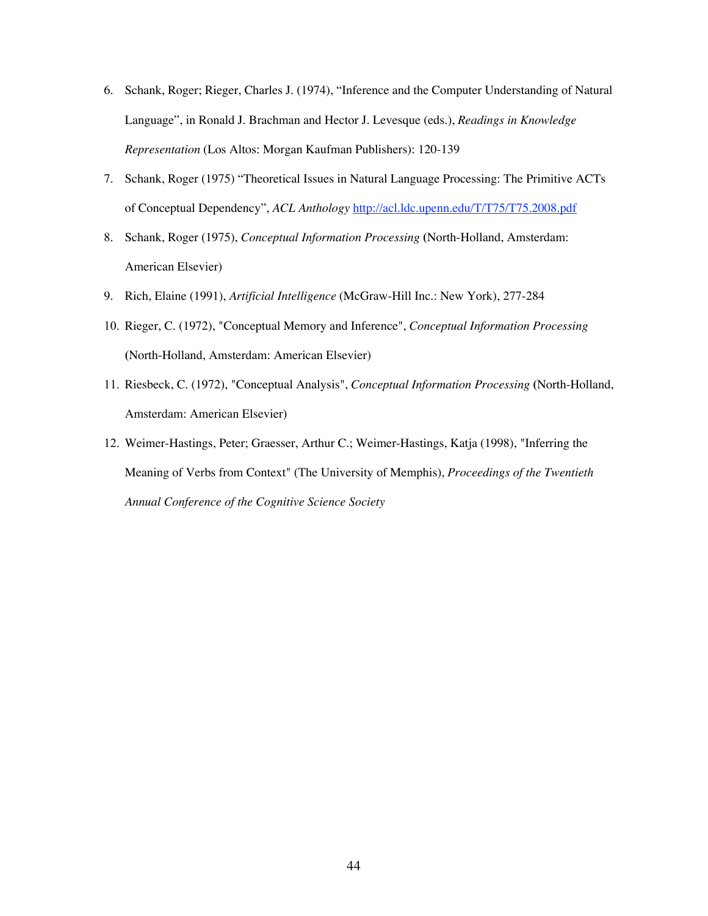6. Schank, Roger; Rieger, Charles J. (1974), "Inference and the Computer Understanding of Natural Language", in Ronald J. Brachman and Hector J. Levesque (eds.), *Readings in Knowledge Representation* (Los Altos: Morgan Kaufman Publishers): 120-139
7. Schank, Roger (1975) "Theoretical Issues in Natural Language Processing: The Primitive ACTs of Conceptual Dependency", *ACL Anthology* [http://acl.ldc.upenn.edu/T/T75/T75.2008.pdf](http://acl.ldc.upenn.edu/T/T75/T75.2008.pdf)
8. Schank, Roger (1975), *Conceptual Information Processing* (North-Holland, Amsterdam: American Elsevier)
9. Rich, Elaine (1991), *Artificial Intelligence* (McGraw-Hill Inc.: New York), 277-284
10. Rieger, C. (1972), "Conceptual Memory and Inference", *Conceptual Information Processing* (North-Holland, Amsterdam: American Elsevier)
11. Riesbeck, C. (1972), "Conceptual Analysis", *Conceptual Information Processing* (North-Holland, Amsterdam: American Elsevier)
12. Weimer-Hastings, Peter; Graesser, Arthur C.; Weimer-Hastings, Katja (1998), "Inferring the Meaning of Verbs from Context" (The University of Memphis), *Proceedings of the Twentieth Annual Conference of the Cognitive Science Society*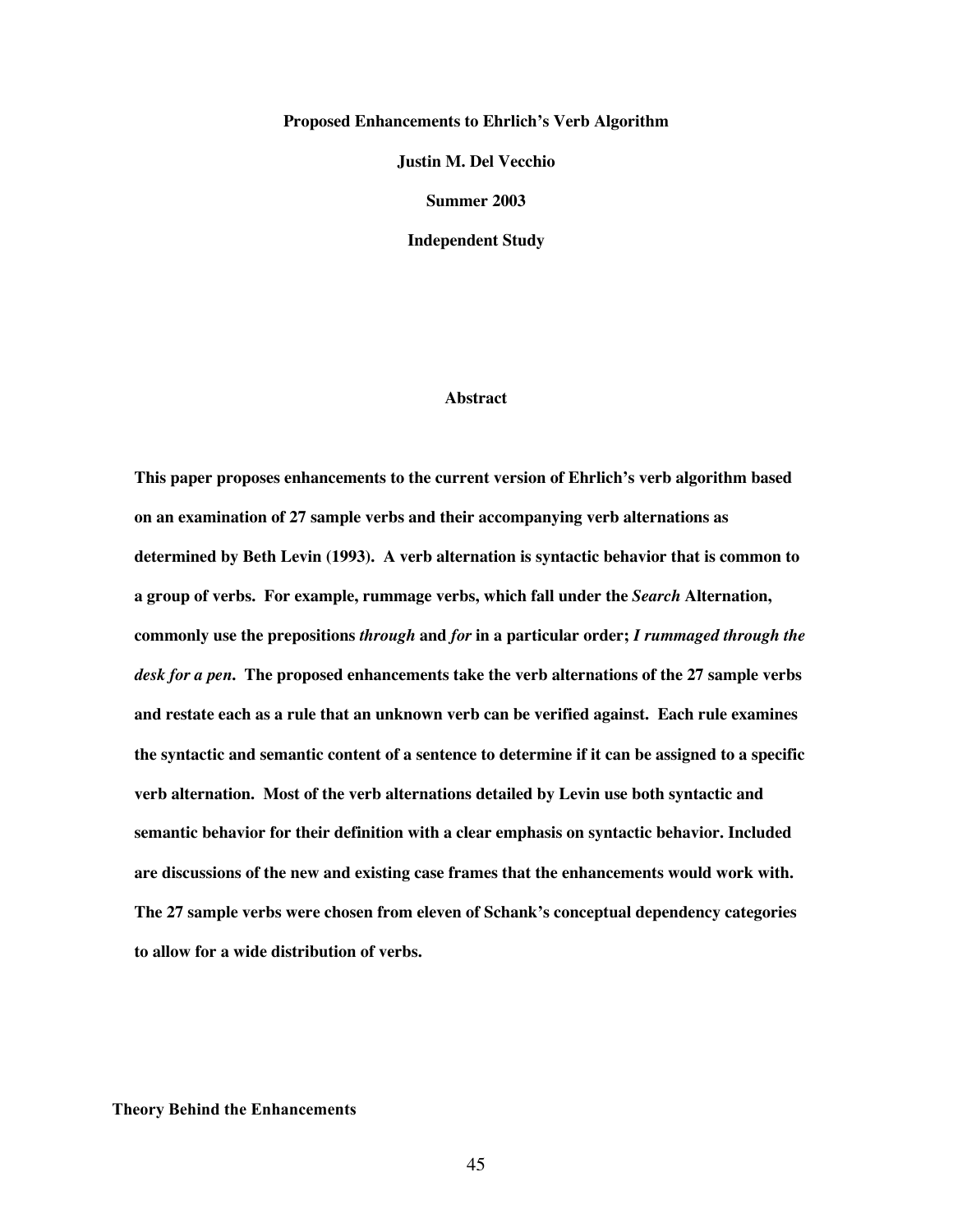**Proposed Enhancements to Ehrlich's Verb Algorithm**

**Justin M. Del Vecchio**

**Summer 2003**

**Independent Study**

## Abstract

**This paper proposes enhancements to the current version of Ehrlich's verb algorithm based on an examination of 27 sample verbs and their accompanying verb alternations as determined by Beth Levin (1993). A verb alternation is syntactic behavior that is common to a group of verbs. For example, rummage verbs, which fall under the *Search* Alternation, commonly use the prepositions *through* and *for* in a particular order; *I rummaged through the desk for a pen*. The proposed enhancements take the verb alternations of the 27 sample verbs and restate each as a rule that an unknown verb can be verified against. Each rule examines the syntactic and semantic content of a sentence to determine if it can be assigned to a specific verb alternation. Most of the verb alternations detailed by Levin use both syntactic and semantic behavior for their definition with a clear emphasis on syntactic behavior. Included are discussions of the new and existing case frames that the enhancements would work with. The 27 sample verbs were chosen from eleven of Schank's conceptual dependency categories to allow for a wide distribution of verbs.**

## Theory Behind the Enhancements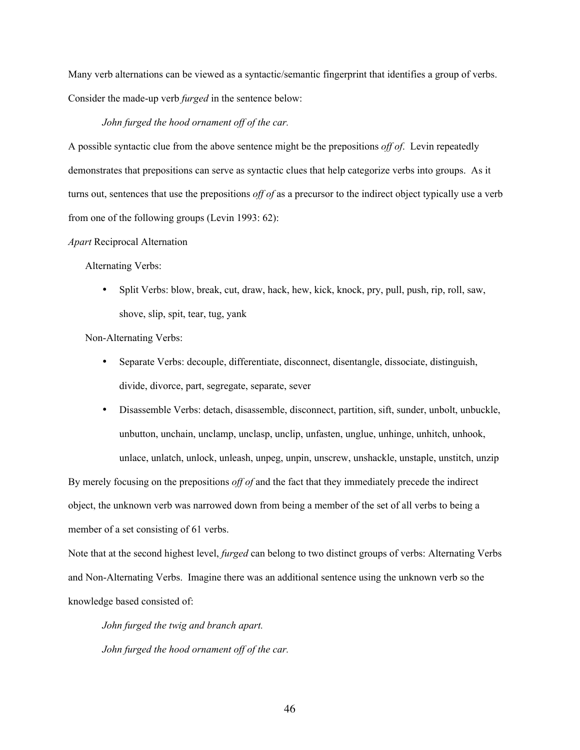Many verb alternations can be viewed as a syntactic/semantic fingerprint that identifies a group of verbs. Consider the made-up verb *furged* in the sentence below:

*John furged the hood ornament off of the car.*

A possible syntactic clue from the above sentence might be the prepositions *off of*. Levin repeatedly demonstrates that prepositions can serve as syntactic clues that help categorize verbs into groups. As it turns out, sentences that use the prepositions *off of* as a precursor to the indirect object typically use a verb from one of the following groups (Levin 1993: 62):

*Apart* Reciprocal Alternation

Alternating Verbs:

- Split Verbs: blow, break, cut, draw, hack, hew, kick, knock, pry, pull, push, rip, roll, saw, shove, slip, spit, tear, tug, yank

Non-Alternating Verbs:

- Separate Verbs: decouple, differentiate, disconnect, disentangle, dissociate, distinguish, divide, divorce, part, segregate, separate, sever
- Disassemble Verbs: detach, disassemble, disconnect, partition, sift, sunder, unbolt, unbuckle, unbutton, unchain, unclamp, unclasp, unclip, unfasten, unglue, unhinge, unhitch, unhook, unlace, unlatch, unlock, unleash, unpeg, unpin, unscrew, unshackle, unstaple, unstitch, unzip

By merely focusing on the prepositions *off of* and the fact that they immediately precede the indirect object, the unknown verb was narrowed down from being a member of the set of all verbs to being a member of a set consisting of 61 verbs.

Note that at the second highest level, *furged* can belong to two distinct groups of verbs: Alternating Verbs and Non-Alternating Verbs. Imagine there was an additional sentence using the unknown verb so the knowledge based consisted of:

*John furged the twig and branch apart.*

*John furged the hood ornament off of the car.*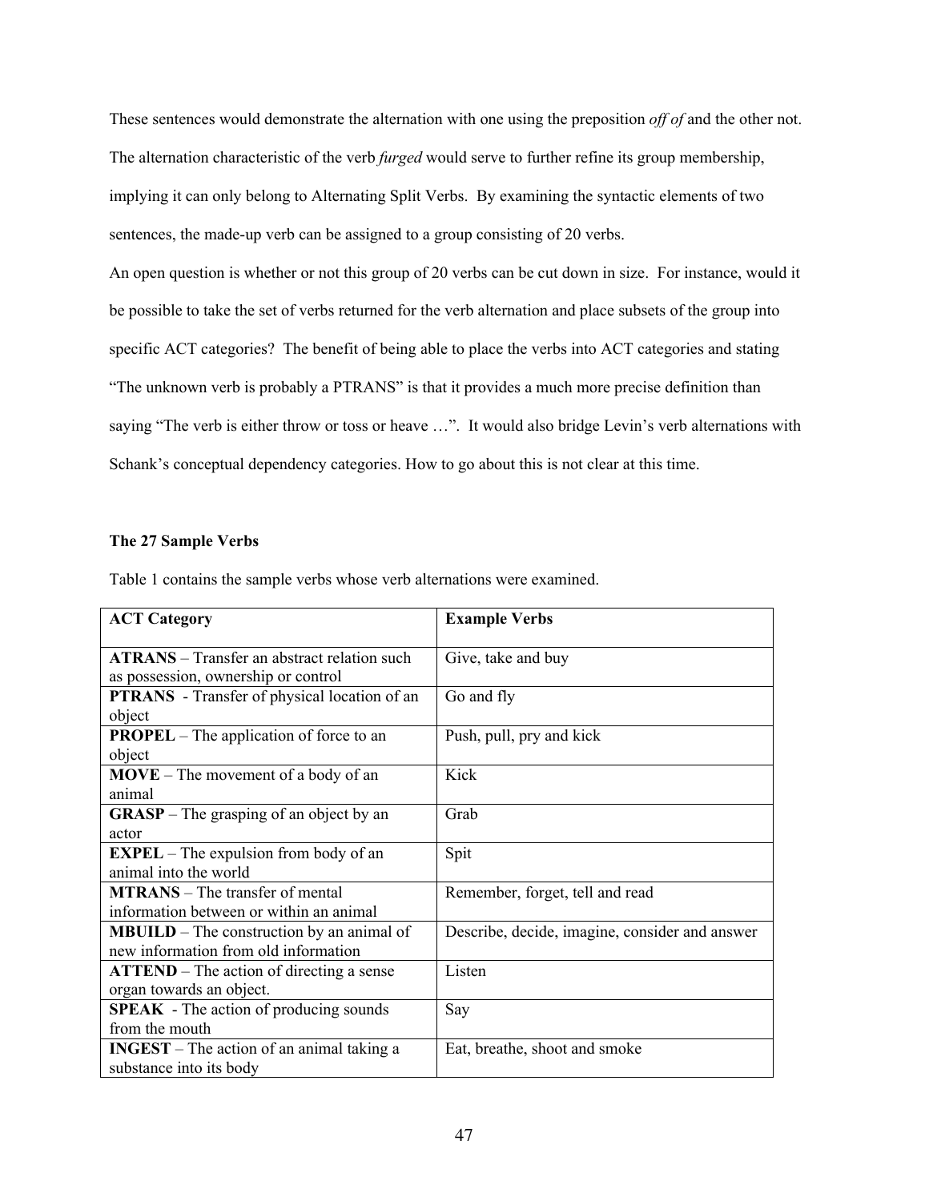These sentences would demonstrate the alternation with one using the preposition *off of* and the other not. The alternation characteristic of the verb *furged* would serve to further refine its group membership, implying it can only belong to Alternating Split Verbs. By examining the syntactic elements of two sentences, the made-up verb can be assigned to a group consisting of 20 verbs.

An open question is whether or not this group of 20 verbs can be cut down in size. For instance, would it be possible to take the set of verbs returned for the verb alternation and place subsets of the group into specific ACT categories? The benefit of being able to place the verbs into ACT categories and stating "The unknown verb is probably a PTRANS" is that it provides a much more precise definition than saying "The verb is either throw or toss or heave …". It would also bridge Levin's verb alternations with Schank's conceptual dependency categories. How to go about this is not clear at this time.

### The 27 Sample Verbs

Table 1 contains the sample verbs whose verb alternations were examined.

| **ACT Category** | **Example Verbs** |
|---|---|
| **ATRANS** – Transfer an abstract relation such as possession, ownership or control | Give, take and buy |
| **PTRANS** - Transfer of physical location of an object | Go and fly |
| **PROPEL** – The application of force to an object | Push, pull, pry and kick |
| **MOVE** – The movement of a body of an animal | Kick |
| **GRASP** – The grasping of an object by an actor | Grab |
| **EXPEL** – The expulsion from body of an animal into the world | Spit |
| **MTRANS** – The transfer of mental information between or within an animal | Remember, forget, tell and read |
| **MBUILD** – The construction by an animal of new information from old information | Describe, decide, imagine, consider and answer |
| **ATTEND** – The action of directing a sense organ towards an object. | Listen |
| **SPEAK** - The action of producing sounds from the mouth | Say |
| **INGEST** – The action of an animal taking a substance into its body | Eat, breathe, shoot and smoke |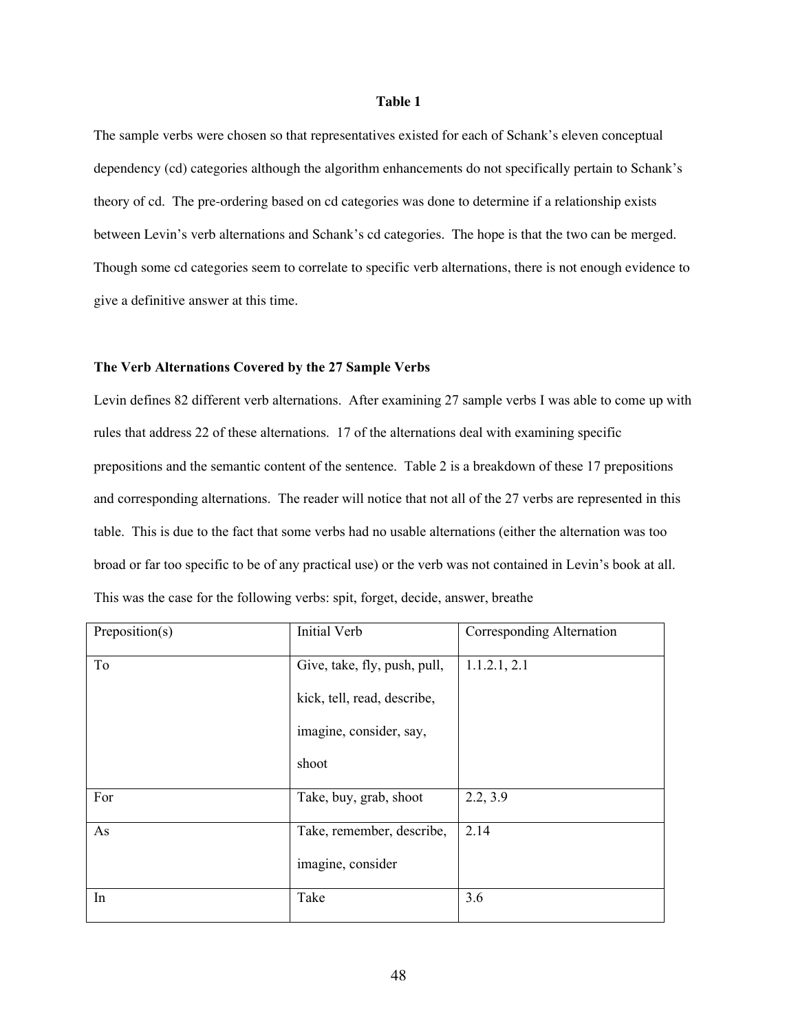**Table 1**

The sample verbs were chosen so that representatives existed for each of Schank's eleven conceptual dependency (cd) categories although the algorithm enhancements do not specifically pertain to Schank's theory of cd. The pre-ordering based on cd categories was done to determine if a relationship exists between Levin's verb alternations and Schank's cd categories. The hope is that the two can be merged. Though some cd categories seem to correlate to specific verb alternations, there is not enough evidence to give a definitive answer at this time.

### The Verb Alternations Covered by the 27 Sample Verbs

Levin defines 82 different verb alternations. After examining 27 sample verbs I was able to come up with rules that address 22 of these alternations. 17 of the alternations deal with examining specific prepositions and the semantic content of the sentence. Table 2 is a breakdown of these 17 prepositions and corresponding alternations. The reader will notice that not all of the 27 verbs are represented in this table. This is due to the fact that some verbs had no usable alternations (either the alternation was too broad or far too specific to be of any practical use) or the verb was not contained in Levin's book at all. This was the case for the following verbs: spit, forget, decide, answer, breathe

| Preposition(s) | Initial Verb | Corresponding Alternation |
|---|---|---|
| To | Give, take, fly, push, pull, kick, tell, read, describe, imagine, consider, say, shoot | 1.1.2.1, 2.1 |
| For | Take, buy, grab, shoot | 2.2, 3.9 |
| As | Take, remember, describe, imagine, consider | 2.14 |
| In | Take | 3.6 |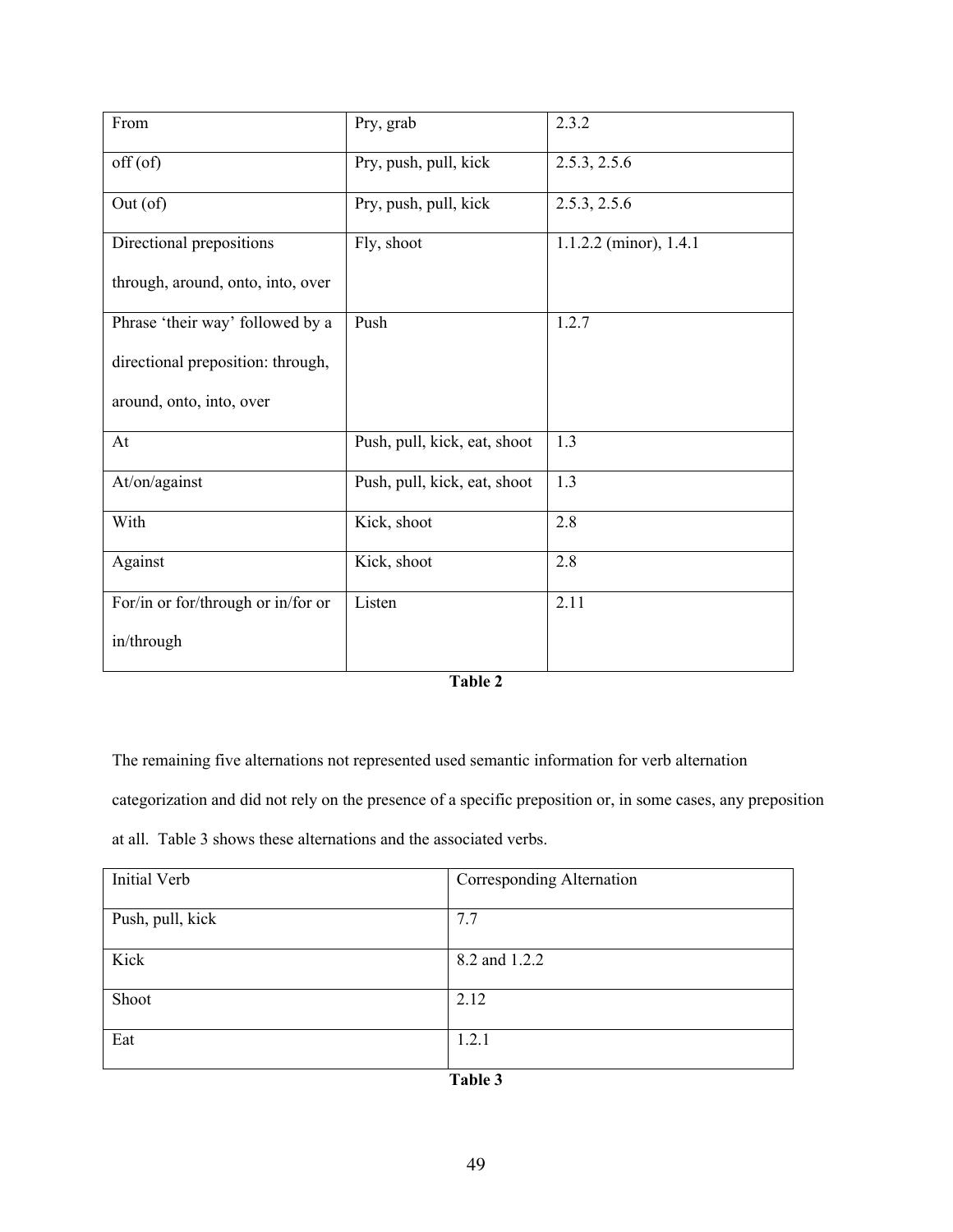| From | Pry, grab | 2.3.2 |
|---|---|---|
| off (of) | Pry, push, pull, kick | 2.5.3, 2.5.6 |
| Out (of) | Pry, push, pull, kick | 2.5.3, 2.5.6 |
| Directional prepositions through, around, onto, into, over | Fly, shoot | 1.1.2.2 (minor), 1.4.1 |
| Phrase 'their way' followed by a directional preposition: through, around, onto, into, over | Push | 1.2.7 |
| At | Push, pull, kick, eat, shoot | 1.3 |
| At/on/against | Push, pull, kick, eat, shoot | 1.3 |
| With | Kick, shoot | 2.8 |
| Against | Kick, shoot | 2.8 |
| For/in or for/through or in/for or in/through | Listen | 2.11 |

**Table 2**

The remaining five alternations not represented used semantic information for verb alternation categorization and did not rely on the presence of a specific preposition or, in some cases, any preposition at all. Table 3 shows these alternations and the associated verbs.

| Initial Verb | Corresponding Alternation |
|---|---|
| Push, pull, kick | 7.7 |
| Kick | 8.2 and 1.2.2 |
| Shoot | 2.12 |
| Eat | 1.2.1 |

**Table 3**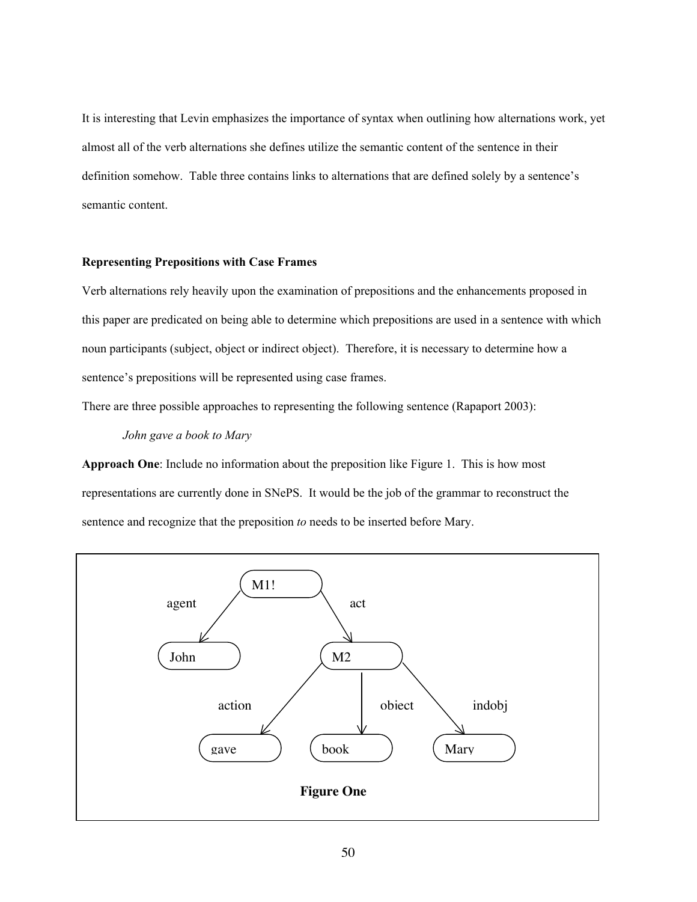It is interesting that Levin emphasizes the importance of syntax when outlining how alternations work, yet almost all of the verb alternations she defines utilize the semantic content of the sentence in their definition somehow. Table three contains links to alternations that are defined solely by a sentence's semantic content.

**Representing Prepositions with Case Frames**

Verb alternations rely heavily upon the examination of prepositions and the enhancements proposed in this paper are predicated on being able to determine which prepositions are used in a sentence with which noun participants (subject, object or indirect object). Therefore, it is necessary to determine how a sentence's prepositions will be represented using case frames.

There are three possible approaches to representing the following sentence (Rapaport 2003):

*John gave a book to Mary*

**Approach One**: Include no information about the preposition like Figure 1. This is how most representations are currently done in SNePS. It would be the job of the grammar to reconstruct the sentence and recognize that the preposition *to* needs to be inserted before Mary.

M1! —agent→ John; M1! —act→ M2; M2 —action→ gave; M2 —object→ book; M2 —indobj→ Mary

**Figure One**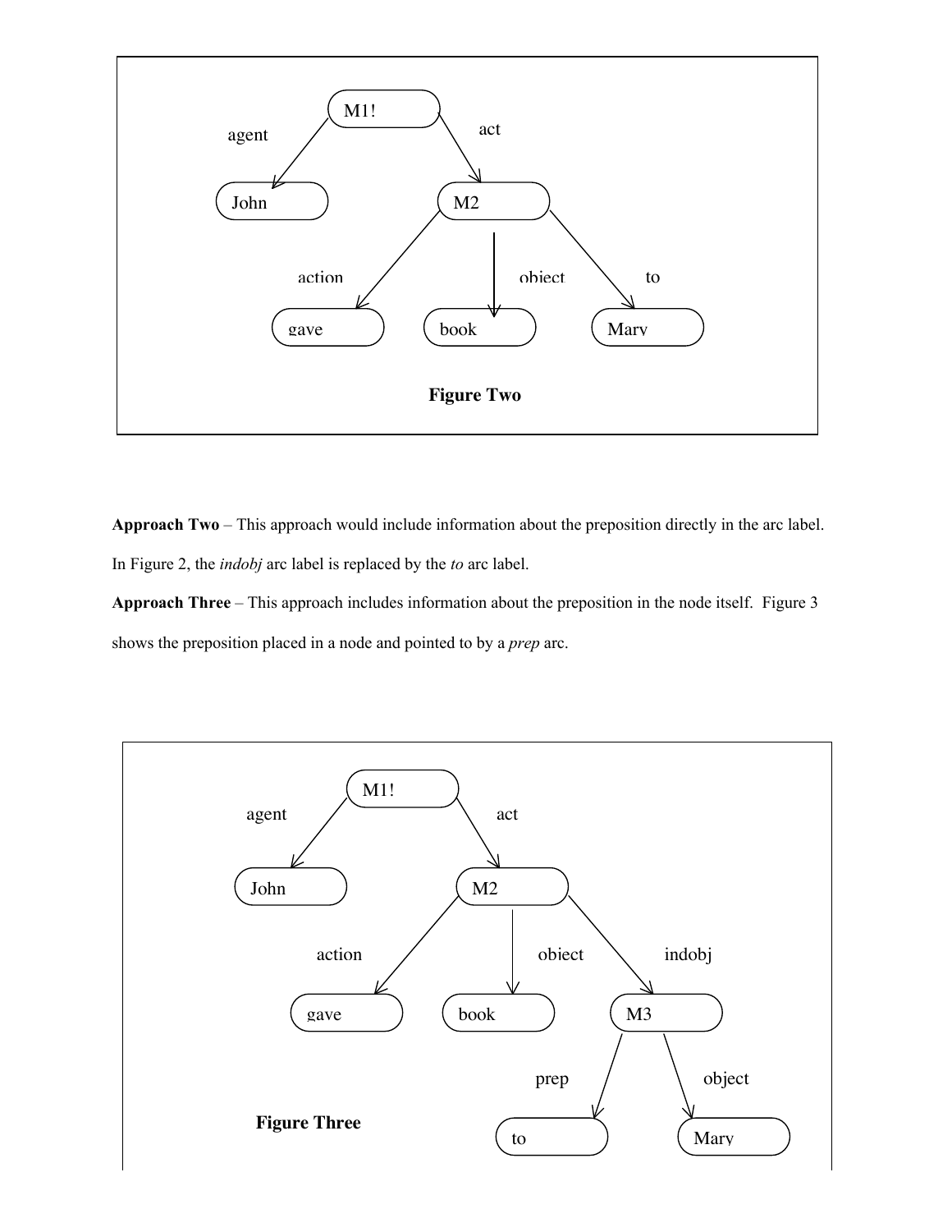**Figure Two**

**Approach Two** – This approach would include information about the preposition directly in the arc label. In Figure 2, the *indobj* arc label is replaced by the *to* arc label.

**Approach Three** – This approach includes information about the preposition in the node itself. Figure 3 shows the preposition placed in a node and pointed to by a *prep* arc.

**Figure Three**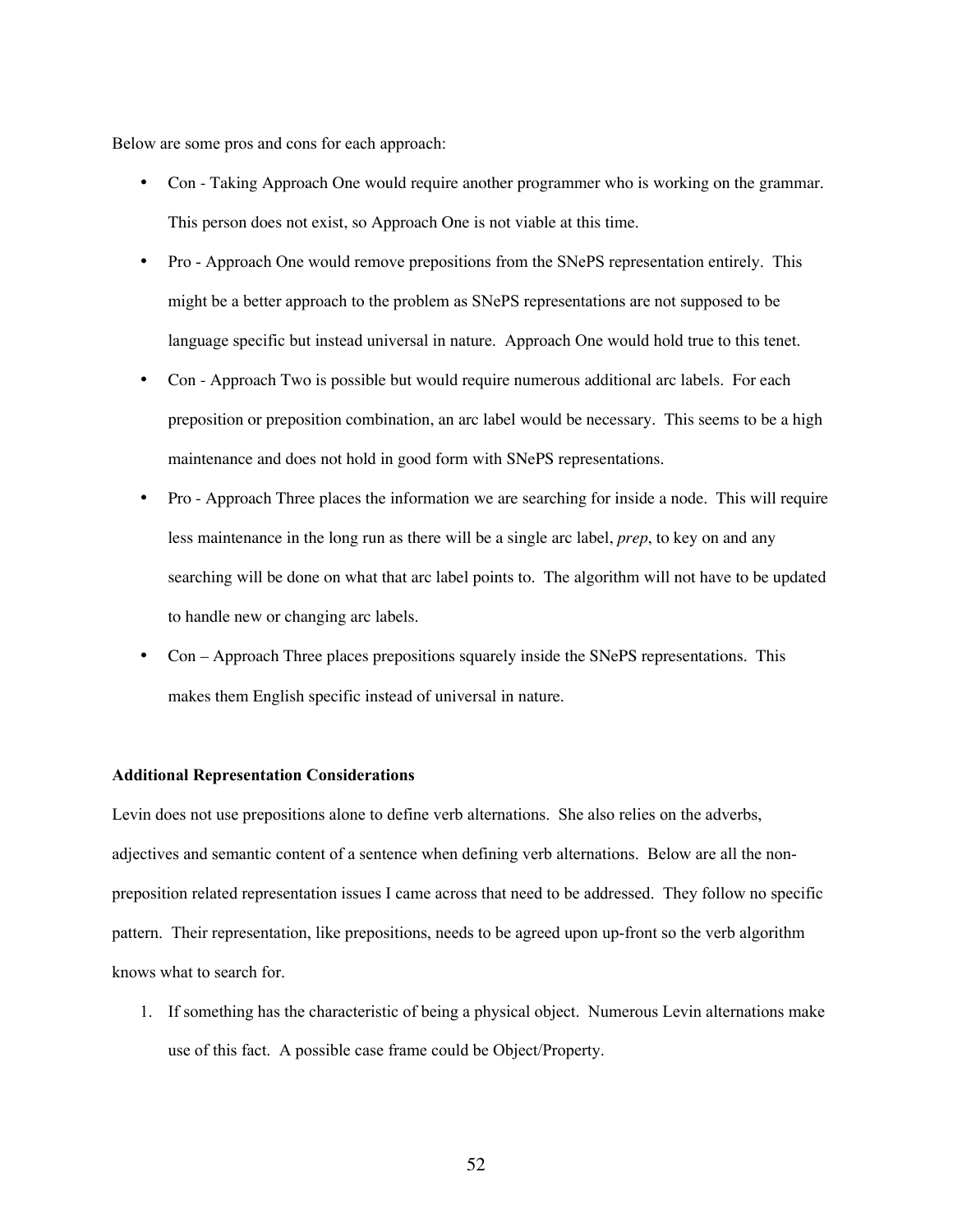Below are some pros and cons for each approach:

- Con - Taking Approach One would require another programmer who is working on the grammar. This person does not exist, so Approach One is not viable at this time.
- Pro - Approach One would remove prepositions from the SNePS representation entirely. This might be a better approach to the problem as SNePS representations are not supposed to be language specific but instead universal in nature. Approach One would hold true to this tenet.
- Con - Approach Two is possible but would require numerous additional arc labels. For each preposition or preposition combination, an arc label would be necessary. This seems to be a high maintenance and does not hold in good form with SNePS representations.
- Pro - Approach Three places the information we are searching for inside a node. This will require less maintenance in the long run as there will be a single arc label, *prep*, to key on and any searching will be done on what that arc label points to. The algorithm will not have to be updated to handle new or changing arc labels.
- Con – Approach Three places prepositions squarely inside the SNePS representations. This makes them English specific instead of universal in nature.

**Additional Representation Considerations**

Levin does not use prepositions alone to define verb alternations. She also relies on the adverbs, adjectives and semantic content of a sentence when defining verb alternations. Below are all the non-preposition related representation issues I came across that need to be addressed. They follow no specific pattern. Their representation, like prepositions, needs to be agreed upon up-front so the verb algorithm knows what to search for.

1. If something has the characteristic of being a physical object. Numerous Levin alternations make use of this fact. A possible case frame could be Object/Property.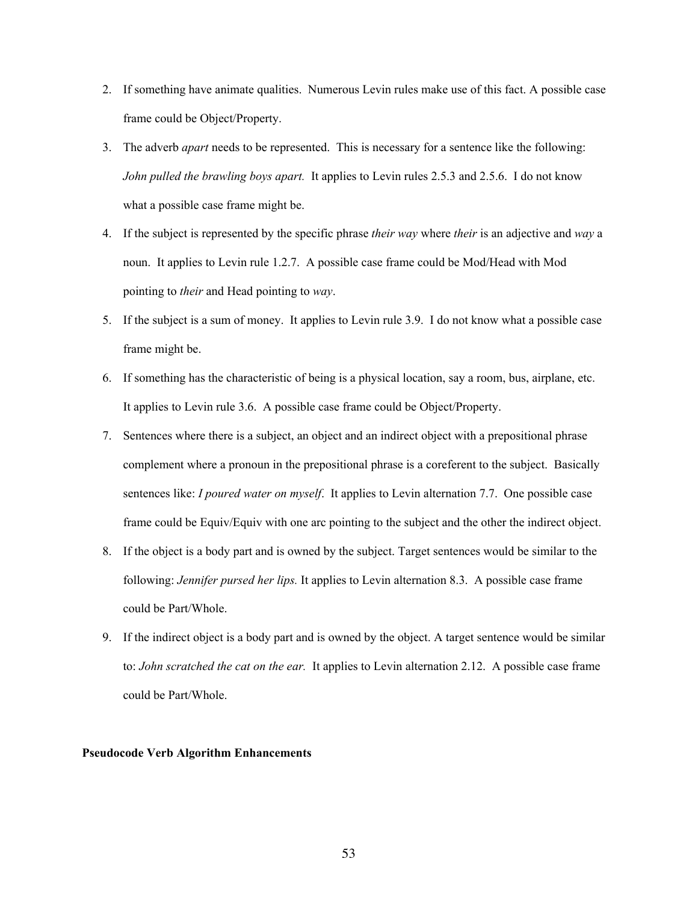2. If something have animate qualities. Numerous Levin rules make use of this fact. A possible case frame could be Object/Property.
3. The adverb *apart* needs to be represented. This is necessary for a sentence like the following: *John pulled the brawling boys apart.* It applies to Levin rules 2.5.3 and 2.5.6. I do not know what a possible case frame might be.
4. If the subject is represented by the specific phrase *their way* where *their* is an adjective and *way* a noun. It applies to Levin rule 1.2.7. A possible case frame could be Mod/Head with Mod pointing to *their* and Head pointing to *way*.
5. If the subject is a sum of money. It applies to Levin rule 3.9. I do not know what a possible case frame might be.
6. If something has the characteristic of being is a physical location, say a room, bus, airplane, etc. It applies to Levin rule 3.6. A possible case frame could be Object/Property.
7. Sentences where there is a subject, an object and an indirect object with a prepositional phrase complement where a pronoun in the prepositional phrase is a coreferent to the subject. Basically sentences like: *I poured water on myself*. It applies to Levin alternation 7.7. One possible case frame could be Equiv/Equiv with one arc pointing to the subject and the other the indirect object.
8. If the object is a body part and is owned by the subject. Target sentences would be similar to the following: *Jennifer pursed her lips.* It applies to Levin alternation 8.3. A possible case frame could be Part/Whole.
9. If the indirect object is a body part and is owned by the object. A target sentence would be similar to: *John scratched the cat on the ear.* It applies to Levin alternation 2.12. A possible case frame could be Part/Whole.

**Pseudocode Verb Algorithm Enhancements**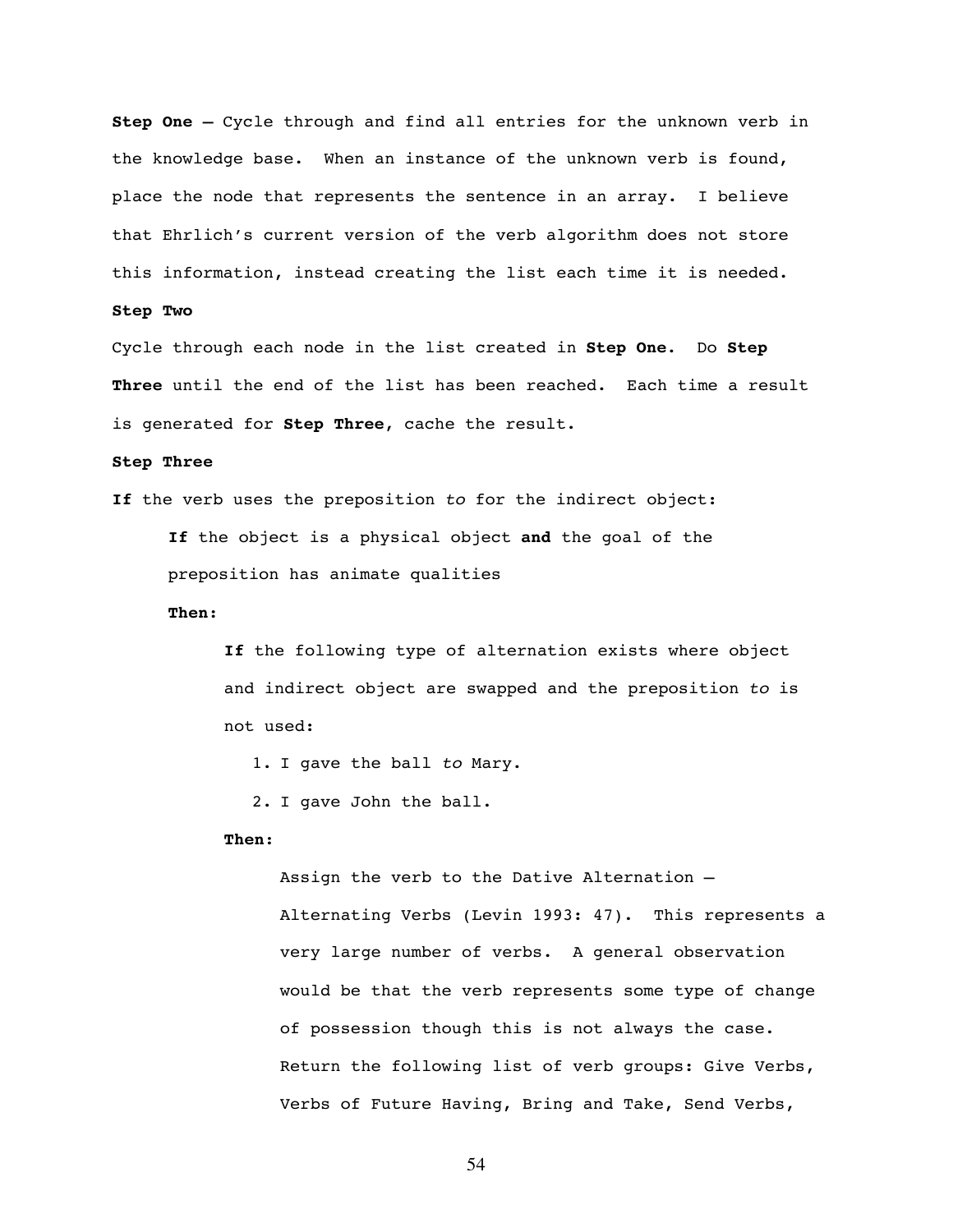**Step One** – Cycle through and find all entries for the unknown verb in the knowledge base. When an instance of the unknown verb is found, place the node that represents the sentence in an array. I believe that Ehrlich's current version of the verb algorithm does not store this information, instead creating the list each time it is needed.

**Step Two**

Cycle through each node in the list created in **Step One**. Do **Step Three** until the end of the list has been reached. Each time a result is generated for **Step Three**, cache the result.

**Step Three**

**If** the verb uses the preposition *to* for the indirect object:

> **If** the object is a physical object **and** the goal of the preposition has animate qualities
>
> **Then:**
>
> > **If** the following type of alternation exists where object and indirect object are swapped and the preposition *to* is not used:
> >
> > 1. I gave the ball *to* Mary.
> > 2. I gave John the ball.
> >
> > **Then:**
> >
> > > Assign the verb to the Dative Alternation – Alternating Verbs (Levin 1993: 47). This represents a very large number of verbs. A general observation would be that the verb represents some type of change of possession though this is not always the case. Return the following list of verb groups: Give Verbs, Verbs of Future Having, Bring and Take, Send Verbs,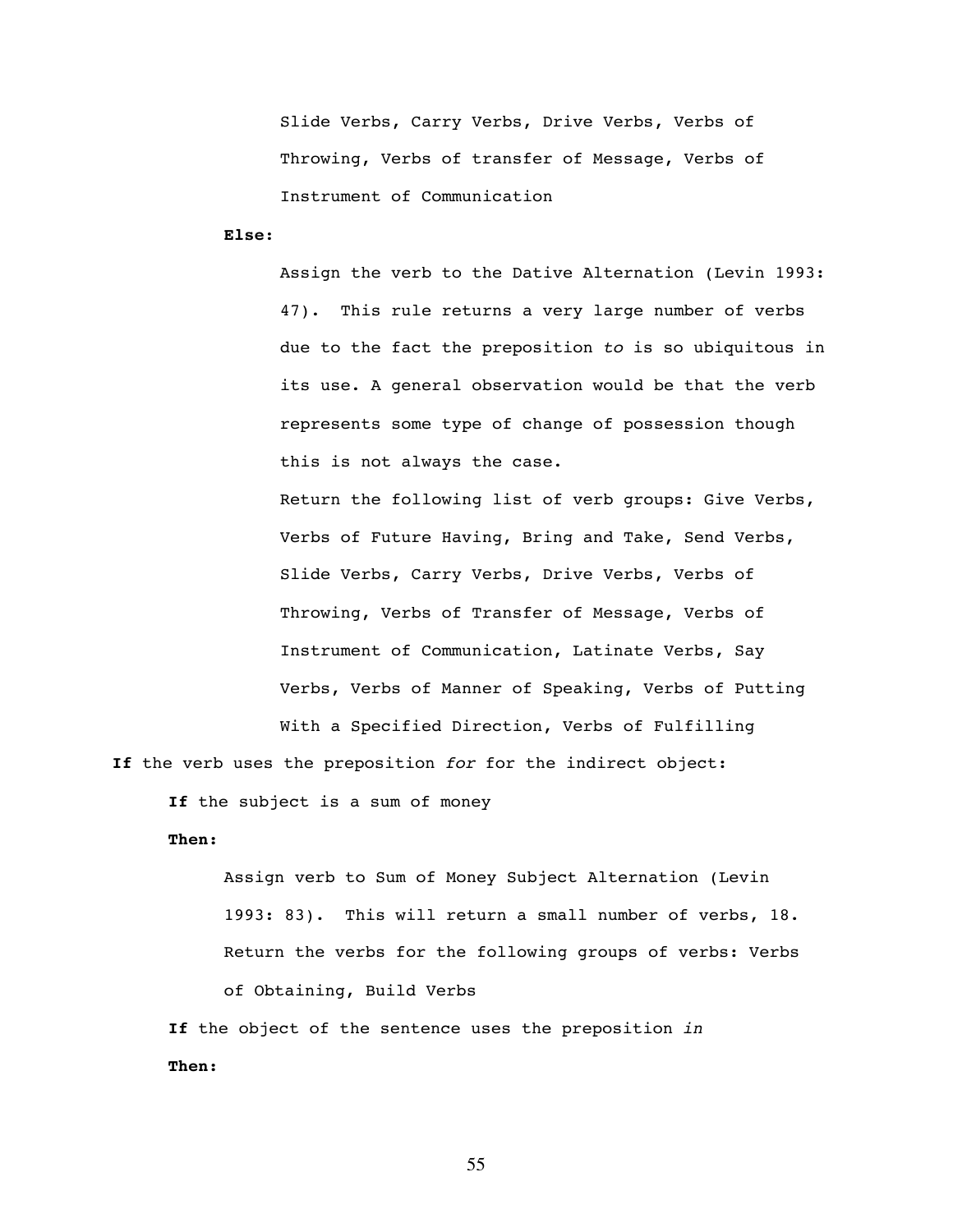Slide Verbs, Carry Verbs, Drive Verbs, Verbs of Throwing, Verbs of transfer of Message, Verbs of Instrument of Communication

**Else:**

Assign the verb to the Dative Alternation (Levin 1993: 47). This rule returns a very large number of verbs due to the fact the preposition *to* is so ubiquitous in its use. A general observation would be that the verb represents some type of change of possession though this is not always the case.

Return the following list of verb groups: Give Verbs, Verbs of Future Having, Bring and Take, Send Verbs, Slide Verbs, Carry Verbs, Drive Verbs, Verbs of Throwing, Verbs of Transfer of Message, Verbs of Instrument of Communication, Latinate Verbs, Say Verbs, Verbs of Manner of Speaking, Verbs of Putting With a Specified Direction, Verbs of Fulfilling

**If** the verb uses the preposition *for* for the indirect object:

**If** the subject is a sum of money

**Then:**

Assign verb to Sum of Money Subject Alternation (Levin 1993: 83). This will return a small number of verbs, 18. Return the verbs for the following groups of verbs: Verbs of Obtaining, Build Verbs

**If** the object of the sentence uses the preposition *in*

**Then:**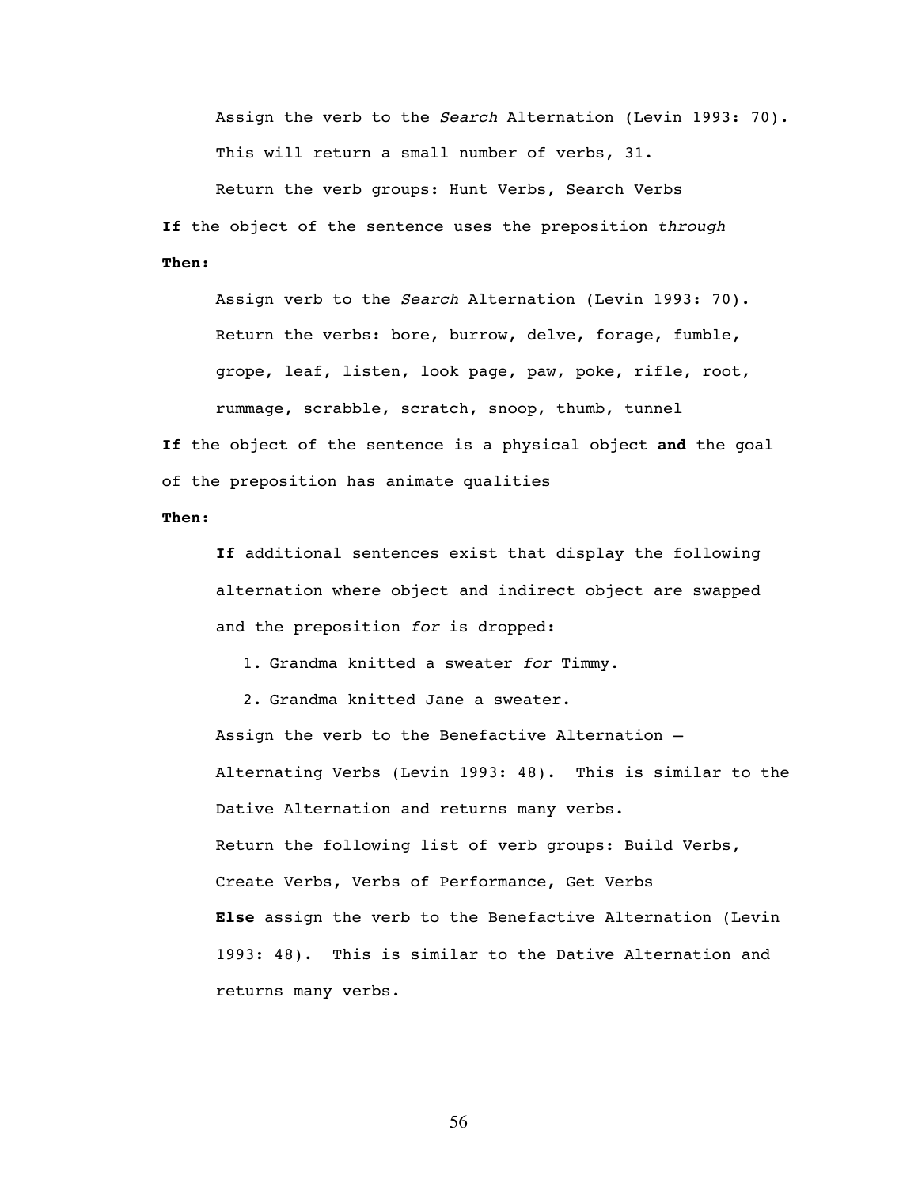Assign the verb to the *Search* Alternation (Levin 1993: 70).

This will return a small number of verbs, 31.

Return the verb groups: Hunt Verbs, Search Verbs

**If** the object of the sentence uses the preposition *through*

**Then:**

Assign verb to the *Search* Alternation (Levin 1993: 70).

Return the verbs: bore, burrow, delve, forage, fumble, grope, leaf, listen, look page, paw, poke, rifle, root, rummage, scrabble, scratch, snoop, thumb, tunnel

**If** the object of the sentence is a physical object **and** the goal of the preposition has animate qualities

**Then:**

**If** additional sentences exist that display the following alternation where object and indirect object are swapped and the preposition *for* is dropped:

1. Grandma knitted a sweater *for* Timmy.
2. Grandma knitted Jane a sweater.

Assign the verb to the Benefactive Alternation – Alternating Verbs (Levin 1993: 48). This is similar to the Dative Alternation and returns many verbs.

Return the following list of verb groups: Build Verbs, Create Verbs, Verbs of Performance, Get Verbs

**Else** assign the verb to the Benefactive Alternation (Levin 1993: 48). This is similar to the Dative Alternation and returns many verbs.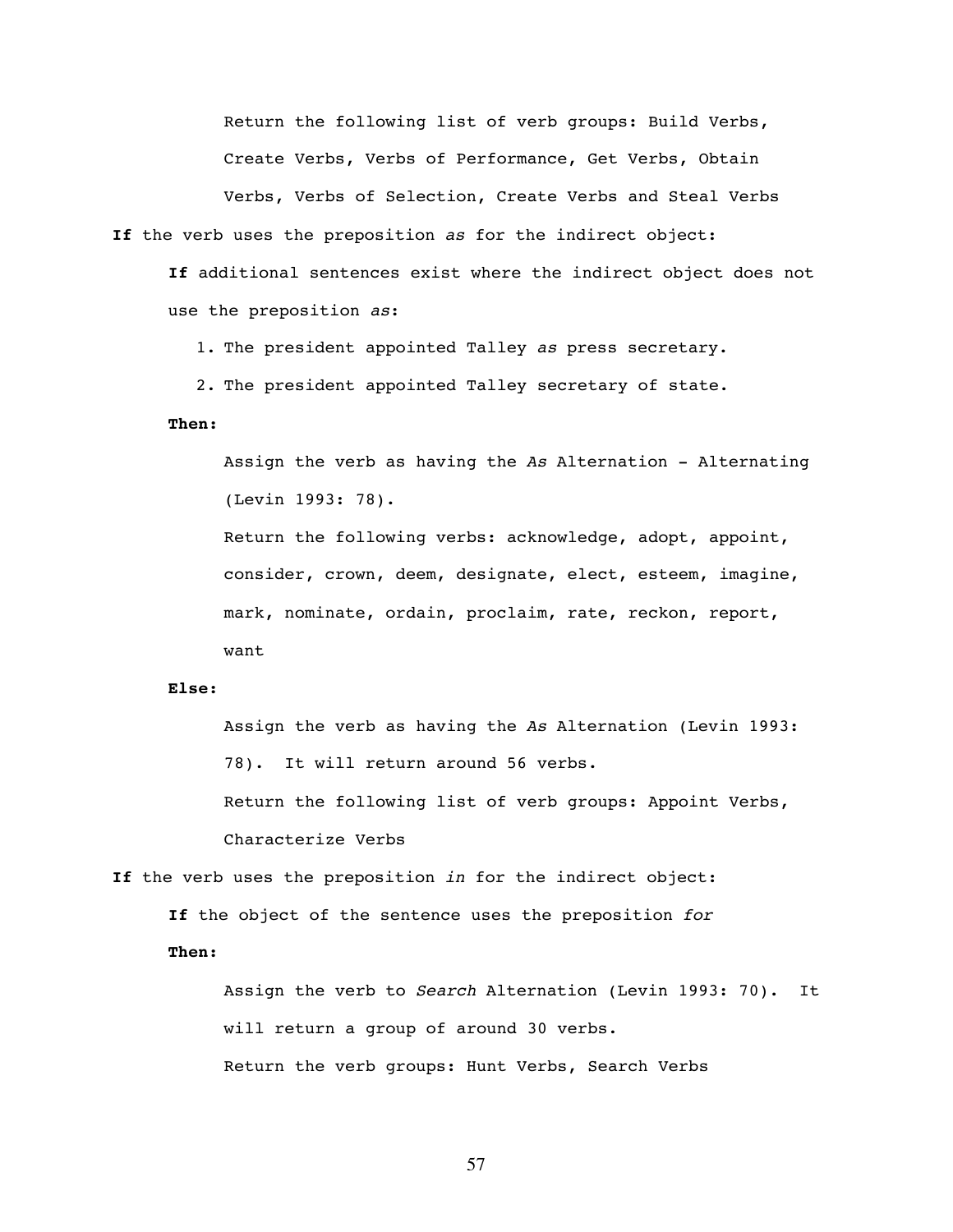Return the following list of verb groups: Build Verbs, Create Verbs, Verbs of Performance, Get Verbs, Obtain Verbs, Verbs of Selection, Create Verbs and Steal Verbs

**If** the verb uses the preposition *as* for the indirect object:

**If** additional sentences exist where the indirect object does not use the preposition *as*:

1. The president appointed Talley *as* press secretary.
2. The president appointed Talley secretary of state.

**Then:**

Assign the verb as having the *As* Alternation - Alternating (Levin 1993: 78).

Return the following verbs: acknowledge, adopt, appoint, consider, crown, deem, designate, elect, esteem, imagine, mark, nominate, ordain, proclaim, rate, reckon, report, want

**Else:**

Assign the verb as having the *As* Alternation (Levin 1993: 78). It will return around 56 verbs.

Return the following list of verb groups: Appoint Verbs, Characterize Verbs

**If** the verb uses the preposition *in* for the indirect object:

**If** the object of the sentence uses the preposition *for*

**Then:**

Assign the verb to *Search* Alternation (Levin 1993: 70). It will return a group of around 30 verbs.

Return the verb groups: Hunt Verbs, Search Verbs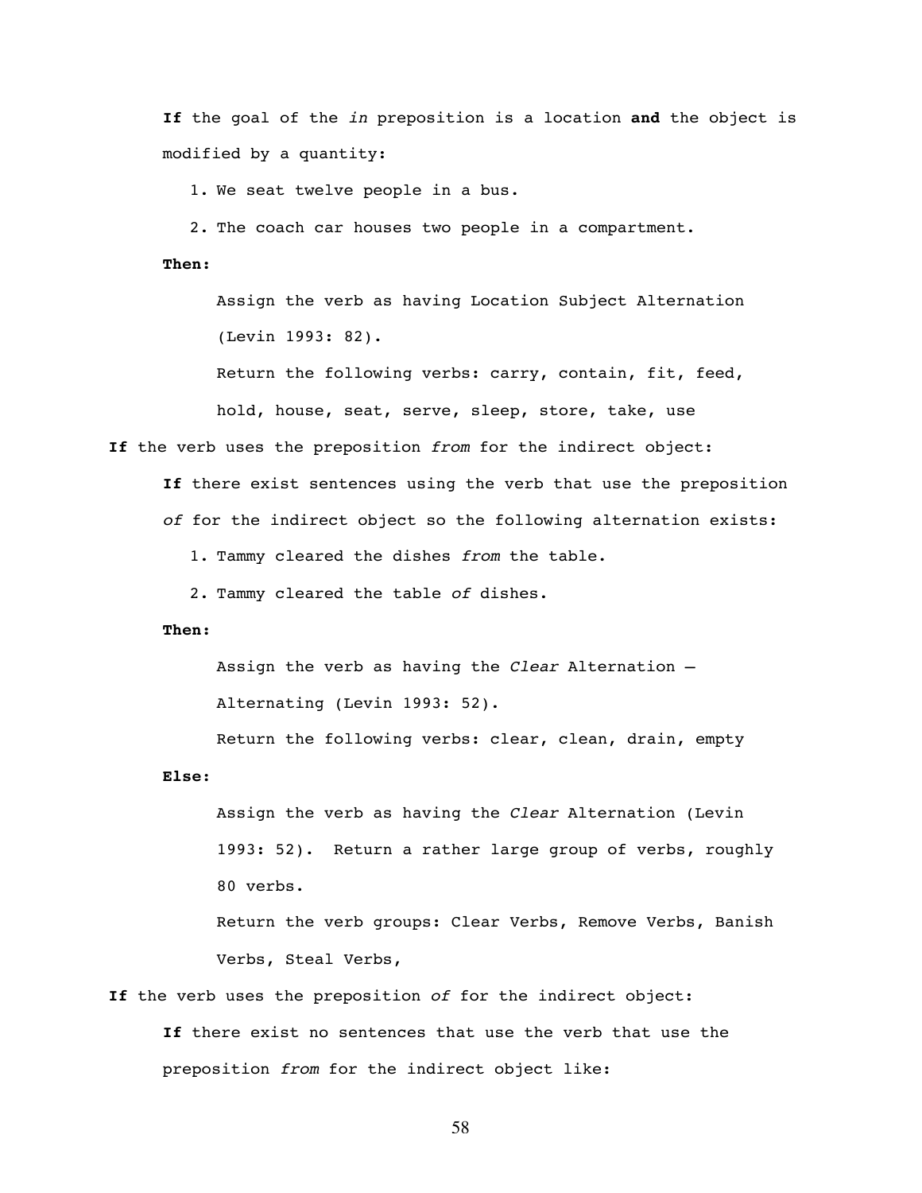**If** the goal of the *in* preposition is a location **and** the object is modified by a quantity:

1. We seat twelve people in a bus.
2. The coach car houses two people in a compartment.

**Then:**

Assign the verb as having Location Subject Alternation (Levin 1993: 82).

Return the following verbs: carry, contain, fit, feed, hold, house, seat, serve, sleep, store, take, use

**If** the verb uses the preposition *from* for the indirect object:

**If** there exist sentences using the verb that use the preposition *of* for the indirect object so the following alternation exists:

1. Tammy cleared the dishes *from* the table.
2. Tammy cleared the table *of* dishes.

**Then:**

Assign the verb as having the *Clear* Alternation – Alternating (Levin 1993: 52).

Return the following verbs: clear, clean, drain, empty

**Else:**

Assign the verb as having the *Clear* Alternation (Levin 1993: 52). Return a rather large group of verbs, roughly 80 verbs.

Return the verb groups: Clear Verbs, Remove Verbs, Banish Verbs, Steal Verbs,

**If** the verb uses the preposition *of* for the indirect object:

**If** there exist no sentences that use the verb that use the preposition *from* for the indirect object like: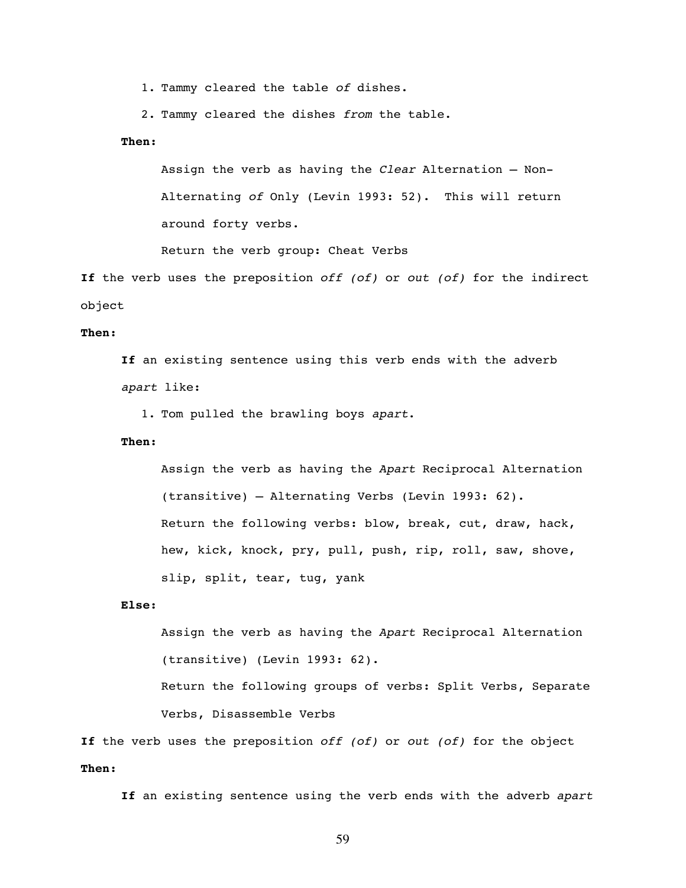1. Tammy cleared the table *of* dishes.
2. Tammy cleared the dishes *from* the table.

**Then:**

Assign the verb as having the *Clear* Alternation – Non-Alternating *of* Only (Levin 1993: 52). This will return around forty verbs.

Return the verb group: Cheat Verbs

**If** the verb uses the preposition *off (of)* or *out (of)* for the indirect object

**Then:**

**If** an existing sentence using this verb ends with the adverb *apart* like:

1. Tom pulled the brawling boys *apart*.

**Then:**

Assign the verb as having the *Apart* Reciprocal Alternation (transitive) – Alternating Verbs (Levin 1993: 62).

Return the following verbs: blow, break, cut, draw, hack, hew, kick, knock, pry, pull, push, rip, roll, saw, shove, slip, split, tear, tug, yank

**Else:**

Assign the verb as having the *Apart* Reciprocal Alternation (transitive) (Levin 1993: 62).

Return the following groups of verbs: Split Verbs, Separate Verbs, Disassemble Verbs

**If** the verb uses the preposition *off (of)* or *out (of)* for the object

**Then:**

**If** an existing sentence using the verb ends with the adverb *apart*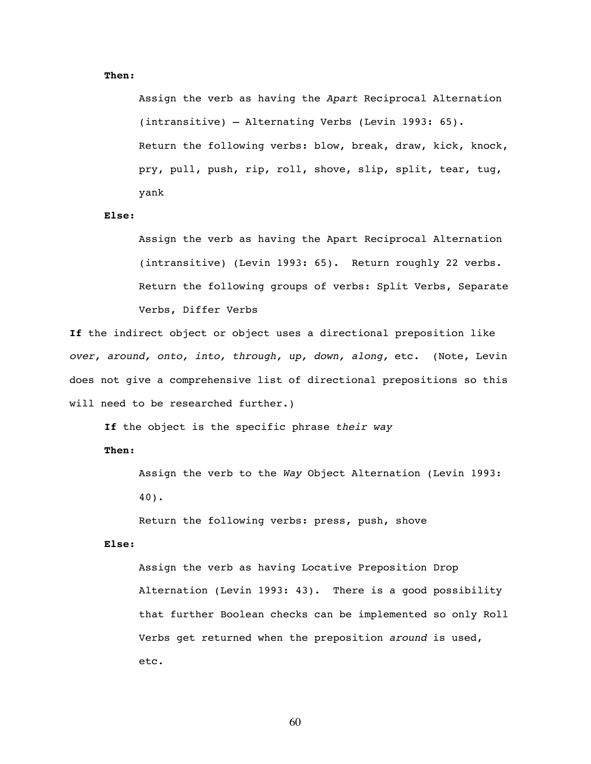**Then:**

Assign the verb as having the *Apart* Reciprocal Alternation (intransitive) – Alternating Verbs (Levin 1993: 65). Return the following verbs: blow, break, draw, kick, knock, pry, pull, push, rip, roll, shove, slip, split, tear, tug, yank

**Else:**

Assign the verb as having the Apart Reciprocal Alternation (intransitive) (Levin 1993: 65). Return roughly 22 verbs. Return the following groups of verbs: Split Verbs, Separate Verbs, Differ Verbs

**If** the indirect object or object uses a directional preposition like *over, around, onto, into, through, up, down, along,* etc. (Note, Levin does not give a comprehensive list of directional prepositions so this will need to be researched further.)

**If** the object is the specific phrase *their way*

**Then:**

Assign the verb to the *Way* Object Alternation (Levin 1993: 40).

Return the following verbs: press, push, shove

**Else:**

Assign the verb as having Locative Preposition Drop Alternation (Levin 1993: 43). There is a good possibility that further Boolean checks can be implemented so only Roll Verbs get returned when the preposition *around* is used, etc.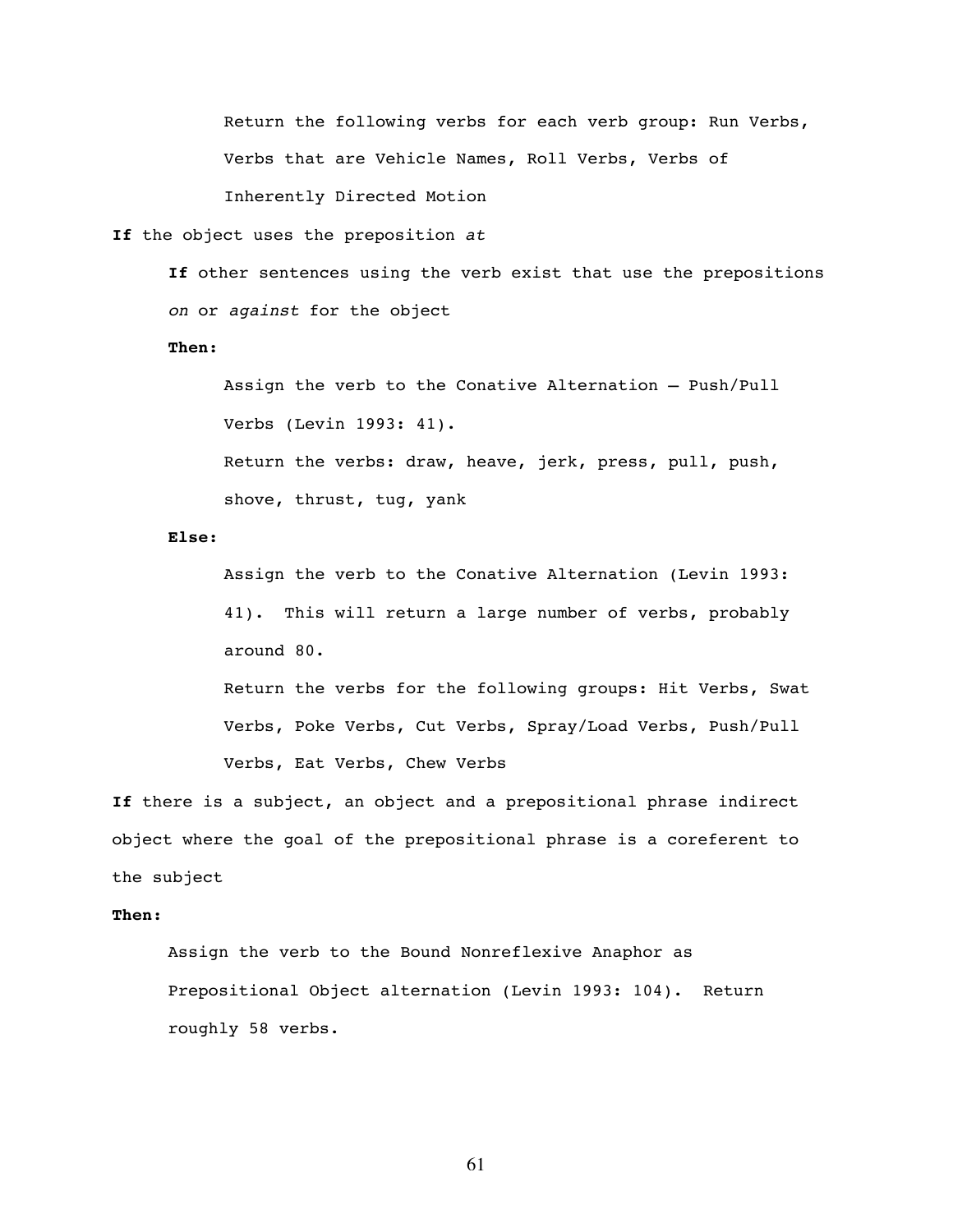Return the following verbs for each verb group: Run Verbs, Verbs that are Vehicle Names, Roll Verbs, Verbs of Inherently Directed Motion

**If** the object uses the preposition *at*

**If** other sentences using the verb exist that use the prepositions *on* or *against* for the object

**Then:**

Assign the verb to the Conative Alternation – Push/Pull Verbs (Levin 1993: 41).

Return the verbs: draw, heave, jerk, press, pull, push, shove, thrust, tug, yank

**Else:**

Assign the verb to the Conative Alternation (Levin 1993: 41). This will return a large number of verbs, probably around 80.

Return the verbs for the following groups: Hit Verbs, Swat Verbs, Poke Verbs, Cut Verbs, Spray/Load Verbs, Push/Pull Verbs, Eat Verbs, Chew Verbs

**If** there is a subject, an object and a prepositional phrase indirect object where the goal of the prepositional phrase is a coreferent to the subject

**Then:**

Assign the verb to the Bound Nonreflexive Anaphor as Prepositional Object alternation (Levin 1993: 104). Return roughly 58 verbs.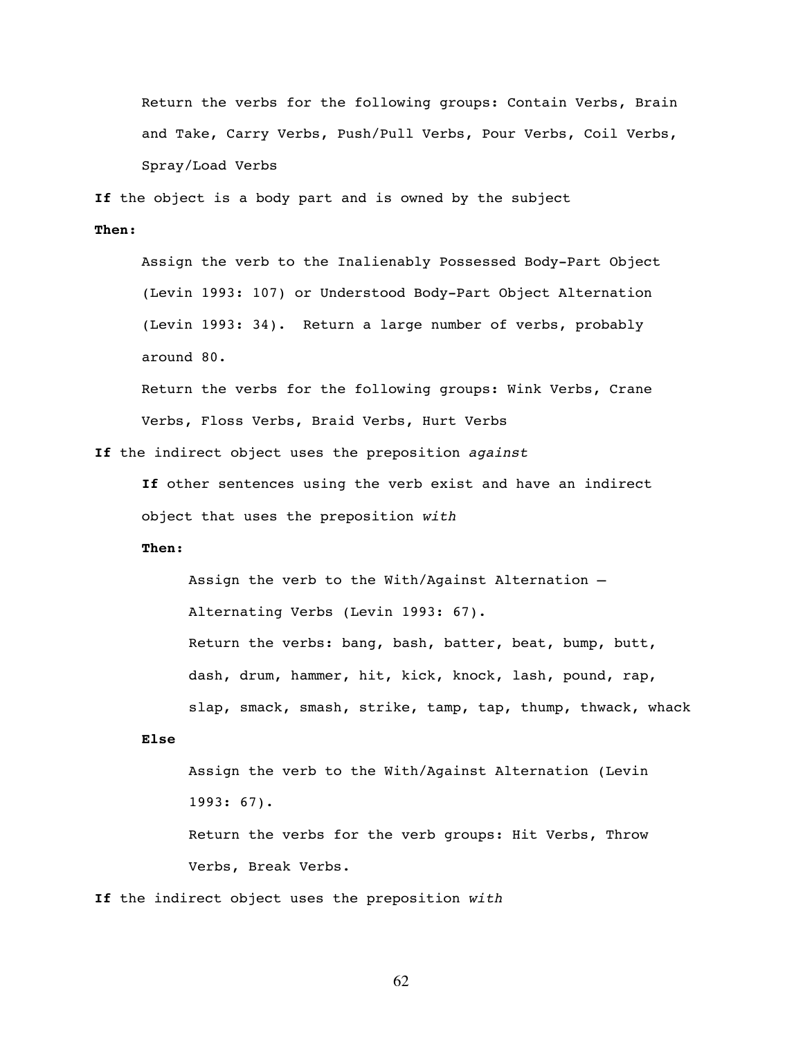Return the verbs for the following groups: Contain Verbs, Brain and Take, Carry Verbs, Push/Pull Verbs, Pour Verbs, Coil Verbs, Spray/Load Verbs

**If** the object is a body part and is owned by the subject

**Then:**

Assign the verb to the Inalienably Possessed Body-Part Object (Levin 1993: 107) or Understood Body-Part Object Alternation (Levin 1993: 34). Return a large number of verbs, probably around 80.

Return the verbs for the following groups: Wink Verbs, Crane Verbs, Floss Verbs, Braid Verbs, Hurt Verbs

**If** the indirect object uses the preposition *against*

**If** other sentences using the verb exist and have an indirect object that uses the preposition *with*

**Then:**

Assign the verb to the With/Against Alternation – Alternating Verbs (Levin 1993: 67).

Return the verbs: bang, bash, batter, beat, bump, butt, dash, drum, hammer, hit, kick, knock, lash, pound, rap, slap, smack, smash, strike, tamp, tap, thump, thwack, whack

**Else**

Assign the verb to the With/Against Alternation (Levin 1993: 67).

Return the verbs for the verb groups: Hit Verbs, Throw Verbs, Break Verbs.

**If** the indirect object uses the preposition *with*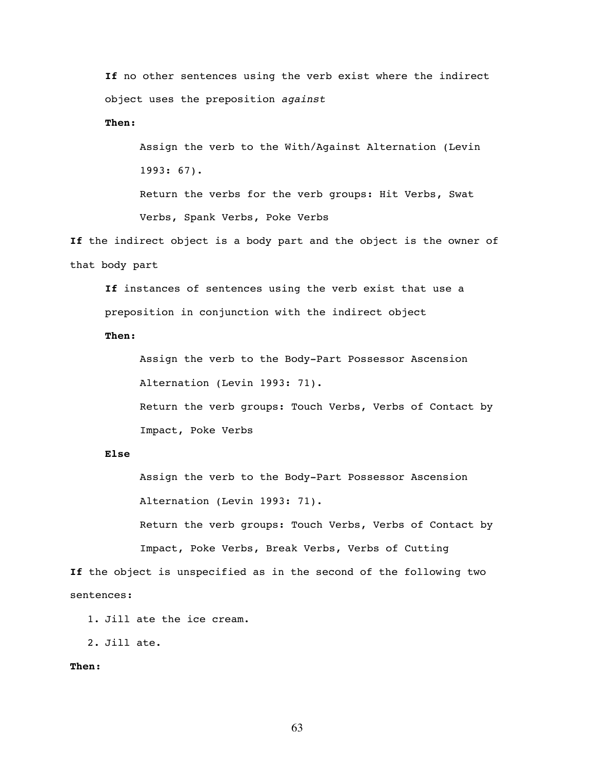**If** no other sentences using the verb exist where the indirect object uses the preposition *against*

**Then:**

Assign the verb to the With/Against Alternation (Levin 1993: 67).

Return the verbs for the verb groups: Hit Verbs, Swat Verbs, Spank Verbs, Poke Verbs

**If** the indirect object is a body part and the object is the owner of that body part

**If** instances of sentences using the verb exist that use a preposition in conjunction with the indirect object

**Then:**

Assign the verb to the Body-Part Possessor Ascension Alternation (Levin 1993: 71).

Return the verb groups: Touch Verbs, Verbs of Contact by Impact, Poke Verbs

**Else**

Assign the verb to the Body-Part Possessor Ascension Alternation (Levin 1993: 71).

Return the verb groups: Touch Verbs, Verbs of Contact by Impact, Poke Verbs, Break Verbs, Verbs of Cutting

**If** the object is unspecified as in the second of the following two sentences:

1. Jill ate the ice cream.
2. Jill ate.

**Then:**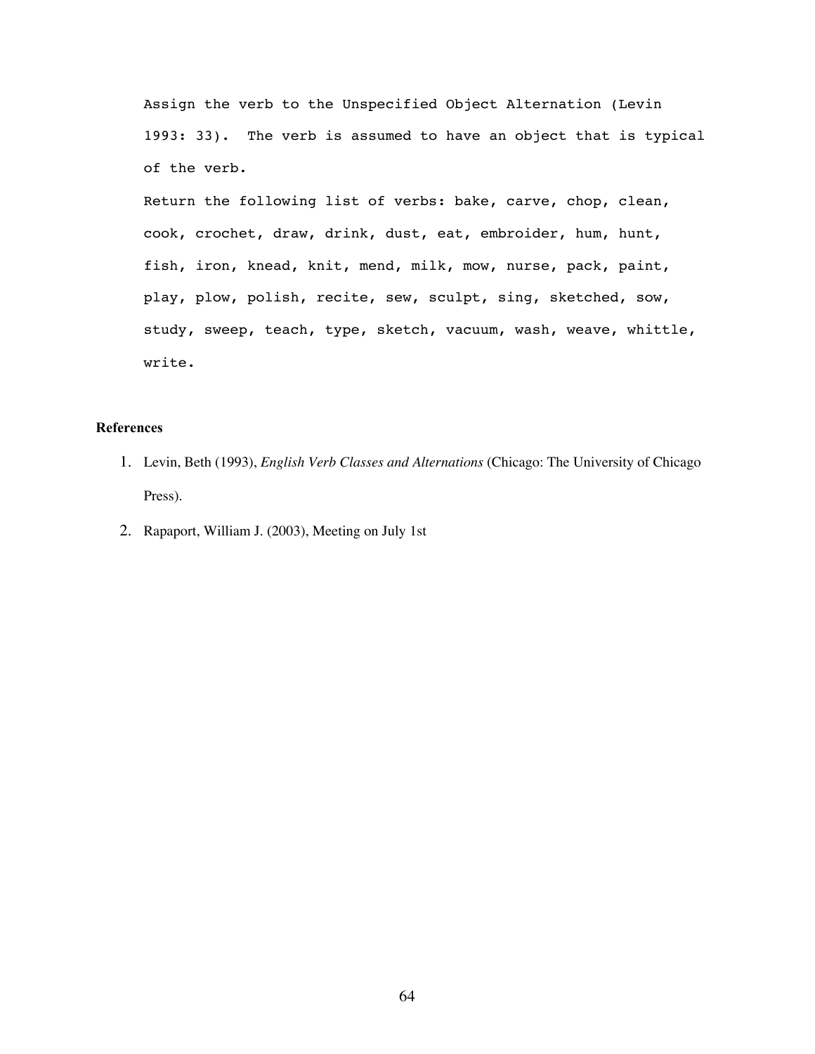Assign the verb to the Unspecified Object Alternation (Levin 1993: 33). The verb is assumed to have an object that is typical of the verb.

Return the following list of verbs: bake, carve, chop, clean, cook, crochet, draw, drink, dust, eat, embroider, hum, hunt, fish, iron, knead, knit, mend, milk, mow, nurse, pack, paint, play, plow, polish, recite, sew, sculpt, sing, sketched, sow, study, sweep, teach, type, sketch, vacuum, wash, weave, whittle, write.

**References**

1. Levin, Beth (1993), *English Verb Classes and Alternations* (Chicago: The University of Chicago Press).
2. Rapaport, William J. (2003), Meeting on July 1st